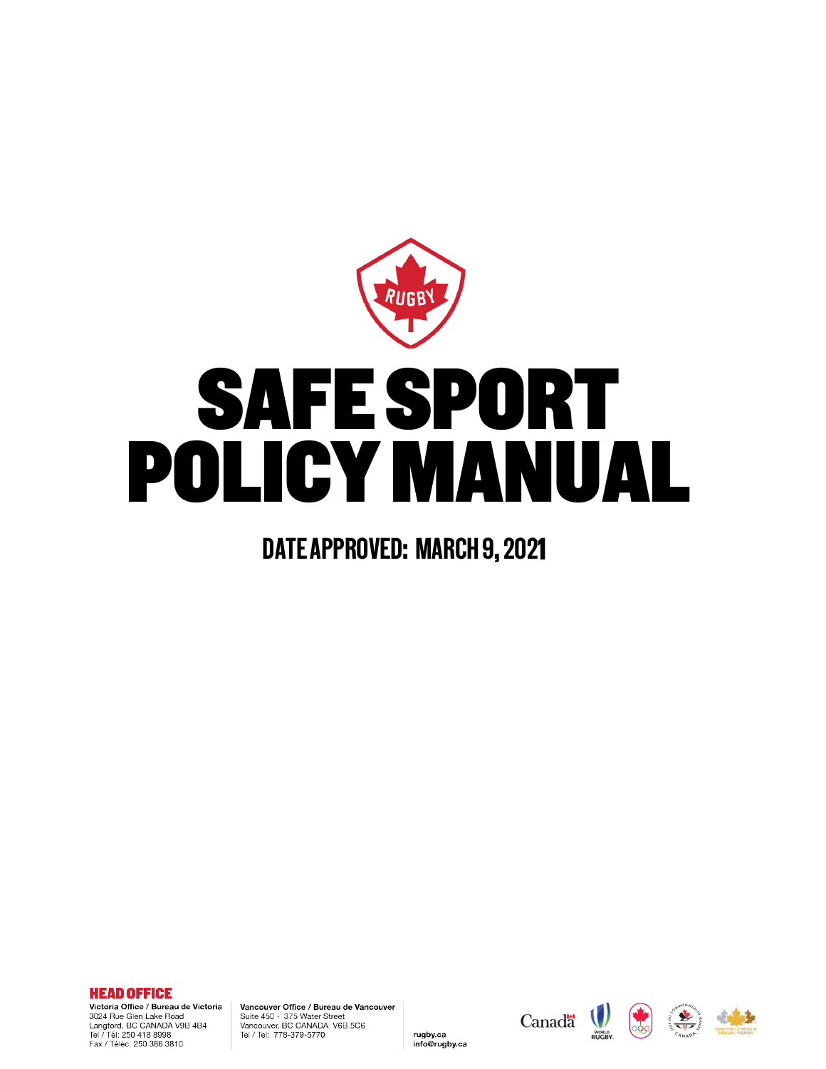# SAFE SPORT POLICY MANUAL

## DATE APPROVED: MARCH 9, 2021

**HEAD OFFICE**

**Victoria Office / Bureau de Victoria**
3024 Rue Glen Lake Road
Langford, BC CANADA V9B 4B4
Tel / Tél: 250 418 8998
Fax / Téléc: 250 386 3810

**Vancouver Office / Bureau de Vancouver**
Suite 450 - 375 Water Street
Vancouver, BC CANADA V6B 5C6
Tel / Tel: 778-379-5770

rugby.ca
info@rugby.ca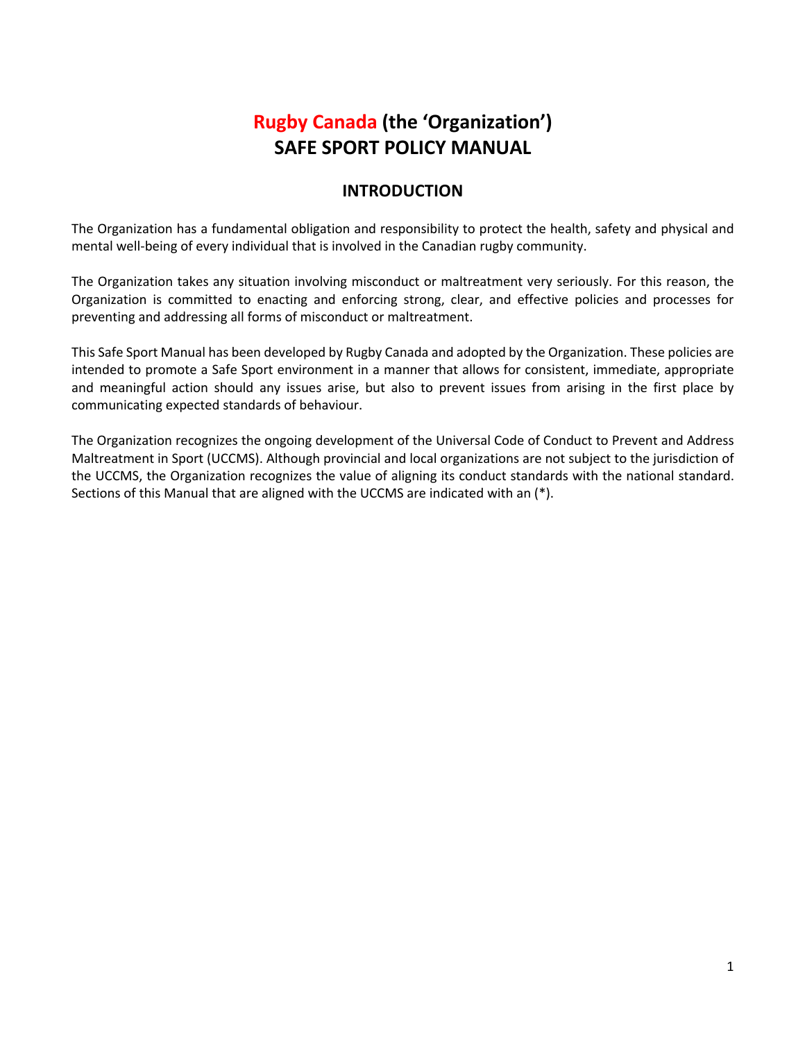# Rugby Canada (the 'Organization')
# SAFE SPORT POLICY MANUAL

## INTRODUCTION

The Organization has a fundamental obligation and responsibility to protect the health, safety and physical and mental well-being of every individual that is involved in the Canadian rugby community.

The Organization takes any situation involving misconduct or maltreatment very seriously. For this reason, the Organization is committed to enacting and enforcing strong, clear, and effective policies and processes for preventing and addressing all forms of misconduct or maltreatment.

This Safe Sport Manual has been developed by Rugby Canada and adopted by the Organization. These policies are intended to promote a Safe Sport environment in a manner that allows for consistent, immediate, appropriate and meaningful action should any issues arise, but also to prevent issues from arising in the first place by communicating expected standards of behaviour.

The Organization recognizes the ongoing development of the Universal Code of Conduct to Prevent and Address Maltreatment in Sport (UCCMS). Although provincial and local organizations are not subject to the jurisdiction of the UCCMS, the Organization recognizes the value of aligning its conduct standards with the national standard. Sections of this Manual that are aligned with the UCCMS are indicated with an (*).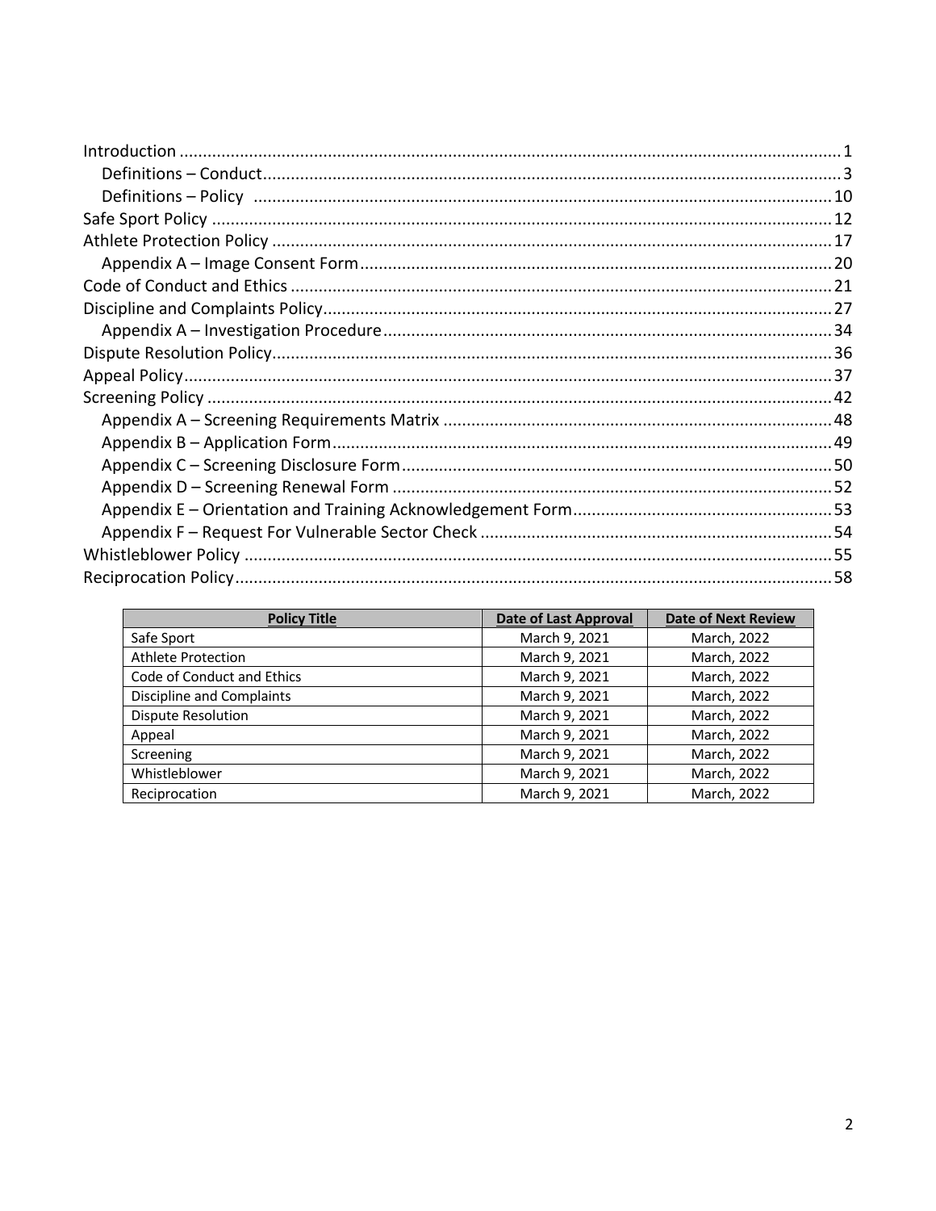Introduction ........................................................................................................ 1

  Definitions – Conduct ........................................................................................ 3

  Definitions – Policy ........................................................................................... 10

Safe Sport Policy .................................................................................................. 12

Athlete Protection Policy ...................................................................................... 17

  Appendix A – Image Consent Form ..................................................................... 20

Code of Conduct and Ethics ................................................................................. 21

Discipline and Complaints Policy .......................................................................... 27

  Appendix A – Investigation Procedure ................................................................ 34

Dispute Resolution Policy ..................................................................................... 36

Appeal Policy ........................................................................................................ 37

Screening Policy .................................................................................................... 42

  Appendix A – Screening Requirements Matrix .................................................... 48

  Appendix B – Application Form ........................................................................... 49

  Appendix C – Screening Disclosure Form ............................................................ 50

  Appendix D – Screening Renewal Form ............................................................... 52

  Appendix E – Orientation and Training Acknowledgement Form ........................ 53

  Appendix F – Request For Vulnerable Sector Check ........................................... 54

Whistleblower Policy ............................................................................................ 55

Reciprocation Policy .............................................................................................. 58

| **Policy Title** | **Date of Last Approval** | **Date of Next Review** |
|---|---|---|
| Safe Sport | March 9, 2021 | March, 2022 |
| Athlete Protection | March 9, 2021 | March, 2022 |
| Code of Conduct and Ethics | March 9, 2021 | March, 2022 |
| Discipline and Complaints | March 9, 2021 | March, 2022 |
| Dispute Resolution | March 9, 2021 | March, 2022 |
| Appeal | March 9, 2021 | March, 2022 |
| Screening | March 9, 2021 | March, 2022 |
| Whistleblower | March 9, 2021 | March, 2022 |
| Reciprocation | March 9, 2021 | March, 2022 |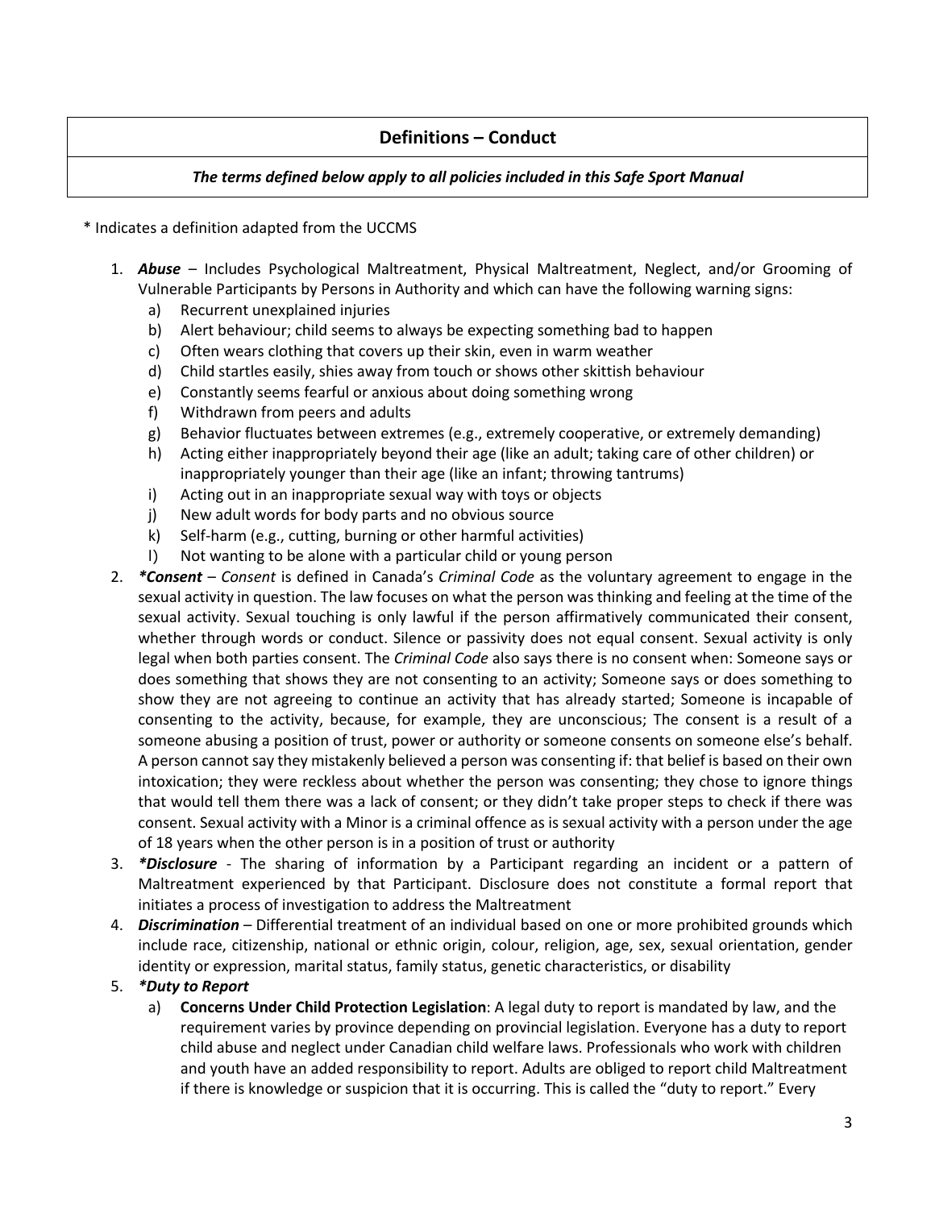## Definitions – Conduct

***The terms defined below apply to all policies included in this Safe Sport Manual***

\* Indicates a definition adapted from the UCCMS

1. ***Abuse*** – Includes Psychological Maltreatment, Physical Maltreatment, Neglect, and/or Grooming of Vulnerable Participants by Persons in Authority and which can have the following warning signs:
   a) Recurrent unexplained injuries
   b) Alert behaviour; child seems to always be expecting something bad to happen
   c) Often wears clothing that covers up their skin, even in warm weather
   d) Child startles easily, shies away from touch or shows other skittish behaviour
   e) Constantly seems fearful or anxious about doing something wrong
   f) Withdrawn from peers and adults
   g) Behavior fluctuates between extremes (e.g., extremely cooperative, or extremely demanding)
   h) Acting either inappropriately beyond their age (like an adult; taking care of other children) or inappropriately younger than their age (like an infant; throwing tantrums)
   i) Acting out in an inappropriate sexual way with toys or objects
   j) New adult words for body parts and no obvious source
   k) Self-harm (e.g., cutting, burning or other harmful activities)
   l) Not wanting to be alone with a particular child or young person
2. ***\*Consent*** – *Consent* is defined in Canada's *Criminal Code* as the voluntary agreement to engage in the sexual activity in question. The law focuses on what the person was thinking and feeling at the time of the sexual activity. Sexual touching is only lawful if the person affirmatively communicated their consent, whether through words or conduct. Silence or passivity does not equal consent. Sexual activity is only legal when both parties consent. The *Criminal Code* also says there is no consent when: Someone says or does something that shows they are not consenting to an activity; Someone says or does something to show they are not agreeing to continue an activity that has already started; Someone is incapable of consenting to the activity, because, for example, they are unconscious; The consent is a result of a someone abusing a position of trust, power or authority or someone consents on someone else's behalf. A person cannot say they mistakenly believed a person was consenting if: that belief is based on their own intoxication; they were reckless about whether the person was consenting; they chose to ignore things that would tell them there was a lack of consent; or they didn't take proper steps to check if there was consent. Sexual activity with a Minor is a criminal offence as is sexual activity with a person under the age of 18 years when the other person is in a position of trust or authority
3. ***\*Disclosure*** - The sharing of information by a Participant regarding an incident or a pattern of Maltreatment experienced by that Participant. Disclosure does not constitute a formal report that initiates a process of investigation to address the Maltreatment
4. ***Discrimination*** – Differential treatment of an individual based on one or more prohibited grounds which include race, citizenship, national or ethnic origin, colour, religion, age, sex, sexual orientation, gender identity or expression, marital status, family status, genetic characteristics, or disability
5. ***\*Duty to Report***
   a) **Concerns Under Child Protection Legislation**: A legal duty to report is mandated by law, and the requirement varies by province depending on provincial legislation. Everyone has a duty to report child abuse and neglect under Canadian child welfare laws. Professionals who work with children and youth have an added responsibility to report. Adults are obliged to report child Maltreatment if there is knowledge or suspicion that it is occurring. This is called the "duty to report." Every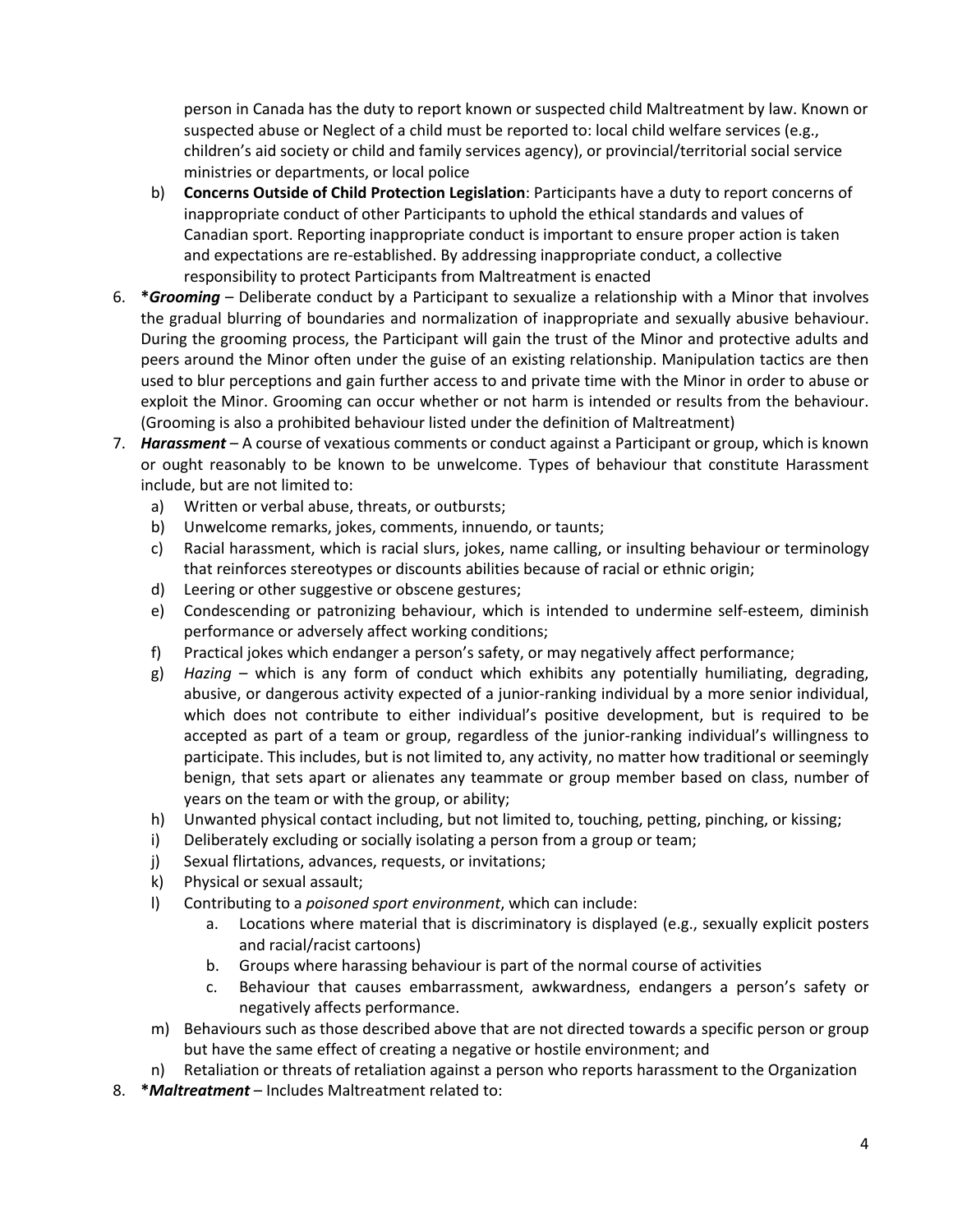person in Canada has the duty to report known or suspected child Maltreatment by law. Known or suspected abuse or Neglect of a child must be reported to: local child welfare services (e.g., children's aid society or child and family services agency), or provincial/territorial social service ministries or departments, or local police

b) **Concerns Outside of Child Protection Legislation**: Participants have a duty to report concerns of inappropriate conduct of other Participants to uphold the ethical standards and values of Canadian sport. Reporting inappropriate conduct is important to ensure proper action is taken and expectations are re-established. By addressing inappropriate conduct, a collective responsibility to protect Participants from Maltreatment is enacted

6. ***Grooming*** – Deliberate conduct by a Participant to sexualize a relationship with a Minor that involves the gradual blurring of boundaries and normalization of inappropriate and sexually abusive behaviour. During the grooming process, the Participant will gain the trust of the Minor and protective adults and peers around the Minor often under the guise of an existing relationship. Manipulation tactics are then used to blur perceptions and gain further access to and private time with the Minor in order to abuse or exploit the Minor. Grooming can occur whether or not harm is intended or results from the behaviour. (Grooming is also a prohibited behaviour listed under the definition of Maltreatment)

7. ***Harassment*** – A course of vexatious comments or conduct against a Participant or group, which is known or ought reasonably to be known to be unwelcome. Types of behaviour that constitute Harassment include, but are not limited to:
   a) Written or verbal abuse, threats, or outbursts;
   b) Unwelcome remarks, jokes, comments, innuendo, or taunts;
   c) Racial harassment, which is racial slurs, jokes, name calling, or insulting behaviour or terminology that reinforces stereotypes or discounts abilities because of racial or ethnic origin;
   d) Leering or other suggestive or obscene gestures;
   e) Condescending or patronizing behaviour, which is intended to undermine self-esteem, diminish performance or adversely affect working conditions;
   f) Practical jokes which endanger a person's safety, or may negatively affect performance;
   g) *Hazing* – which is any form of conduct which exhibits any potentially humiliating, degrading, abusive, or dangerous activity expected of a junior-ranking individual by a more senior individual, which does not contribute to either individual's positive development, but is required to be accepted as part of a team or group, regardless of the junior-ranking individual's willingness to participate. This includes, but is not limited to, any activity, no matter how traditional or seemingly benign, that sets apart or alienates any teammate or group member based on class, number of years on the team or with the group, or ability;
   h) Unwanted physical contact including, but not limited to, touching, petting, pinching, or kissing;
   i) Deliberately excluding or socially isolating a person from a group or team;
   j) Sexual flirtations, advances, requests, or invitations;
   k) Physical or sexual assault;
   l) Contributing to a *poisoned sport environment*, which can include:
      a. Locations where material that is discriminatory is displayed (e.g., sexually explicit posters and racial/racist cartoons)
      b. Groups where harassing behaviour is part of the normal course of activities
      c. Behaviour that causes embarrassment, awkwardness, endangers a person's safety or negatively affects performance.
   m) Behaviours such as those described above that are not directed towards a specific person or group but have the same effect of creating a negative or hostile environment; and
   n) Retaliation or threats of retaliation against a person who reports harassment to the Organization

8. ***Maltreatment*** – Includes Maltreatment related to: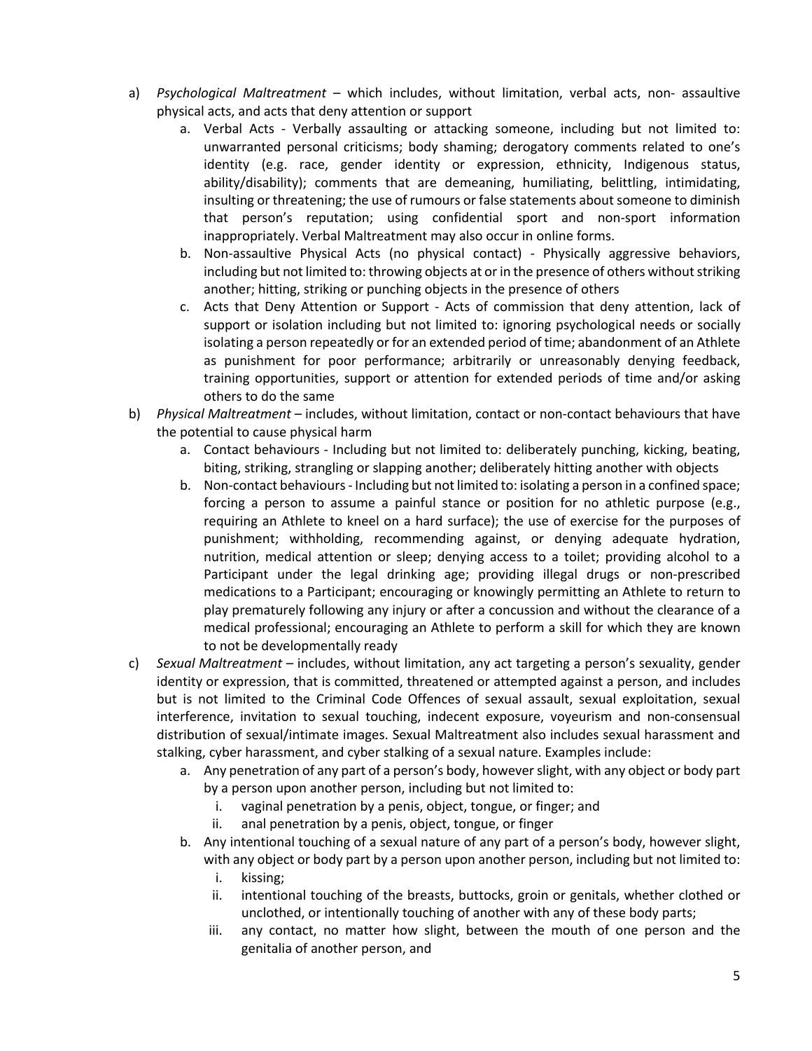a) *Psychological Maltreatment* – which includes, without limitation, verbal acts, non- assaultive physical acts, and acts that deny attention or support
    a. Verbal Acts - Verbally assaulting or attacking someone, including but not limited to: unwarranted personal criticisms; body shaming; derogatory comments related to one's identity (e.g. race, gender identity or expression, ethnicity, Indigenous status, ability/disability); comments that are demeaning, humiliating, belittling, intimidating, insulting or threatening; the use of rumours or false statements about someone to diminish that person's reputation; using confidential sport and non-sport information inappropriately. Verbal Maltreatment may also occur in online forms.
    b. Non-assaultive Physical Acts (no physical contact) - Physically aggressive behaviors, including but not limited to: throwing objects at or in the presence of others without striking another; hitting, striking or punching objects in the presence of others
    c. Acts that Deny Attention or Support - Acts of commission that deny attention, lack of support or isolation including but not limited to: ignoring psychological needs or socially isolating a person repeatedly or for an extended period of time; abandonment of an Athlete as punishment for poor performance; arbitrarily or unreasonably denying feedback, training opportunities, support or attention for extended periods of time and/or asking others to do the same
b) *Physical Maltreatment* – includes, without limitation, contact or non-contact behaviours that have the potential to cause physical harm
    a. Contact behaviours - Including but not limited to: deliberately punching, kicking, beating, biting, striking, strangling or slapping another; deliberately hitting another with objects
    b. Non-contact behaviours - Including but not limited to: isolating a person in a confined space; forcing a person to assume a painful stance or position for no athletic purpose (e.g., requiring an Athlete to kneel on a hard surface); the use of exercise for the purposes of punishment; withholding, recommending against, or denying adequate hydration, nutrition, medical attention or sleep; denying access to a toilet; providing alcohol to a Participant under the legal drinking age; providing illegal drugs or non-prescribed medications to a Participant; encouraging or knowingly permitting an Athlete to return to play prematurely following any injury or after a concussion and without the clearance of a medical professional; encouraging an Athlete to perform a skill for which they are known to not be developmentally ready
c) *Sexual Maltreatment* – includes, without limitation, any act targeting a person's sexuality, gender identity or expression, that is committed, threatened or attempted against a person, and includes but is not limited to the Criminal Code Offences of sexual assault, sexual exploitation, sexual interference, invitation to sexual touching, indecent exposure, voyeurism and non-consensual distribution of sexual/intimate images. Sexual Maltreatment also includes sexual harassment and stalking, cyber harassment, and cyber stalking of a sexual nature. Examples include:
    a. Any penetration of any part of a person's body, however slight, with any object or body part by a person upon another person, including but not limited to:
        i. vaginal penetration by a penis, object, tongue, or finger; and
        ii. anal penetration by a penis, object, tongue, or finger
    b. Any intentional touching of a sexual nature of any part of a person's body, however slight, with any object or body part by a person upon another person, including but not limited to:
        i. kissing;
        ii. intentional touching of the breasts, buttocks, groin or genitals, whether clothed or unclothed, or intentionally touching of another with any of these body parts;
        iii. any contact, no matter how slight, between the mouth of one person and the genitalia of another person, and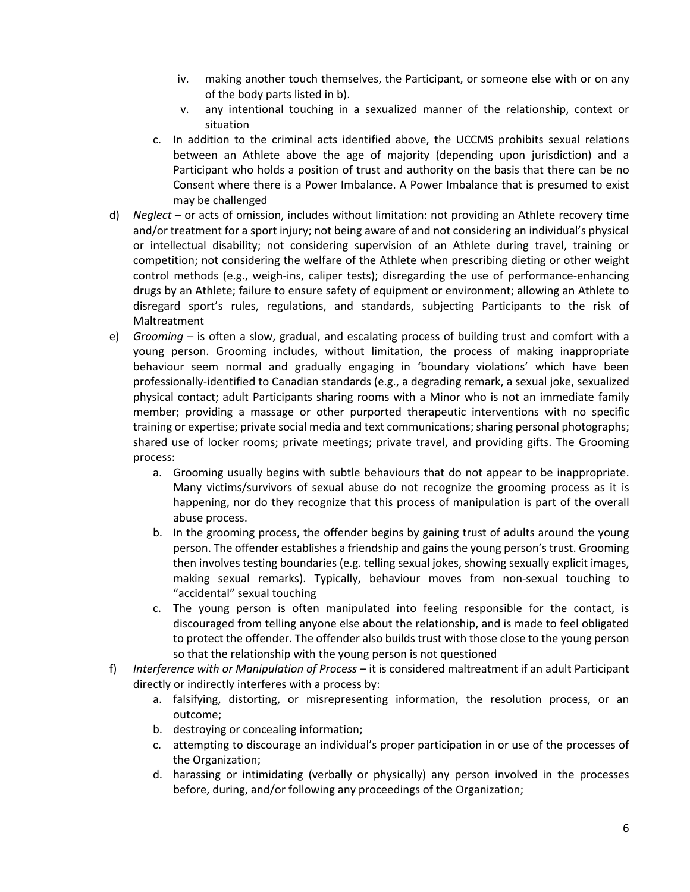iv. making another touch themselves, the Participant, or someone else with or on any of the body parts listed in b).
   v. any intentional touching in a sexualized manner of the relationship, context or situation

   c. In addition to the criminal acts identified above, the UCCMS prohibits sexual relations between an Athlete above the age of majority (depending upon jurisdiction) and a Participant who holds a position of trust and authority on the basis that there can be no Consent where there is a Power Imbalance. A Power Imbalance that is presumed to exist may be challenged

d) *Neglect* – or acts of omission, includes without limitation: not providing an Athlete recovery time and/or treatment for a sport injury; not being aware of and not considering an individual's physical or intellectual disability; not considering supervision of an Athlete during travel, training or competition; not considering the welfare of the Athlete when prescribing dieting or other weight control methods (e.g., weigh-ins, caliper tests); disregarding the use of performance-enhancing drugs by an Athlete; failure to ensure safety of equipment or environment; allowing an Athlete to disregard sport's rules, regulations, and standards, subjecting Participants to the risk of Maltreatment

e) *Grooming* – is often a slow, gradual, and escalating process of building trust and comfort with a young person. Grooming includes, without limitation, the process of making inappropriate behaviour seem normal and gradually engaging in 'boundary violations' which have been professionally-identified to Canadian standards (e.g., a degrading remark, a sexual joke, sexualized physical contact; adult Participants sharing rooms with a Minor who is not an immediate family member; providing a massage or other purported therapeutic interventions with no specific training or expertise; private social media and text communications; sharing personal photographs; shared use of locker rooms; private meetings; private travel, and providing gifts. The Grooming process:
   a. Grooming usually begins with subtle behaviours that do not appear to be inappropriate. Many victims/survivors of sexual abuse do not recognize the grooming process as it is happening, nor do they recognize that this process of manipulation is part of the overall abuse process.
   b. In the grooming process, the offender begins by gaining trust of adults around the young person. The offender establishes a friendship and gains the young person's trust. Grooming then involves testing boundaries (e.g. telling sexual jokes, showing sexually explicit images, making sexual remarks). Typically, behaviour moves from non-sexual touching to "accidental" sexual touching
   c. The young person is often manipulated into feeling responsible for the contact, is discouraged from telling anyone else about the relationship, and is made to feel obligated to protect the offender. The offender also builds trust with those close to the young person so that the relationship with the young person is not questioned

f) *Interference with or Manipulation of Process* – it is considered maltreatment if an adult Participant directly or indirectly interferes with a process by:
   a. falsifying, distorting, or misrepresenting information, the resolution process, or an outcome;
   b. destroying or concealing information;
   c. attempting to discourage an individual's proper participation in or use of the processes of the Organization;
   d. harassing or intimidating (verbally or physically) any person involved in the processes before, during, and/or following any proceedings of the Organization;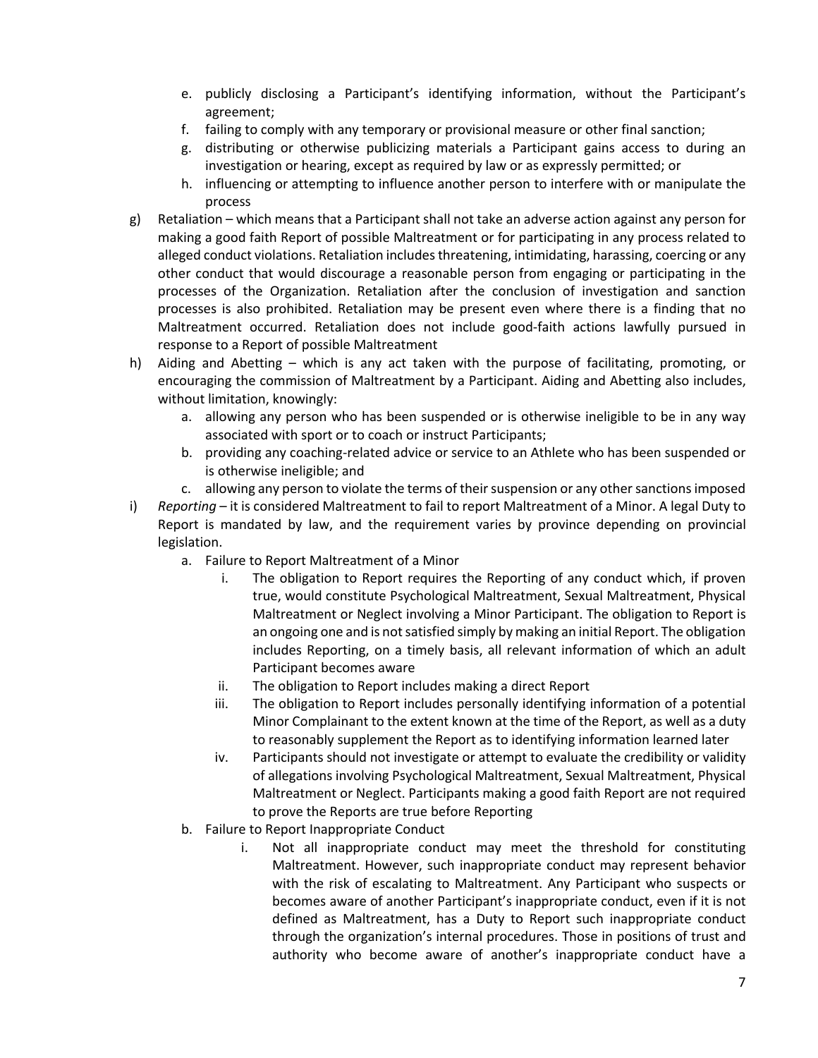e. publicly disclosing a Participant's identifying information, without the Participant's agreement;
   f. failing to comply with any temporary or provisional measure or other final sanction;
   g. distributing or otherwise publicizing materials a Participant gains access to during an investigation or hearing, except as required by law or as expressly permitted; or
   h. influencing or attempting to influence another person to interfere with or manipulate the process

g) Retaliation – which means that a Participant shall not take an adverse action against any person for making a good faith Report of possible Maltreatment or for participating in any process related to alleged conduct violations. Retaliation includes threatening, intimidating, harassing, coercing or any other conduct that would discourage a reasonable person from engaging or participating in the processes of the Organization. Retaliation after the conclusion of investigation and sanction processes is also prohibited. Retaliation may be present even where there is a finding that no Maltreatment occurred. Retaliation does not include good-faith actions lawfully pursued in response to a Report of possible Maltreatment

h) Aiding and Abetting – which is any act taken with the purpose of facilitating, promoting, or encouraging the commission of Maltreatment by a Participant. Aiding and Abetting also includes, without limitation, knowingly:
   a. allowing any person who has been suspended or is otherwise ineligible to be in any way associated with sport or to coach or instruct Participants;
   b. providing any coaching-related advice or service to an Athlete who has been suspended or is otherwise ineligible; and
   c. allowing any person to violate the terms of their suspension or any other sanctions imposed

i) *Reporting* – it is considered Maltreatment to fail to report Maltreatment of a Minor. A legal Duty to Report is mandated by law, and the requirement varies by province depending on provincial legislation.
   a. Failure to Report Maltreatment of a Minor
      i. The obligation to Report requires the Reporting of any conduct which, if proven true, would constitute Psychological Maltreatment, Sexual Maltreatment, Physical Maltreatment or Neglect involving a Minor Participant. The obligation to Report is an ongoing one and is not satisfied simply by making an initial Report. The obligation includes Reporting, on a timely basis, all relevant information of which an adult Participant becomes aware
      ii. The obligation to Report includes making a direct Report
      iii. The obligation to Report includes personally identifying information of a potential Minor Complainant to the extent known at the time of the Report, as well as a duty to reasonably supplement the Report as to identifying information learned later
      iv. Participants should not investigate or attempt to evaluate the credibility or validity of allegations involving Psychological Maltreatment, Sexual Maltreatment, Physical Maltreatment or Neglect. Participants making a good faith Report are not required to prove the Reports are true before Reporting
   b. Failure to Report Inappropriate Conduct
      i. Not all inappropriate conduct may meet the threshold for constituting Maltreatment. However, such inappropriate conduct may represent behavior with the risk of escalating to Maltreatment. Any Participant who suspects or becomes aware of another Participant's inappropriate conduct, even if it is not defined as Maltreatment, has a Duty to Report such inappropriate conduct through the organization's internal procedures. Those in positions of trust and authority who become aware of another's inappropriate conduct have a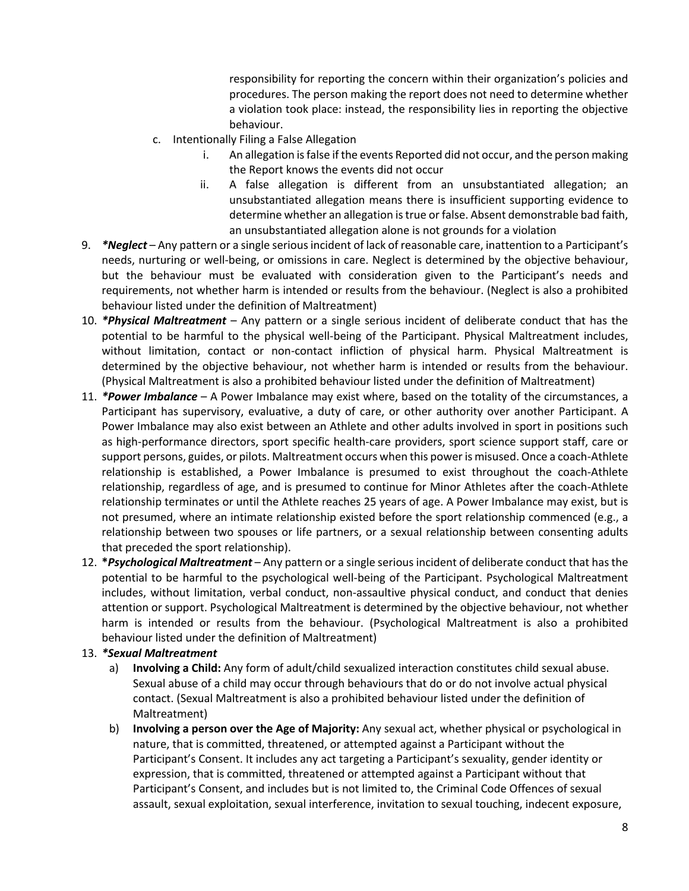responsibility for reporting the concern within their organization's policies and procedures. The person making the report does not need to determine whether a violation took place: instead, the responsibility lies in reporting the objective behaviour.

c. Intentionally Filing a False Allegation
   i. An allegation is false if the events Reported did not occur, and the person making the Report knows the events did not occur
   ii. A false allegation is different from an unsubstantiated allegation; an unsubstantiated allegation means there is insufficient supporting evidence to determine whether an allegation is true or false. Absent demonstrable bad faith, an unsubstantiated allegation alone is not grounds for a violation

9. ***Neglect*** – Any pattern or a single serious incident of lack of reasonable care, inattention to a Participant's needs, nurturing or well-being, or omissions in care. Neglect is determined by the objective behaviour, but the behaviour must be evaluated with consideration given to the Participant's needs and requirements, not whether harm is intended or results from the behaviour. (Neglect is also a prohibited behaviour listed under the definition of Maltreatment)
10. ***Physical Maltreatment*** – Any pattern or a single serious incident of deliberate conduct that has the potential to be harmful to the physical well-being of the Participant. Physical Maltreatment includes, without limitation, contact or non-contact infliction of physical harm. Physical Maltreatment is determined by the objective behaviour, not whether harm is intended or results from the behaviour. (Physical Maltreatment is also a prohibited behaviour listed under the definition of Maltreatment)
11. ***Power Imbalance*** – A Power Imbalance may exist where, based on the totality of the circumstances, a Participant has supervisory, evaluative, a duty of care, or other authority over another Participant. A Power Imbalance may also exist between an Athlete and other adults involved in sport in positions such as high-performance directors, sport specific health-care providers, sport science support staff, care or support persons, guides, or pilots. Maltreatment occurs when this power is misused. Once a coach-Athlete relationship is established, a Power Imbalance is presumed to exist throughout the coach-Athlete relationship, regardless of age, and is presumed to continue for Minor Athletes after the coach-Athlete relationship terminates or until the Athlete reaches 25 years of age. A Power Imbalance may exist, but is not presumed, where an intimate relationship existed before the sport relationship commenced (e.g., a relationship between two spouses or life partners, or a sexual relationship between consenting adults that preceded the sport relationship).
12. ***Psychological Maltreatment*** – Any pattern or a single serious incident of deliberate conduct that has the potential to be harmful to the psychological well-being of the Participant. Psychological Maltreatment includes, without limitation, verbal conduct, non-assaultive physical conduct, and conduct that denies attention or support. Psychological Maltreatment is determined by the objective behaviour, not whether harm is intended or results from the behaviour. (Psychological Maltreatment is also a prohibited behaviour listed under the definition of Maltreatment)
13. ***Sexual Maltreatment***
    a) **Involving a Child:** Any form of adult/child sexualized interaction constitutes child sexual abuse. Sexual abuse of a child may occur through behaviours that do or do not involve actual physical contact. (Sexual Maltreatment is also a prohibited behaviour listed under the definition of Maltreatment)
    b) **Involving a person over the Age of Majority:** Any sexual act, whether physical or psychological in nature, that is committed, threatened, or attempted against a Participant without the Participant's Consent. It includes any act targeting a Participant's sexuality, gender identity or expression, that is committed, threatened or attempted against a Participant without that Participant's Consent, and includes but is not limited to, the Criminal Code Offences of sexual assault, sexual exploitation, sexual interference, invitation to sexual touching, indecent exposure,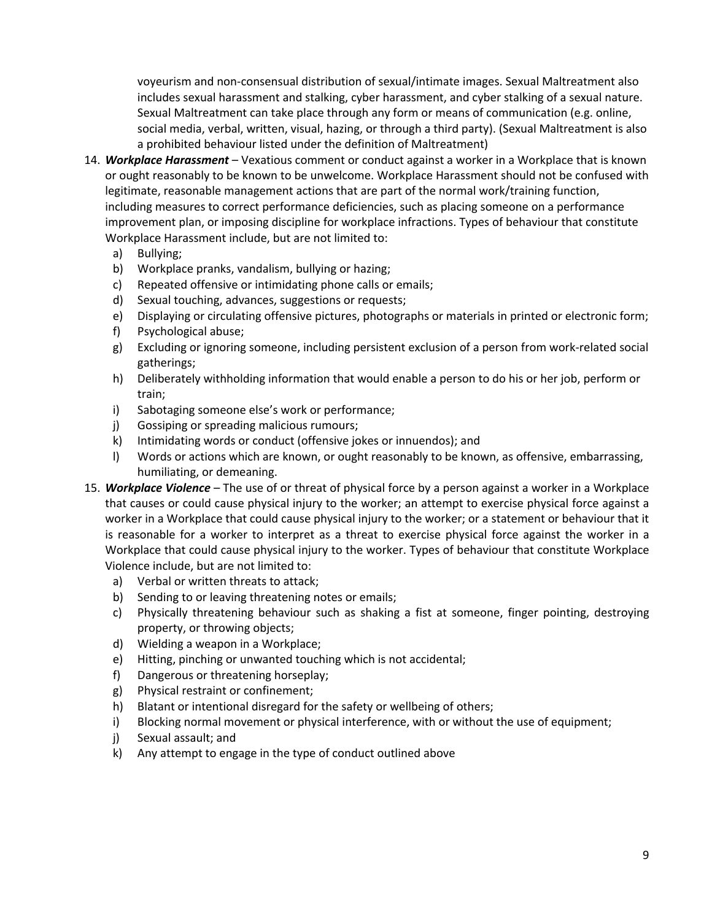voyeurism and non-consensual distribution of sexual/intimate images. Sexual Maltreatment also includes sexual harassment and stalking, cyber harassment, and cyber stalking of a sexual nature. Sexual Maltreatment can take place through any form or means of communication (e.g. online, social media, verbal, written, visual, hazing, or through a third party). (Sexual Maltreatment is also a prohibited behaviour listed under the definition of Maltreatment)

14. ***Workplace Harassment*** – Vexatious comment or conduct against a worker in a Workplace that is known or ought reasonably to be known to be unwelcome. Workplace Harassment should not be confused with legitimate, reasonable management actions that are part of the normal work/training function, including measures to correct performance deficiencies, such as placing someone on a performance improvement plan, or imposing discipline for workplace infractions. Types of behaviour that constitute Workplace Harassment include, but are not limited to:
    a) Bullying;
    b) Workplace pranks, vandalism, bullying or hazing;
    c) Repeated offensive or intimidating phone calls or emails;
    d) Sexual touching, advances, suggestions or requests;
    e) Displaying or circulating offensive pictures, photographs or materials in printed or electronic form;
    f) Psychological abuse;
    g) Excluding or ignoring someone, including persistent exclusion of a person from work-related social gatherings;
    h) Deliberately withholding information that would enable a person to do his or her job, perform or train;
    i) Sabotaging someone else's work or performance;
    j) Gossiping or spreading malicious rumours;
    k) Intimidating words or conduct (offensive jokes or innuendos); and
    l) Words or actions which are known, or ought reasonably to be known, as offensive, embarrassing, humiliating, or demeaning.
15. ***Workplace Violence*** – The use of or threat of physical force by a person against a worker in a Workplace that causes or could cause physical injury to the worker; an attempt to exercise physical force against a worker in a Workplace that could cause physical injury to the worker; or a statement or behaviour that it is reasonable for a worker to interpret as a threat to exercise physical force against the worker in a Workplace that could cause physical injury to the worker. Types of behaviour that constitute Workplace Violence include, but are not limited to:
    a) Verbal or written threats to attack;
    b) Sending to or leaving threatening notes or emails;
    c) Physically threatening behaviour such as shaking a fist at someone, finger pointing, destroying property, or throwing objects;
    d) Wielding a weapon in a Workplace;
    e) Hitting, pinching or unwanted touching which is not accidental;
    f) Dangerous or threatening horseplay;
    g) Physical restraint or confinement;
    h) Blatant or intentional disregard for the safety or wellbeing of others;
    i) Blocking normal movement or physical interference, with or without the use of equipment;
    j) Sexual assault; and
    k) Any attempt to engage in the type of conduct outlined above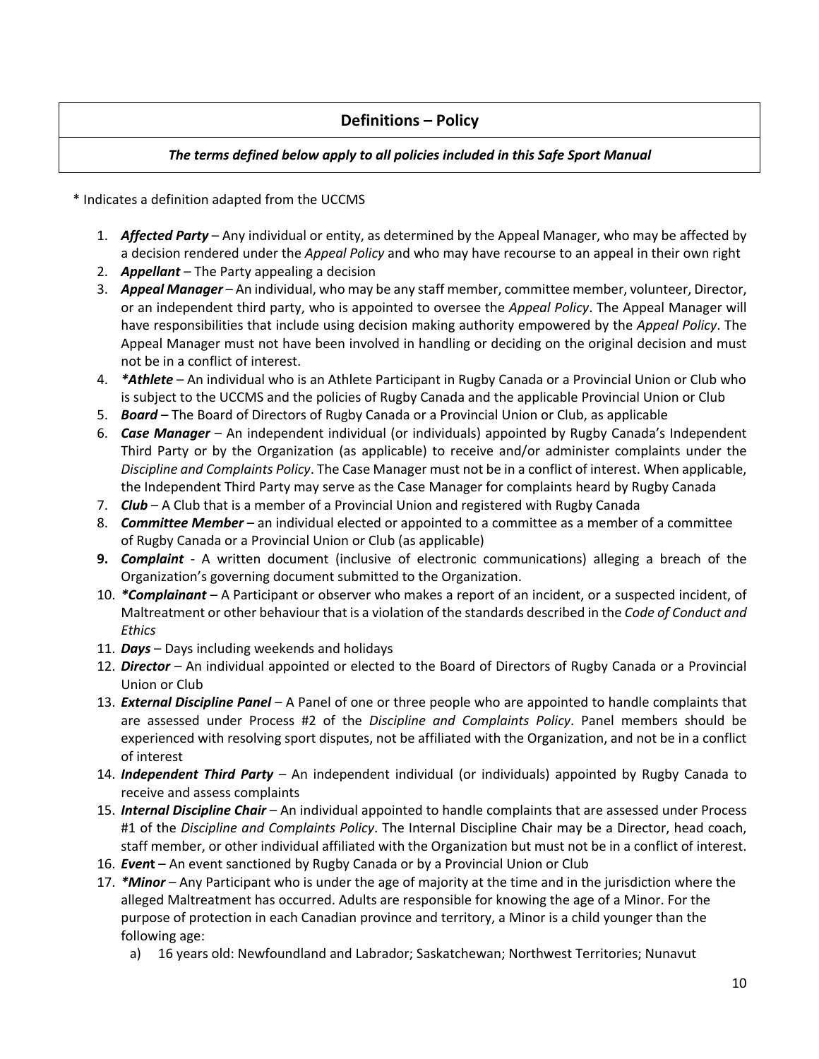## Definitions – Policy

***The terms defined below apply to all policies included in this Safe Sport Manual***

\* Indicates a definition adapted from the UCCMS

1. ***Affected Party*** – Any individual or entity, as determined by the Appeal Manager, who may be affected by a decision rendered under the *Appeal Policy* and who may have recourse to an appeal in their own right
2. ***Appellant*** – The Party appealing a decision
3. ***Appeal Manager*** – An individual, who may be any staff member, committee member, volunteer, Director, or an independent third party, who is appointed to oversee the *Appeal Policy*. The Appeal Manager will have responsibilities that include using decision making authority empowered by the *Appeal Policy*. The Appeal Manager must not have been involved in handling or deciding on the original decision and must not be in a conflict of interest.
4. ***\*Athlete*** – An individual who is an Athlete Participant in Rugby Canada or a Provincial Union or Club who is subject to the UCCMS and the policies of Rugby Canada and the applicable Provincial Union or Club
5. ***Board*** – The Board of Directors of Rugby Canada or a Provincial Union or Club, as applicable
6. ***Case Manager*** – An independent individual (or individuals) appointed by Rugby Canada's Independent Third Party or by the Organization (as applicable) to receive and/or administer complaints under the *Discipline and Complaints Policy*. The Case Manager must not be in a conflict of interest. When applicable, the Independent Third Party may serve as the Case Manager for complaints heard by Rugby Canada
7. ***Club*** – A Club that is a member of a Provincial Union and registered with Rugby Canada
8. ***Committee Member*** – an individual elected or appointed to a committee as a member of a committee of Rugby Canada or a Provincial Union or Club (as applicable)
9. ***Complaint*** - A written document (inclusive of electronic communications) alleging a breach of the Organization's governing document submitted to the Organization.
10. ***\*Complainant*** – A Participant or observer who makes a report of an incident, or a suspected incident, of Maltreatment or other behaviour that is a violation of the standards described in the *Code of Conduct and Ethics*
11. ***Days*** – Days including weekends and holidays
12. ***Director*** – An individual appointed or elected to the Board of Directors of Rugby Canada or a Provincial Union or Club
13. ***External Discipline Panel*** – A Panel of one or three people who are appointed to handle complaints that are assessed under Process #2 of the *Discipline and Complaints Policy*. Panel members should be experienced with resolving sport disputes, not be affiliated with the Organization, and not be in a conflict of interest
14. ***Independent Third Party*** – An independent individual (or individuals) appointed by Rugby Canada to receive and assess complaints
15. ***Internal Discipline Chair*** – An individual appointed to handle complaints that are assessed under Process #1 of the *Discipline and Complaints Policy*. The Internal Discipline Chair may be a Director, head coach, staff member, or other individual affiliated with the Organization but must not be in a conflict of interest.
16. ***Event*** – An event sanctioned by Rugby Canada or by a Provincial Union or Club
17. ***\*Minor*** – Any Participant who is under the age of majority at the time and in the jurisdiction where the alleged Maltreatment has occurred. Adults are responsible for knowing the age of a Minor. For the purpose of protection in each Canadian province and territory, a Minor is a child younger than the following age:
    a) 16 years old: Newfoundland and Labrador; Saskatchewan; Northwest Territories; Nunavut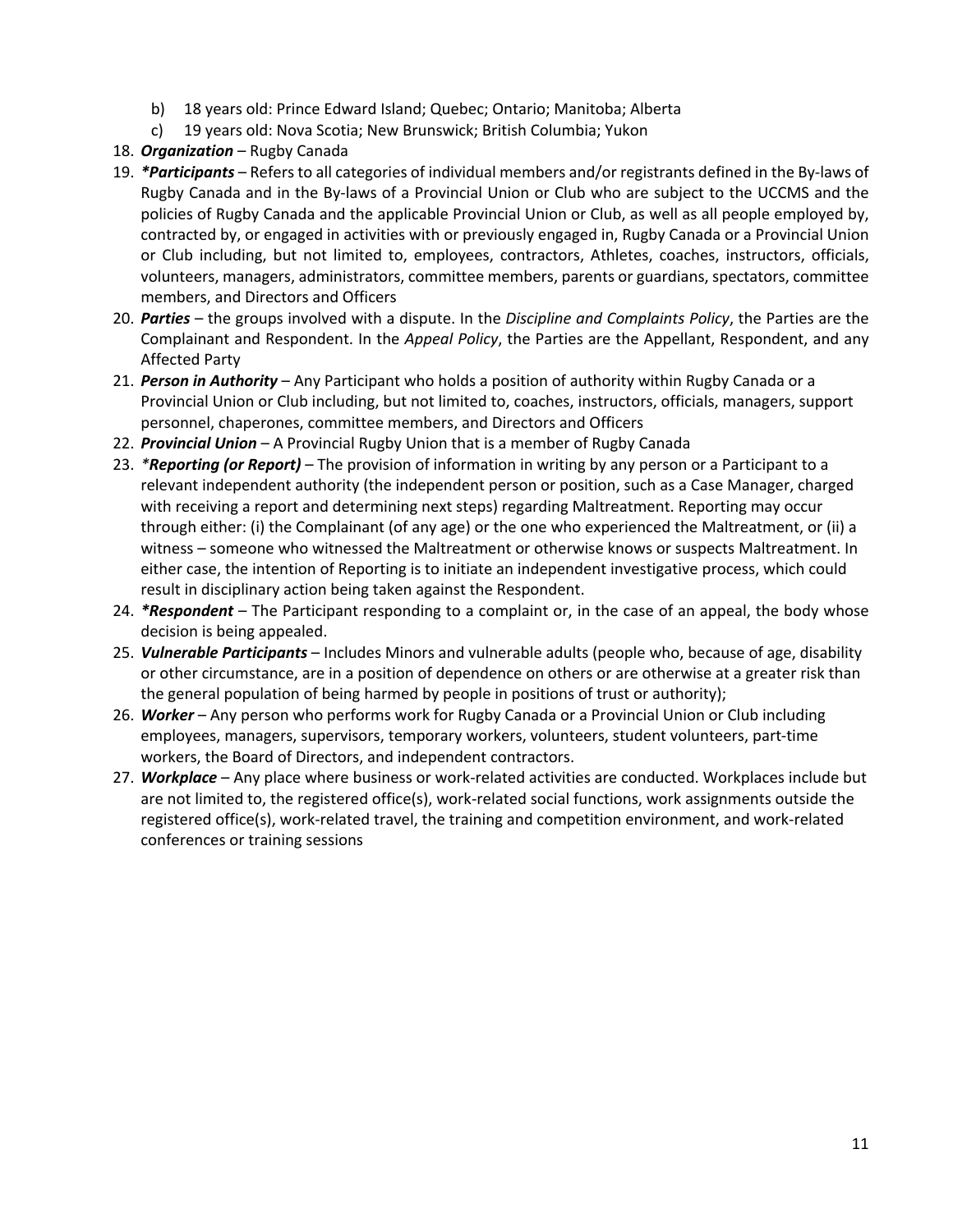b) 18 years old: Prince Edward Island; Quebec; Ontario; Manitoba; Alberta
c) 19 years old: Nova Scotia; New Brunswick; British Columbia; Yukon

18. ***Organization*** – Rugby Canada
19. ***\*Participants*** – Refers to all categories of individual members and/or registrants defined in the By-laws of Rugby Canada and in the By-laws of a Provincial Union or Club who are subject to the UCCMS and the policies of Rugby Canada and the applicable Provincial Union or Club, as well as all people employed by, contracted by, or engaged in activities with or previously engaged in, Rugby Canada or a Provincial Union or Club including, but not limited to, employees, contractors, Athletes, coaches, instructors, officials, volunteers, managers, administrators, committee members, parents or guardians, spectators, committee members, and Directors and Officers
20. ***Parties*** – the groups involved with a dispute. In the *Discipline and Complaints Policy*, the Parties are the Complainant and Respondent. In the *Appeal Policy*, the Parties are the Appellant, Respondent, and any Affected Party
21. ***Person in Authority*** – Any Participant who holds a position of authority within Rugby Canada or a Provincial Union or Club including, but not limited to, coaches, instructors, officials, managers, support personnel, chaperones, committee members, and Directors and Officers
22. ***Provincial Union*** – A Provincial Rugby Union that is a member of Rugby Canada
23. ***\*Reporting (or Report)*** – The provision of information in writing by any person or a Participant to a relevant independent authority (the independent person or position, such as a Case Manager, charged with receiving a report and determining next steps) regarding Maltreatment. Reporting may occur through either: (i) the Complainant (of any age) or the one who experienced the Maltreatment, or (ii) a witness – someone who witnessed the Maltreatment or otherwise knows or suspects Maltreatment. In either case, the intention of Reporting is to initiate an independent investigative process, which could result in disciplinary action being taken against the Respondent.
24. ***\*Respondent*** – The Participant responding to a complaint or, in the case of an appeal, the body whose decision is being appealed.
25. ***Vulnerable Participants*** – Includes Minors and vulnerable adults (people who, because of age, disability or other circumstance, are in a position of dependence on others or are otherwise at a greater risk than the general population of being harmed by people in positions of trust or authority);
26. ***Worker*** – Any person who performs work for Rugby Canada or a Provincial Union or Club including employees, managers, supervisors, temporary workers, volunteers, student volunteers, part-time workers, the Board of Directors, and independent contractors.
27. ***Workplace*** – Any place where business or work-related activities are conducted. Workplaces include but are not limited to, the registered office(s), work-related social functions, work assignments outside the registered office(s), work-related travel, the training and competition environment, and work-related conferences or training sessions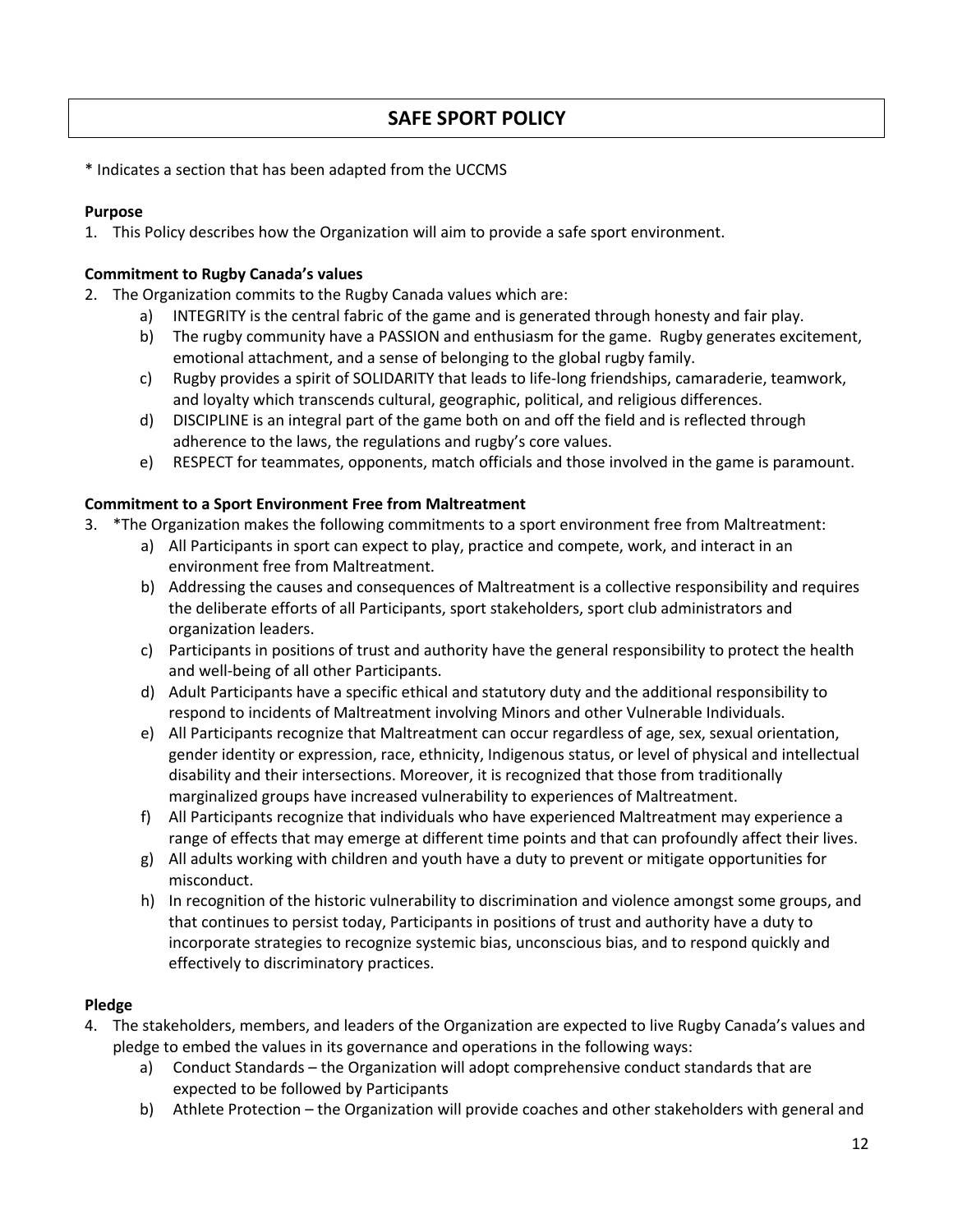# SAFE SPORT POLICY

* Indicates a section that has been adapted from the UCCMS

**Purpose**

1. This Policy describes how the Organization will aim to provide a safe sport environment.

**Commitment to Rugby Canada's values**

2. The Organization commits to the Rugby Canada values which are:
   a) INTEGRITY is the central fabric of the game and is generated through honesty and fair play.
   b) The rugby community have a PASSION and enthusiasm for the game. Rugby generates excitement, emotional attachment, and a sense of belonging to the global rugby family.
   c) Rugby provides a spirit of SOLIDARITY that leads to life-long friendships, camaraderie, teamwork, and loyalty which transcends cultural, geographic, political, and religious differences.
   d) DISCIPLINE is an integral part of the game both on and off the field and is reflected through adherence to the laws, the regulations and rugby's core values.
   e) RESPECT for teammates, opponents, match officials and those involved in the game is paramount.

**Commitment to a Sport Environment Free from Maltreatment**

3. *The Organization makes the following commitments to a sport environment free from Maltreatment:
   a) All Participants in sport can expect to play, practice and compete, work, and interact in an environment free from Maltreatment.
   b) Addressing the causes and consequences of Maltreatment is a collective responsibility and requires the deliberate efforts of all Participants, sport stakeholders, sport club administrators and organization leaders.
   c) Participants in positions of trust and authority have the general responsibility to protect the health and well-being of all other Participants.
   d) Adult Participants have a specific ethical and statutory duty and the additional responsibility to respond to incidents of Maltreatment involving Minors and other Vulnerable Individuals.
   e) All Participants recognize that Maltreatment can occur regardless of age, sex, sexual orientation, gender identity or expression, race, ethnicity, Indigenous status, or level of physical and intellectual disability and their intersections. Moreover, it is recognized that those from traditionally marginalized groups have increased vulnerability to experiences of Maltreatment.
   f) All Participants recognize that individuals who have experienced Maltreatment may experience a range of effects that may emerge at different time points and that can profoundly affect their lives.
   g) All adults working with children and youth have a duty to prevent or mitigate opportunities for misconduct.
   h) In recognition of the historic vulnerability to discrimination and violence amongst some groups, and that continues to persist today, Participants in positions of trust and authority have a duty to incorporate strategies to recognize systemic bias, unconscious bias, and to respond quickly and effectively to discriminatory practices.

**Pledge**

4. The stakeholders, members, and leaders of the Organization are expected to live Rugby Canada's values and pledge to embed the values in its governance and operations in the following ways:
   a) Conduct Standards – the Organization will adopt comprehensive conduct standards that are expected to be followed by Participants
   b) Athlete Protection – the Organization will provide coaches and other stakeholders with general and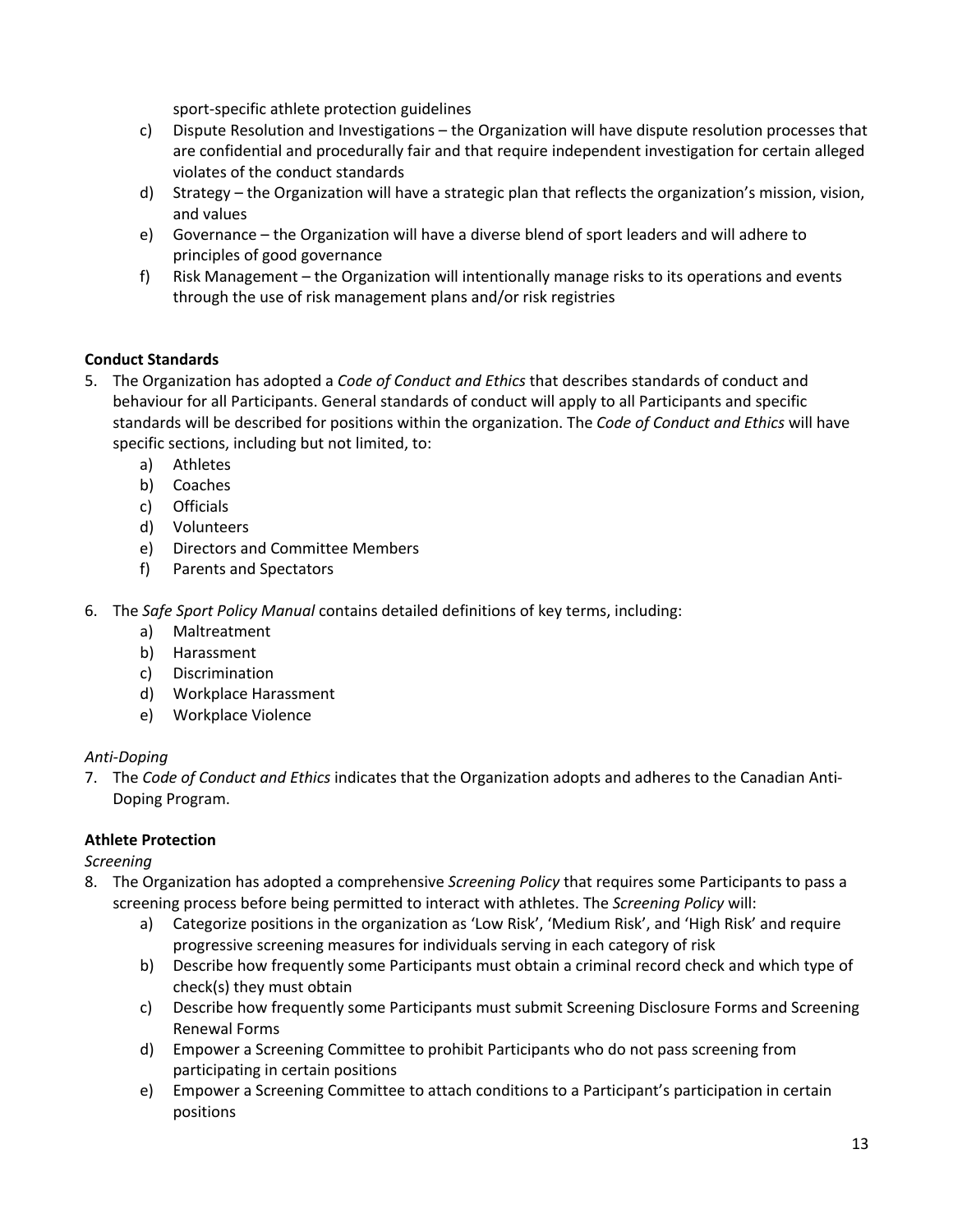sport-specific athlete protection guidelines

c) Dispute Resolution and Investigations – the Organization will have dispute resolution processes that are confidential and procedurally fair and that require independent investigation for certain alleged violates of the conduct standards

d) Strategy – the Organization will have a strategic plan that reflects the organization's mission, vision, and values

e) Governance – the Organization will have a diverse blend of sport leaders and will adhere to principles of good governance

f) Risk Management – the Organization will intentionally manage risks to its operations and events through the use of risk management plans and/or risk registries

**Conduct Standards**

5. The Organization has adopted a *Code of Conduct and Ethics* that describes standards of conduct and behaviour for all Participants. General standards of conduct will apply to all Participants and specific standards will be described for positions within the organization. The *Code of Conduct and Ethics* will have specific sections, including but not limited, to:
   a) Athletes
   b) Coaches
   c) Officials
   d) Volunteers
   e) Directors and Committee Members
   f) Parents and Spectators

6. The *Safe Sport Policy Manual* contains detailed definitions of key terms, including:
   a) Maltreatment
   b) Harassment
   c) Discrimination
   d) Workplace Harassment
   e) Workplace Violence

*Anti-Doping*

7. The *Code of Conduct and Ethics* indicates that the Organization adopts and adheres to the Canadian Anti-Doping Program.

**Athlete Protection**

*Screening*

8. The Organization has adopted a comprehensive *Screening Policy* that requires some Participants to pass a screening process before being permitted to interact with athletes. The *Screening Policy* will:
   a) Categorize positions in the organization as 'Low Risk', 'Medium Risk', and 'High Risk' and require progressive screening measures for individuals serving in each category of risk
   b) Describe how frequently some Participants must obtain a criminal record check and which type of check(s) they must obtain
   c) Describe how frequently some Participants must submit Screening Disclosure Forms and Screening Renewal Forms
   d) Empower a Screening Committee to prohibit Participants who do not pass screening from participating in certain positions
   e) Empower a Screening Committee to attach conditions to a Participant's participation in certain positions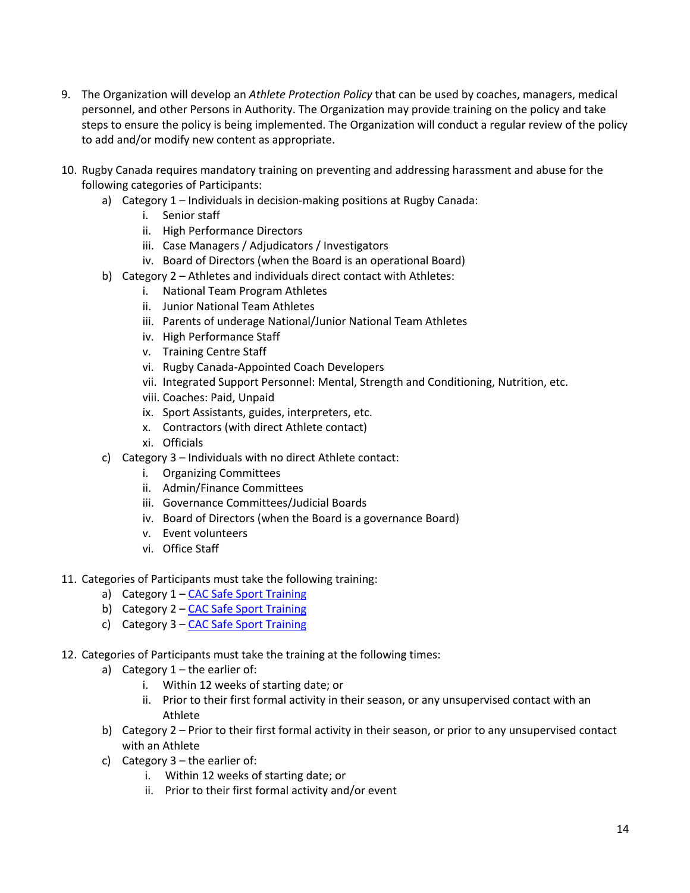9. The Organization will develop an *Athlete Protection Policy* that can be used by coaches, managers, medical personnel, and other Persons in Authority. The Organization may provide training on the policy and take steps to ensure the policy is being implemented. The Organization will conduct a regular review of the policy to add and/or modify new content as appropriate.

10. Rugby Canada requires mandatory training on preventing and addressing harassment and abuse for the following categories of Participants:
    a) Category 1 – Individuals in decision-making positions at Rugby Canada:
        i. Senior staff
        ii. High Performance Directors
        iii. Case Managers / Adjudicators / Investigators
        iv. Board of Directors (when the Board is an operational Board)
    b) Category 2 – Athletes and individuals direct contact with Athletes:
        i. National Team Program Athletes
        ii. Junior National Team Athletes
        iii. Parents of underage National/Junior National Team Athletes
        iv. High Performance Staff
        v. Training Centre Staff
        vi. Rugby Canada-Appointed Coach Developers
        vii. Integrated Support Personnel: Mental, Strength and Conditioning, Nutrition, etc.
        viii. Coaches: Paid, Unpaid
        ix. Sport Assistants, guides, interpreters, etc.
        x. Contractors (with direct Athlete contact)
        xi. Officials
    c) Category 3 – Individuals with no direct Athlete contact:
        i. Organizing Committees
        ii. Admin/Finance Committees
        iii. Governance Committees/Judicial Boards
        iv. Board of Directors (when the Board is a governance Board)
        v. Event volunteers
        vi. Office Staff

11. Categories of Participants must take the following training:
    a) Category 1 – CAC Safe Sport Training
    b) Category 2 – CAC Safe Sport Training
    c) Category 3 – CAC Safe Sport Training

12. Categories of Participants must take the training at the following times:
    a) Category 1 – the earlier of:
        i. Within 12 weeks of starting date; or
        ii. Prior to their first formal activity in their season, or any unsupervised contact with an Athlete
    b) Category 2 – Prior to their first formal activity in their season, or prior to any unsupervised contact with an Athlete
    c) Category 3 – the earlier of:
        i. Within 12 weeks of starting date; or
        ii. Prior to their first formal activity and/or event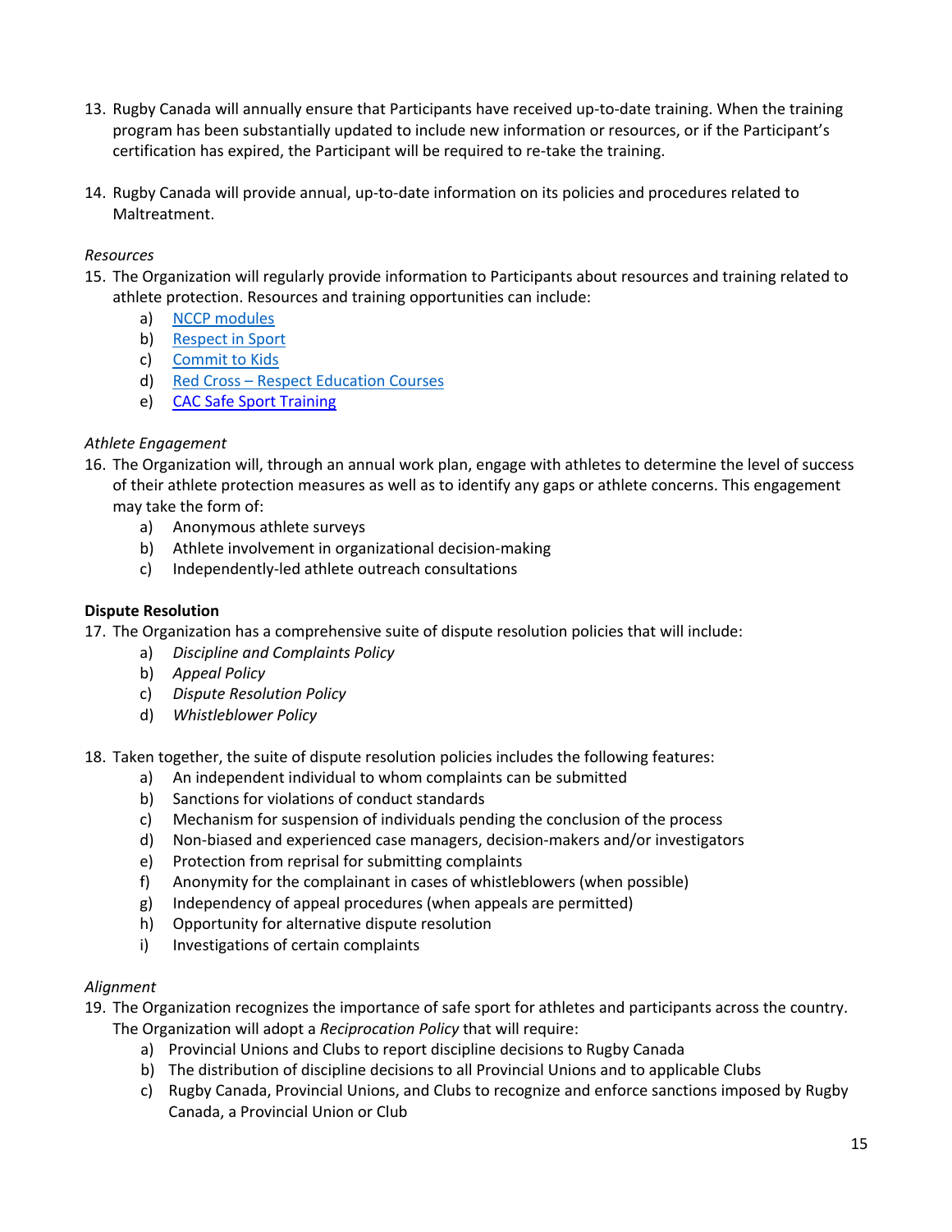13. Rugby Canada will annually ensure that Participants have received up-to-date training. When the training program has been substantially updated to include new information or resources, or if the Participant's certification has expired, the Participant will be required to re-take the training.

14. Rugby Canada will provide annual, up-to-date information on its policies and procedures related to Maltreatment.

*Resources*

15. The Organization will regularly provide information to Participants about resources and training related to athlete protection. Resources and training opportunities can include:
    a) NCCP modules
    b) Respect in Sport
    c) Commit to Kids
    d) Red Cross – Respect Education Courses
    e) CAC Safe Sport Training

*Athlete Engagement*

16. The Organization will, through an annual work plan, engage with athletes to determine the level of success of their athlete protection measures as well as to identify any gaps or athlete concerns. This engagement may take the form of:
    a) Anonymous athlete surveys
    b) Athlete involvement in organizational decision-making
    c) Independently-led athlete outreach consultations

**Dispute Resolution**

17. The Organization has a comprehensive suite of dispute resolution policies that will include:
    a) *Discipline and Complaints Policy*
    b) *Appeal Policy*
    c) *Dispute Resolution Policy*
    d) *Whistleblower Policy*

18. Taken together, the suite of dispute resolution policies includes the following features:
    a) An independent individual to whom complaints can be submitted
    b) Sanctions for violations of conduct standards
    c) Mechanism for suspension of individuals pending the conclusion of the process
    d) Non-biased and experienced case managers, decision-makers and/or investigators
    e) Protection from reprisal for submitting complaints
    f) Anonymity for the complainant in cases of whistleblowers (when possible)
    g) Independency of appeal procedures (when appeals are permitted)
    h) Opportunity for alternative dispute resolution
    i) Investigations of certain complaints

*Alignment*

19. The Organization recognizes the importance of safe sport for athletes and participants across the country. The Organization will adopt a *Reciprocation Policy* that will require:
    a) Provincial Unions and Clubs to report discipline decisions to Rugby Canada
    b) The distribution of discipline decisions to all Provincial Unions and to applicable Clubs
    c) Rugby Canada, Provincial Unions, and Clubs to recognize and enforce sanctions imposed by Rugby Canada, a Provincial Union or Club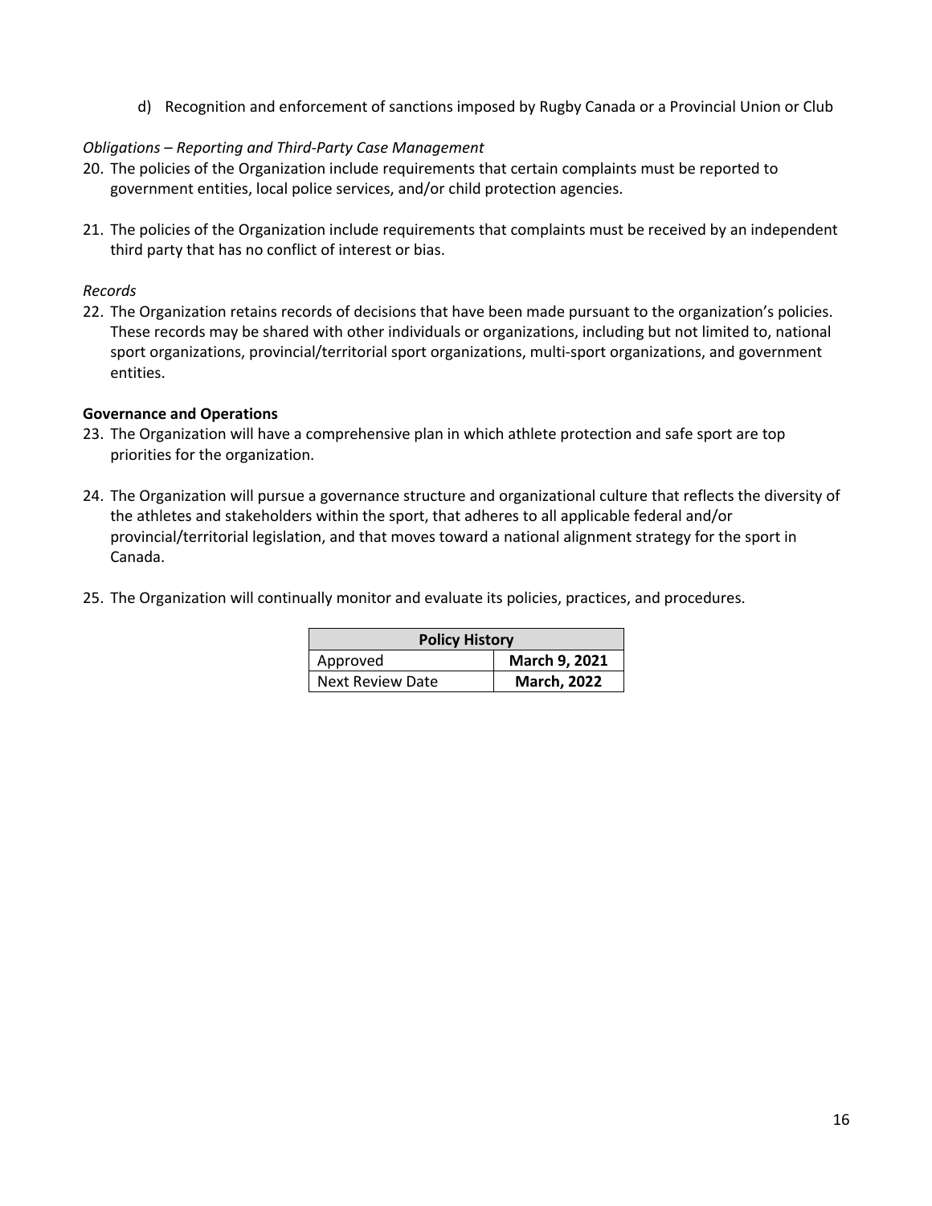d) Recognition and enforcement of sanctions imposed by Rugby Canada or a Provincial Union or Club

*Obligations – Reporting and Third-Party Case Management*

20. The policies of the Organization include requirements that certain complaints must be reported to government entities, local police services, and/or child protection agencies.

21. The policies of the Organization include requirements that complaints must be received by an independent third party that has no conflict of interest or bias.

*Records*

22. The Organization retains records of decisions that have been made pursuant to the organization's policies. These records may be shared with other individuals or organizations, including but not limited to, national sport organizations, provincial/territorial sport organizations, multi-sport organizations, and government entities.

**Governance and Operations**

23. The Organization will have a comprehensive plan in which athlete protection and safe sport are top priorities for the organization.

24. The Organization will pursue a governance structure and organizational culture that reflects the diversity of the athletes and stakeholders within the sport, that adheres to all applicable federal and/or provincial/territorial legislation, and that moves toward a national alignment strategy for the sport in Canada.

25. The Organization will continually monitor and evaluate its policies, practices, and procedures.

| **Policy History** | |
|---|---|
| Approved | **March 9, 2021** |
| Next Review Date | **March, 2022** |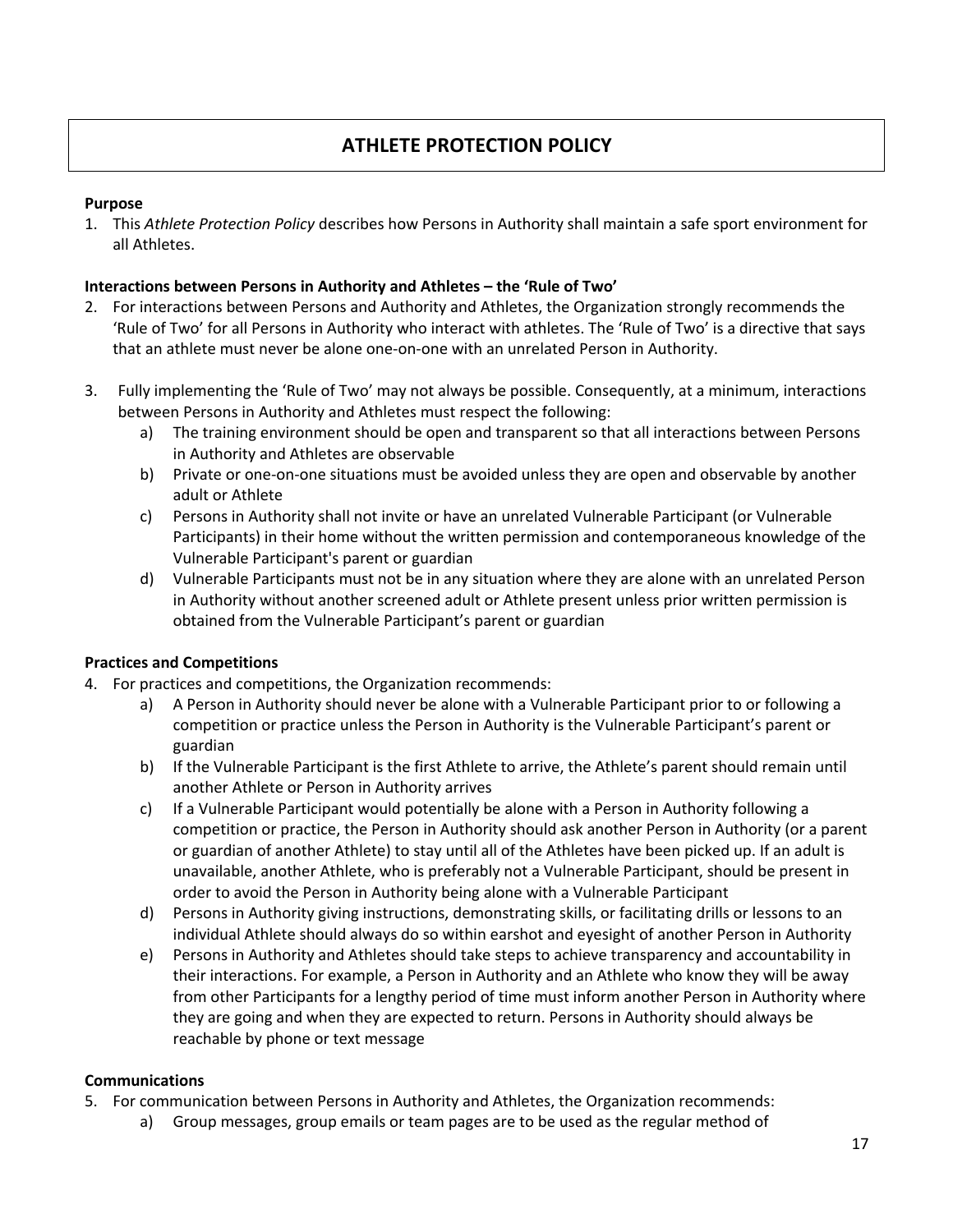# ATHLETE PROTECTION POLICY

**Purpose**

1. This *Athlete Protection Policy* describes how Persons in Authority shall maintain a safe sport environment for all Athletes.

**Interactions between Persons in Authority and Athletes – the 'Rule of Two'**

2. For interactions between Persons and Authority and Athletes, the Organization strongly recommends the 'Rule of Two' for all Persons in Authority who interact with athletes. The 'Rule of Two' is a directive that says that an athlete must never be alone one-on-one with an unrelated Person in Authority.

3. Fully implementing the 'Rule of Two' may not always be possible. Consequently, at a minimum, interactions between Persons in Authority and Athletes must respect the following:
    a) The training environment should be open and transparent so that all interactions between Persons in Authority and Athletes are observable
    b) Private or one-on-one situations must be avoided unless they are open and observable by another adult or Athlete
    c) Persons in Authority shall not invite or have an unrelated Vulnerable Participant (or Vulnerable Participants) in their home without the written permission and contemporaneous knowledge of the Vulnerable Participant's parent or guardian
    d) Vulnerable Participants must not be in any situation where they are alone with an unrelated Person in Authority without another screened adult or Athlete present unless prior written permission is obtained from the Vulnerable Participant's parent or guardian

**Practices and Competitions**

4. For practices and competitions, the Organization recommends:
    a) A Person in Authority should never be alone with a Vulnerable Participant prior to or following a competition or practice unless the Person in Authority is the Vulnerable Participant's parent or guardian
    b) If the Vulnerable Participant is the first Athlete to arrive, the Athlete's parent should remain until another Athlete or Person in Authority arrives
    c) If a Vulnerable Participant would potentially be alone with a Person in Authority following a competition or practice, the Person in Authority should ask another Person in Authority (or a parent or guardian of another Athlete) to stay until all of the Athletes have been picked up. If an adult is unavailable, another Athlete, who is preferably not a Vulnerable Participant, should be present in order to avoid the Person in Authority being alone with a Vulnerable Participant
    d) Persons in Authority giving instructions, demonstrating skills, or facilitating drills or lessons to an individual Athlete should always do so within earshot and eyesight of another Person in Authority
    e) Persons in Authority and Athletes should take steps to achieve transparency and accountability in their interactions. For example, a Person in Authority and an Athlete who know they will be away from other Participants for a lengthy period of time must inform another Person in Authority where they are going and when they are expected to return. Persons in Authority should always be reachable by phone or text message

**Communications**

5. For communication between Persons in Authority and Athletes, the Organization recommends:
    a) Group messages, group emails or team pages are to be used as the regular method of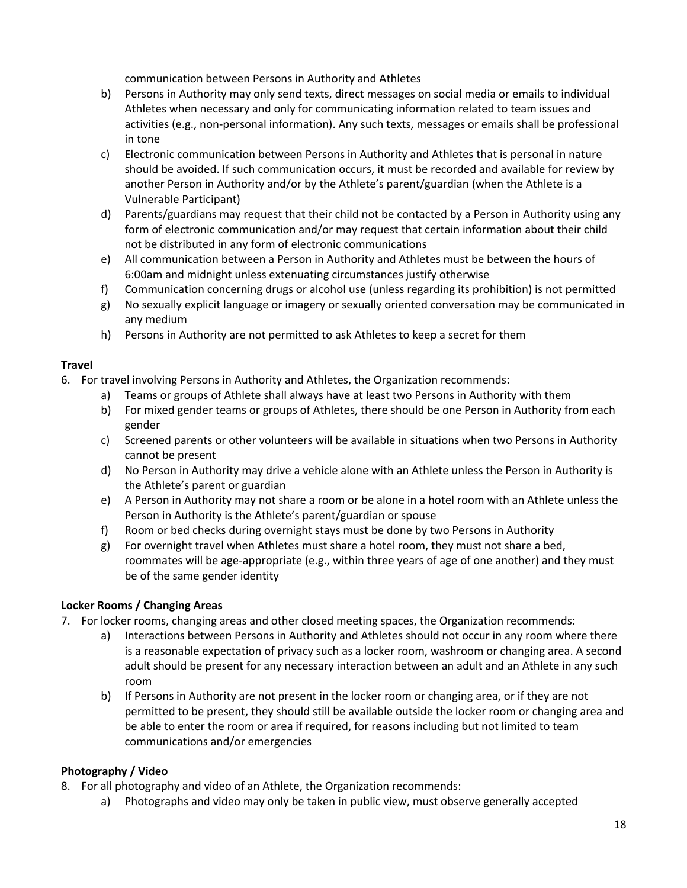communication between Persons in Authority and Athletes

b) Persons in Authority may only send texts, direct messages on social media or emails to individual Athletes when necessary and only for communicating information related to team issues and activities (e.g., non-personal information). Any such texts, messages or emails shall be professional in tone

c) Electronic communication between Persons in Authority and Athletes that is personal in nature should be avoided. If such communication occurs, it must be recorded and available for review by another Person in Authority and/or by the Athlete's parent/guardian (when the Athlete is a Vulnerable Participant)

d) Parents/guardians may request that their child not be contacted by a Person in Authority using any form of electronic communication and/or may request that certain information about their child not be distributed in any form of electronic communications

e) All communication between a Person in Authority and Athletes must be between the hours of 6:00am and midnight unless extenuating circumstances justify otherwise

f) Communication concerning drugs or alcohol use (unless regarding its prohibition) is not permitted

g) No sexually explicit language or imagery or sexually oriented conversation may be communicated in any medium

h) Persons in Authority are not permitted to ask Athletes to keep a secret for them

**Travel**

6. For travel involving Persons in Authority and Athletes, the Organization recommends:
   a) Teams or groups of Athlete shall always have at least two Persons in Authority with them
   b) For mixed gender teams or groups of Athletes, there should be one Person in Authority from each gender
   c) Screened parents or other volunteers will be available in situations when two Persons in Authority cannot be present
   d) No Person in Authority may drive a vehicle alone with an Athlete unless the Person in Authority is the Athlete's parent or guardian
   e) A Person in Authority may not share a room or be alone in a hotel room with an Athlete unless the Person in Authority is the Athlete's parent/guardian or spouse
   f) Room or bed checks during overnight stays must be done by two Persons in Authority
   g) For overnight travel when Athletes must share a hotel room, they must not share a bed, roommates will be age-appropriate (e.g., within three years of age of one another) and they must be of the same gender identity

**Locker Rooms / Changing Areas**

7. For locker rooms, changing areas and other closed meeting spaces, the Organization recommends:
   a) Interactions between Persons in Authority and Athletes should not occur in any room where there is a reasonable expectation of privacy such as a locker room, washroom or changing area. A second adult should be present for any necessary interaction between an adult and an Athlete in any such room
   b) If Persons in Authority are not present in the locker room or changing area, or if they are not permitted to be present, they should still be available outside the locker room or changing area and be able to enter the room or area if required, for reasons including but not limited to team communications and/or emergencies

**Photography / Video**

8. For all photography and video of an Athlete, the Organization recommends:
   a) Photographs and video may only be taken in public view, must observe generally accepted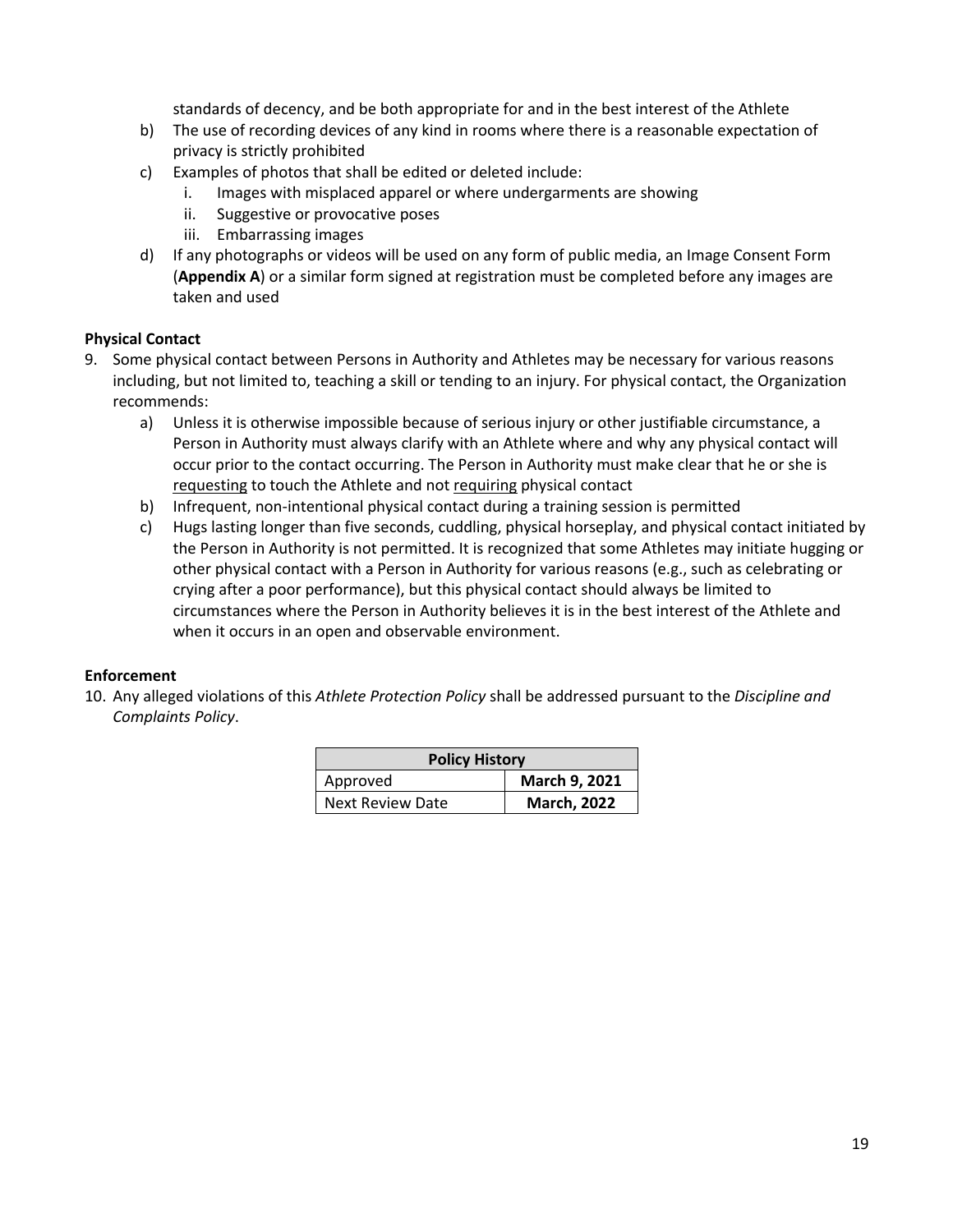standards of decency, and be both appropriate for and in the best interest of the Athlete

b) The use of recording devices of any kind in rooms where there is a reasonable expectation of privacy is strictly prohibited
c) Examples of photos that shall be edited or deleted include:
   i. Images with misplaced apparel or where undergarments are showing
   ii. Suggestive or provocative poses
   iii. Embarrassing images
d) If any photographs or videos will be used on any form of public media, an Image Consent Form (**Appendix A**) or a similar form signed at registration must be completed before any images are taken and used

**Physical Contact**

9. Some physical contact between Persons in Authority and Athletes may be necessary for various reasons including, but not limited to, teaching a skill or tending to an injury. For physical contact, the Organization recommends:
   a) Unless it is otherwise impossible because of serious injury or other justifiable circumstance, a Person in Authority must always clarify with an Athlete where and why any physical contact will occur prior to the contact occurring. The Person in Authority must make clear that he or she is <u>requesting</u> to touch the Athlete and not <u>requiring</u> physical contact
   b) Infrequent, non-intentional physical contact during a training session is permitted
   c) Hugs lasting longer than five seconds, cuddling, physical horseplay, and physical contact initiated by the Person in Authority is not permitted. It is recognized that some Athletes may initiate hugging or other physical contact with a Person in Authority for various reasons (e.g., such as celebrating or crying after a poor performance), but this physical contact should always be limited to circumstances where the Person in Authority believes it is in the best interest of the Athlete and when it occurs in an open and observable environment.

**Enforcement**

10. Any alleged violations of this *Athlete Protection Policy* shall be addressed pursuant to the *Discipline and Complaints Policy*.

| **Policy History** | |
|---|---|
| Approved | **March 9, 2021** |
| Next Review Date | **March, 2022** |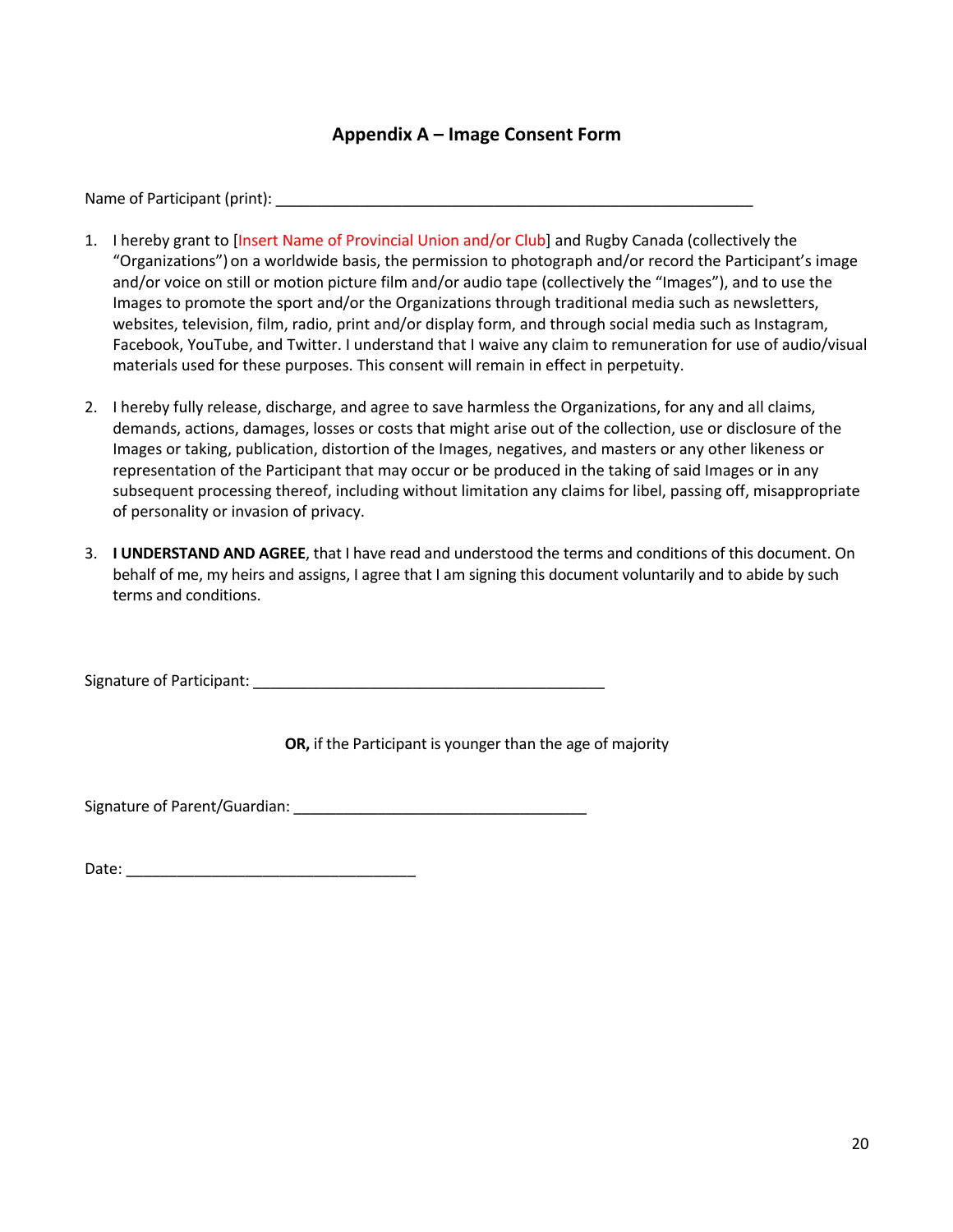## Appendix A – Image Consent Form

Name of Participant (print): ___________________________________________________________

1. I hereby grant to [Insert Name of Provincial Union and/or Club] and Rugby Canada (collectively the "Organizations") on a worldwide basis, the permission to photograph and/or record the Participant's image and/or voice on still or motion picture film and/or audio tape (collectively the "Images"), and to use the Images to promote the sport and/or the Organizations through traditional media such as newsletters, websites, television, film, radio, print and/or display form, and through social media such as Instagram, Facebook, YouTube, and Twitter. I understand that I waive any claim to remuneration for use of audio/visual materials used for these purposes. This consent will remain in effect in perpetuity.

2. I hereby fully release, discharge, and agree to save harmless the Organizations, for any and all claims, demands, actions, damages, losses or costs that might arise out of the collection, use or disclosure of the Images or taking, publication, distortion of the Images, negatives, and masters or any other likeness or representation of the Participant that may occur or be produced in the taking of said Images or in any subsequent processing thereof, including without limitation any claims for libel, passing off, misappropriate of personality or invasion of privacy.

3. **I UNDERSTAND AND AGREE**, that I have read and understood the terms and conditions of this document. On behalf of me, my heirs and assigns, I agree that I am signing this document voluntarily and to abide by such terms and conditions.

Signature of Participant: ____________________________________________

**OR,** if the Participant is younger than the age of majority

Signature of Parent/Guardian: ____________________________________

Date: ___________________________________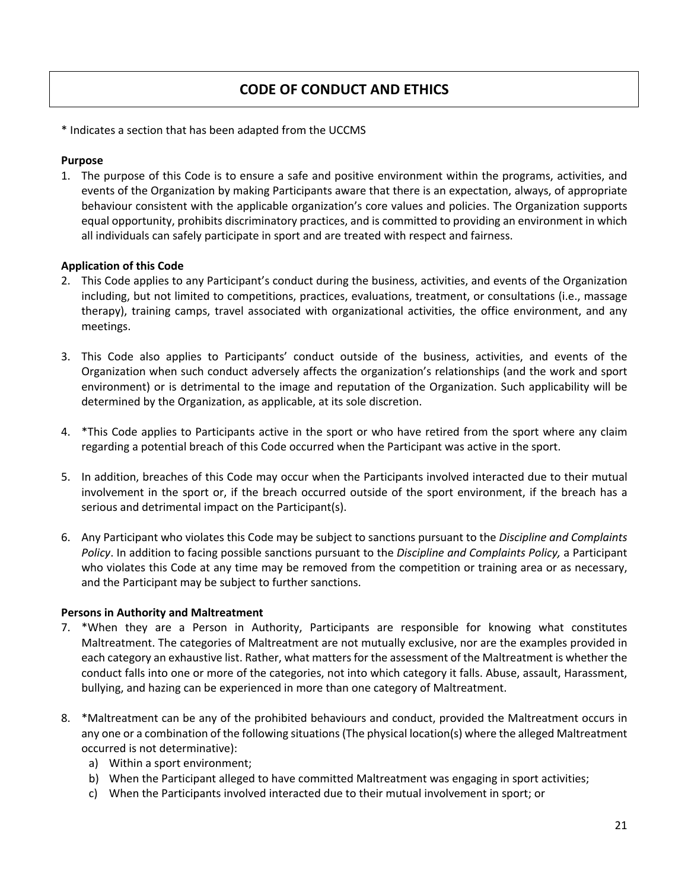# CODE OF CONDUCT AND ETHICS

* Indicates a section that has been adapted from the UCCMS

**Purpose**

1. The purpose of this Code is to ensure a safe and positive environment within the programs, activities, and events of the Organization by making Participants aware that there is an expectation, always, of appropriate behaviour consistent with the applicable organization's core values and policies. The Organization supports equal opportunity, prohibits discriminatory practices, and is committed to providing an environment in which all individuals can safely participate in sport and are treated with respect and fairness.

**Application of this Code**

2. This Code applies to any Participant's conduct during the business, activities, and events of the Organization including, but not limited to competitions, practices, evaluations, treatment, or consultations (i.e., massage therapy), training camps, travel associated with organizational activities, the office environment, and any meetings.

3. This Code also applies to Participants' conduct outside of the business, activities, and events of the Organization when such conduct adversely affects the organization's relationships (and the work and sport environment) or is detrimental to the image and reputation of the Organization. Such applicability will be determined by the Organization, as applicable, at its sole discretion.

4. *This Code applies to Participants active in the sport or who have retired from the sport where any claim regarding a potential breach of this Code occurred when the Participant was active in the sport.

5. In addition, breaches of this Code may occur when the Participants involved interacted due to their mutual involvement in the sport or, if the breach occurred outside of the sport environment, if the breach has a serious and detrimental impact on the Participant(s).

6. Any Participant who violates this Code may be subject to sanctions pursuant to the *Discipline and Complaints Policy*. In addition to facing possible sanctions pursuant to the *Discipline and Complaints Policy,* a Participant who violates this Code at any time may be removed from the competition or training area or as necessary, and the Participant may be subject to further sanctions.

**Persons in Authority and Maltreatment**

7. *When they are a Person in Authority, Participants are responsible for knowing what constitutes Maltreatment. The categories of Maltreatment are not mutually exclusive, nor are the examples provided in each category an exhaustive list. Rather, what matters for the assessment of the Maltreatment is whether the conduct falls into one or more of the categories, not into which category it falls. Abuse, assault, Harassment, bullying, and hazing can be experienced in more than one category of Maltreatment.

8. *Maltreatment can be any of the prohibited behaviours and conduct, provided the Maltreatment occurs in any one or a combination of the following situations (The physical location(s) where the alleged Maltreatment occurred is not determinative):
   a) Within a sport environment;
   b) When the Participant alleged to have committed Maltreatment was engaging in sport activities;
   c) When the Participants involved interacted due to their mutual involvement in sport; or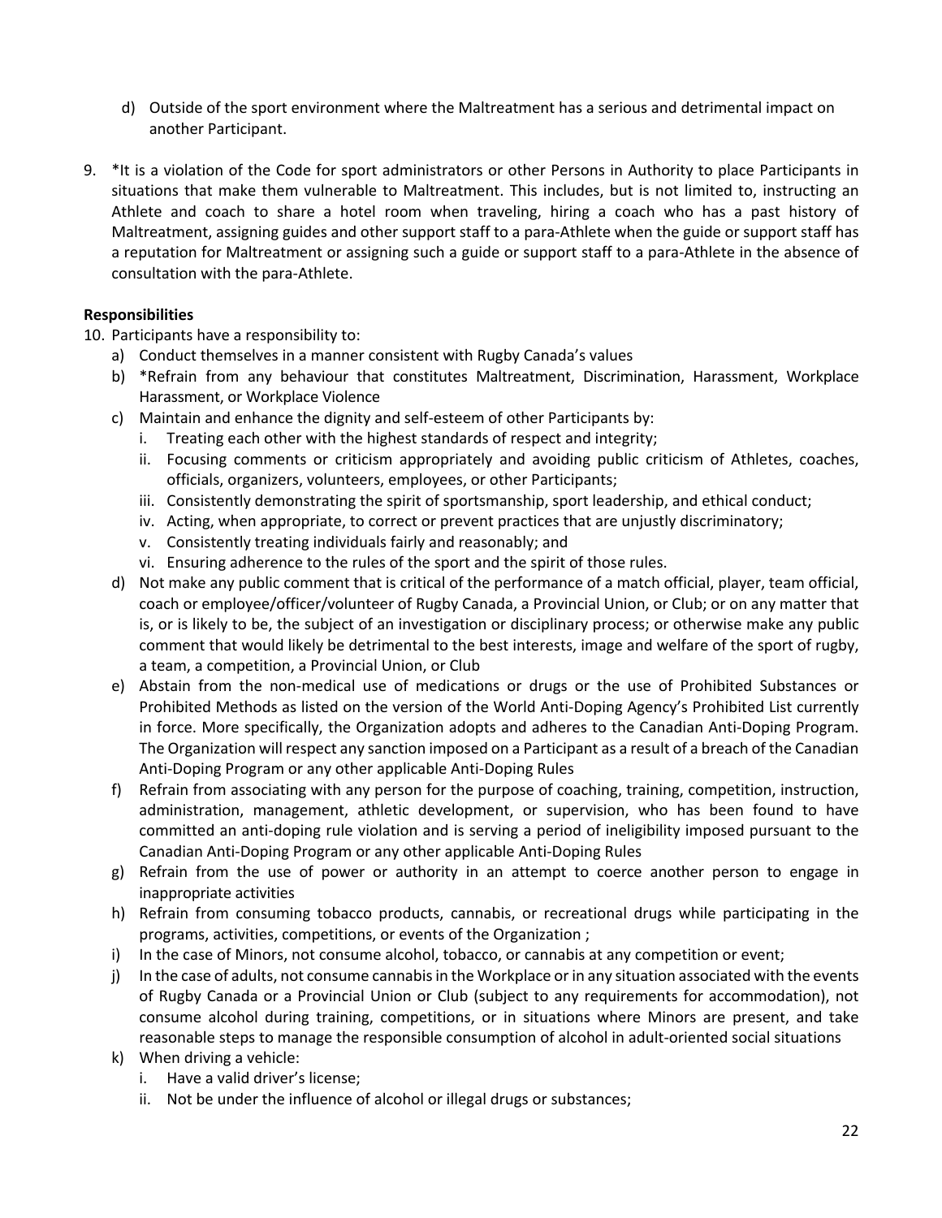d) Outside of the sport environment where the Maltreatment has a serious and detrimental impact on another Participant.

9. *It is a violation of the Code for sport administrators or other Persons in Authority to place Participants in situations that make them vulnerable to Maltreatment. This includes, but is not limited to, instructing an Athlete and coach to share a hotel room when traveling, hiring a coach who has a past history of Maltreatment, assigning guides and other support staff to a para-Athlete when the guide or support staff has a reputation for Maltreatment or assigning such a guide or support staff to a para-Athlete in the absence of consultation with the para-Athlete.

**Responsibilities**

10. Participants have a responsibility to:
    a) Conduct themselves in a manner consistent with Rugby Canada's values
    b) *Refrain from any behaviour that constitutes Maltreatment, Discrimination, Harassment, Workplace Harassment, or Workplace Violence
    c) Maintain and enhance the dignity and self-esteem of other Participants by:
        i. Treating each other with the highest standards of respect and integrity;
        ii. Focusing comments or criticism appropriately and avoiding public criticism of Athletes, coaches, officials, organizers, volunteers, employees, or other Participants;
        iii. Consistently demonstrating the spirit of sportsmanship, sport leadership, and ethical conduct;
        iv. Acting, when appropriate, to correct or prevent practices that are unjustly discriminatory;
        v. Consistently treating individuals fairly and reasonably; and
        vi. Ensuring adherence to the rules of the sport and the spirit of those rules.
    d) Not make any public comment that is critical of the performance of a match official, player, team official, coach or employee/officer/volunteer of Rugby Canada, a Provincial Union, or Club; or on any matter that is, or is likely to be, the subject of an investigation or disciplinary process; or otherwise make any public comment that would likely be detrimental to the best interests, image and welfare of the sport of rugby, a team, a competition, a Provincial Union, or Club
    e) Abstain from the non-medical use of medications or drugs or the use of Prohibited Substances or Prohibited Methods as listed on the version of the World Anti-Doping Agency's Prohibited List currently in force. More specifically, the Organization adopts and adheres to the Canadian Anti-Doping Program. The Organization will respect any sanction imposed on a Participant as a result of a breach of the Canadian Anti-Doping Program or any other applicable Anti-Doping Rules
    f) Refrain from associating with any person for the purpose of coaching, training, competition, instruction, administration, management, athletic development, or supervision, who has been found to have committed an anti-doping rule violation and is serving a period of ineligibility imposed pursuant to the Canadian Anti-Doping Program or any other applicable Anti-Doping Rules
    g) Refrain from the use of power or authority in an attempt to coerce another person to engage in inappropriate activities
    h) Refrain from consuming tobacco products, cannabis, or recreational drugs while participating in the programs, activities, competitions, or events of the Organization ;
    i) In the case of Minors, not consume alcohol, tobacco, or cannabis at any competition or event;
    j) In the case of adults, not consume cannabis in the Workplace or in any situation associated with the events of Rugby Canada or a Provincial Union or Club (subject to any requirements for accommodation), not consume alcohol during training, competitions, or in situations where Minors are present, and take reasonable steps to manage the responsible consumption of alcohol in adult-oriented social situations
    k) When driving a vehicle:
        i. Have a valid driver's license;
        ii. Not be under the influence of alcohol or illegal drugs or substances;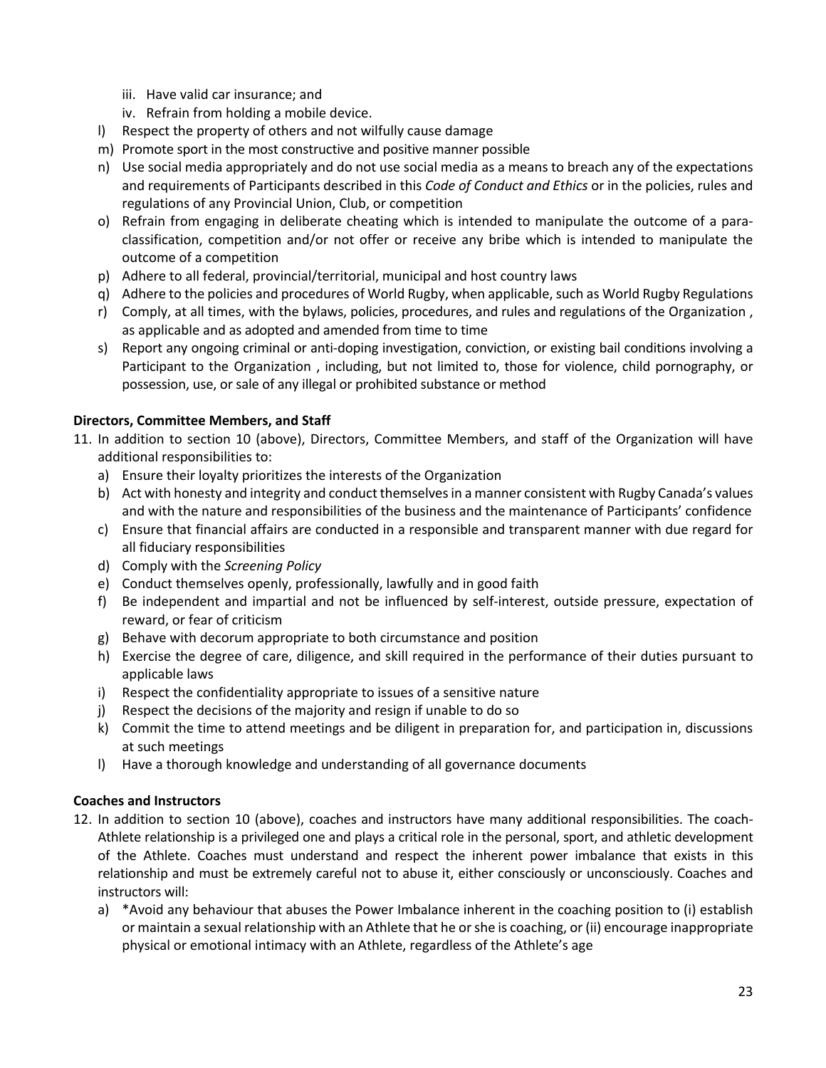- iii. Have valid car insurance; and
   - iv. Refrain from holding a mobile device.
- l) Respect the property of others and not wilfully cause damage
- m) Promote sport in the most constructive and positive manner possible
- n) Use social media appropriately and do not use social media as a means to breach any of the expectations and requirements of Participants described in this *Code of Conduct and Ethics* or in the policies, rules and regulations of any Provincial Union, Club, or competition
- o) Refrain from engaging in deliberate cheating which is intended to manipulate the outcome of a para-classification, competition and/or not offer or receive any bribe which is intended to manipulate the outcome of a competition
- p) Adhere to all federal, provincial/territorial, municipal and host country laws
- q) Adhere to the policies and procedures of World Rugby, when applicable, such as World Rugby Regulations
- r) Comply, at all times, with the bylaws, policies, procedures, and rules and regulations of the Organization , as applicable and as adopted and amended from time to time
- s) Report any ongoing criminal or anti-doping investigation, conviction, or existing bail conditions involving a Participant to the Organization , including, but not limited to, those for violence, child pornography, or possession, use, or sale of any illegal or prohibited substance or method

**Directors, Committee Members, and Staff**

11. In addition to section 10 (above), Directors, Committee Members, and staff of the Organization will have additional responsibilities to:
    - a) Ensure their loyalty prioritizes the interests of the Organization
    - b) Act with honesty and integrity and conduct themselves in a manner consistent with Rugby Canada's values and with the nature and responsibilities of the business and the maintenance of Participants' confidence
    - c) Ensure that financial affairs are conducted in a responsible and transparent manner with due regard for all fiduciary responsibilities
    - d) Comply with the *Screening Policy*
    - e) Conduct themselves openly, professionally, lawfully and in good faith
    - f) Be independent and impartial and not be influenced by self-interest, outside pressure, expectation of reward, or fear of criticism
    - g) Behave with decorum appropriate to both circumstance and position
    - h) Exercise the degree of care, diligence, and skill required in the performance of their duties pursuant to applicable laws
    - i) Respect the confidentiality appropriate to issues of a sensitive nature
    - j) Respect the decisions of the majority and resign if unable to do so
    - k) Commit the time to attend meetings and be diligent in preparation for, and participation in, discussions at such meetings
    - l) Have a thorough knowledge and understanding of all governance documents

**Coaches and Instructors**

12. In addition to section 10 (above), coaches and instructors have many additional responsibilities. The coach-Athlete relationship is a privileged one and plays a critical role in the personal, sport, and athletic development of the Athlete. Coaches must understand and respect the inherent power imbalance that exists in this relationship and must be extremely careful not to abuse it, either consciously or unconsciously. Coaches and instructors will:
    - a) *Avoid any behaviour that abuses the Power Imbalance inherent in the coaching position to (i) establish or maintain a sexual relationship with an Athlete that he or she is coaching, or (ii) encourage inappropriate physical or emotional intimacy with an Athlete, regardless of the Athlete's age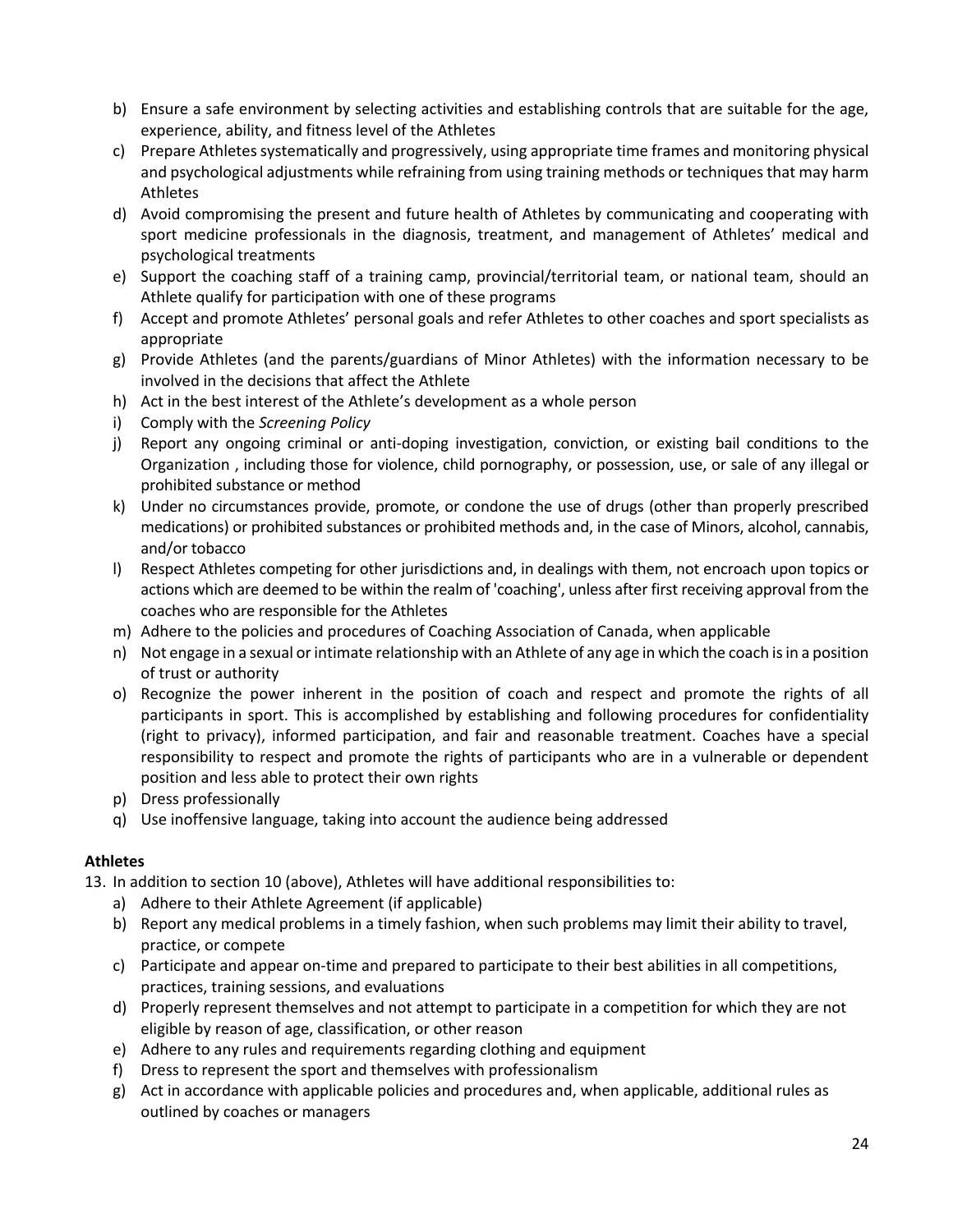b) Ensure a safe environment by selecting activities and establishing controls that are suitable for the age, experience, ability, and fitness level of the Athletes
c) Prepare Athletes systematically and progressively, using appropriate time frames and monitoring physical and psychological adjustments while refraining from using training methods or techniques that may harm Athletes
d) Avoid compromising the present and future health of Athletes by communicating and cooperating with sport medicine professionals in the diagnosis, treatment, and management of Athletes' medical and psychological treatments
e) Support the coaching staff of a training camp, provincial/territorial team, or national team, should an Athlete qualify for participation with one of these programs
f) Accept and promote Athletes' personal goals and refer Athletes to other coaches and sport specialists as appropriate
g) Provide Athletes (and the parents/guardians of Minor Athletes) with the information necessary to be involved in the decisions that affect the Athlete
h) Act in the best interest of the Athlete's development as a whole person
i) Comply with the *Screening Policy*
j) Report any ongoing criminal or anti-doping investigation, conviction, or existing bail conditions to the Organization , including those for violence, child pornography, or possession, use, or sale of any illegal or prohibited substance or method
k) Under no circumstances provide, promote, or condone the use of drugs (other than properly prescribed medications) or prohibited substances or prohibited methods and, in the case of Minors, alcohol, cannabis, and/or tobacco
l) Respect Athletes competing for other jurisdictions and, in dealings with them, not encroach upon topics or actions which are deemed to be within the realm of 'coaching', unless after first receiving approval from the coaches who are responsible for the Athletes
m) Adhere to the policies and procedures of Coaching Association of Canada, when applicable
n) Not engage in a sexual or intimate relationship with an Athlete of any age in which the coach is in a position of trust or authority
o) Recognize the power inherent in the position of coach and respect and promote the rights of all participants in sport. This is accomplished by establishing and following procedures for confidentiality (right to privacy), informed participation, and fair and reasonable treatment. Coaches have a special responsibility to respect and promote the rights of participants who are in a vulnerable or dependent position and less able to protect their own rights
p) Dress professionally
q) Use inoffensive language, taking into account the audience being addressed

**Athletes**

13. In addition to section 10 (above), Athletes will have additional responsibilities to:
    a) Adhere to their Athlete Agreement (if applicable)
    b) Report any medical problems in a timely fashion, when such problems may limit their ability to travel, practice, or compete
    c) Participate and appear on-time and prepared to participate to their best abilities in all competitions, practices, training sessions, and evaluations
    d) Properly represent themselves and not attempt to participate in a competition for which they are not eligible by reason of age, classification, or other reason
    e) Adhere to any rules and requirements regarding clothing and equipment
    f) Dress to represent the sport and themselves with professionalism
    g) Act in accordance with applicable policies and procedures and, when applicable, additional rules as outlined by coaches or managers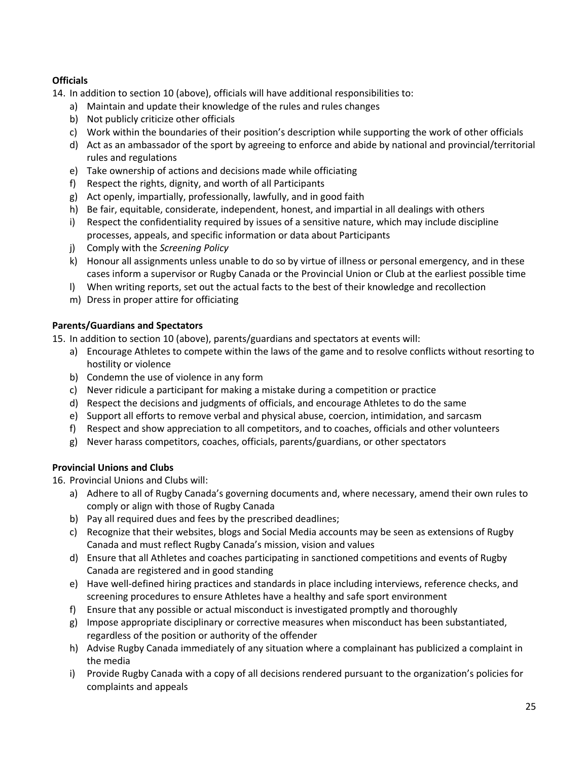**Officials**

14. In addition to section 10 (above), officials will have additional responsibilities to:
    a) Maintain and update their knowledge of the rules and rules changes
    b) Not publicly criticize other officials
    c) Work within the boundaries of their position's description while supporting the work of other officials
    d) Act as an ambassador of the sport by agreeing to enforce and abide by national and provincial/territorial rules and regulations
    e) Take ownership of actions and decisions made while officiating
    f) Respect the rights, dignity, and worth of all Participants
    g) Act openly, impartially, professionally, lawfully, and in good faith
    h) Be fair, equitable, considerate, independent, honest, and impartial in all dealings with others
    i) Respect the confidentiality required by issues of a sensitive nature, which may include discipline processes, appeals, and specific information or data about Participants
    j) Comply with the *Screening Policy*
    k) Honour all assignments unless unable to do so by virtue of illness or personal emergency, and in these cases inform a supervisor or Rugby Canada or the Provincial Union or Club at the earliest possible time
    l) When writing reports, set out the actual facts to the best of their knowledge and recollection
    m) Dress in proper attire for officiating

**Parents/Guardians and Spectators**

15. In addition to section 10 (above), parents/guardians and spectators at events will:
    a) Encourage Athletes to compete within the laws of the game and to resolve conflicts without resorting to hostility or violence
    b) Condemn the use of violence in any form
    c) Never ridicule a participant for making a mistake during a competition or practice
    d) Respect the decisions and judgments of officials, and encourage Athletes to do the same
    e) Support all efforts to remove verbal and physical abuse, coercion, intimidation, and sarcasm
    f) Respect and show appreciation to all competitors, and to coaches, officials and other volunteers
    g) Never harass competitors, coaches, officials, parents/guardians, or other spectators

**Provincial Unions and Clubs**

16. Provincial Unions and Clubs will:
    a) Adhere to all of Rugby Canada's governing documents and, where necessary, amend their own rules to comply or align with those of Rugby Canada
    b) Pay all required dues and fees by the prescribed deadlines;
    c) Recognize that their websites, blogs and Social Media accounts may be seen as extensions of Rugby Canada and must reflect Rugby Canada's mission, vision and values
    d) Ensure that all Athletes and coaches participating in sanctioned competitions and events of Rugby Canada are registered and in good standing
    e) Have well-defined hiring practices and standards in place including interviews, reference checks, and screening procedures to ensure Athletes have a healthy and safe sport environment
    f) Ensure that any possible or actual misconduct is investigated promptly and thoroughly
    g) Impose appropriate disciplinary or corrective measures when misconduct has been substantiated, regardless of the position or authority of the offender
    h) Advise Rugby Canada immediately of any situation where a complainant has publicized a complaint in the media
    i) Provide Rugby Canada with a copy of all decisions rendered pursuant to the organization's policies for complaints and appeals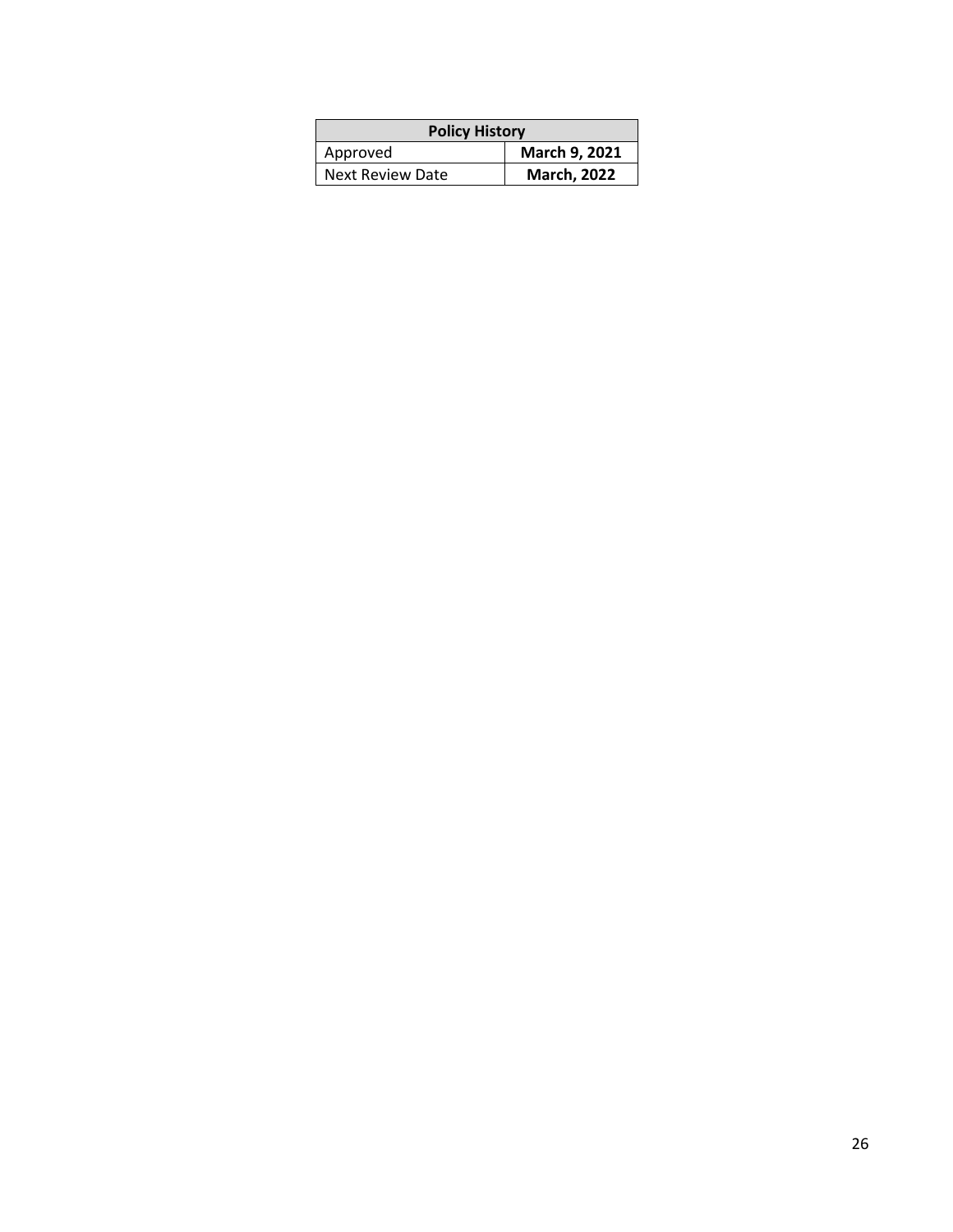| Policy History | |
|---|---|
| Approved | **March 9, 2021** |
| Next Review Date | **March, 2022** |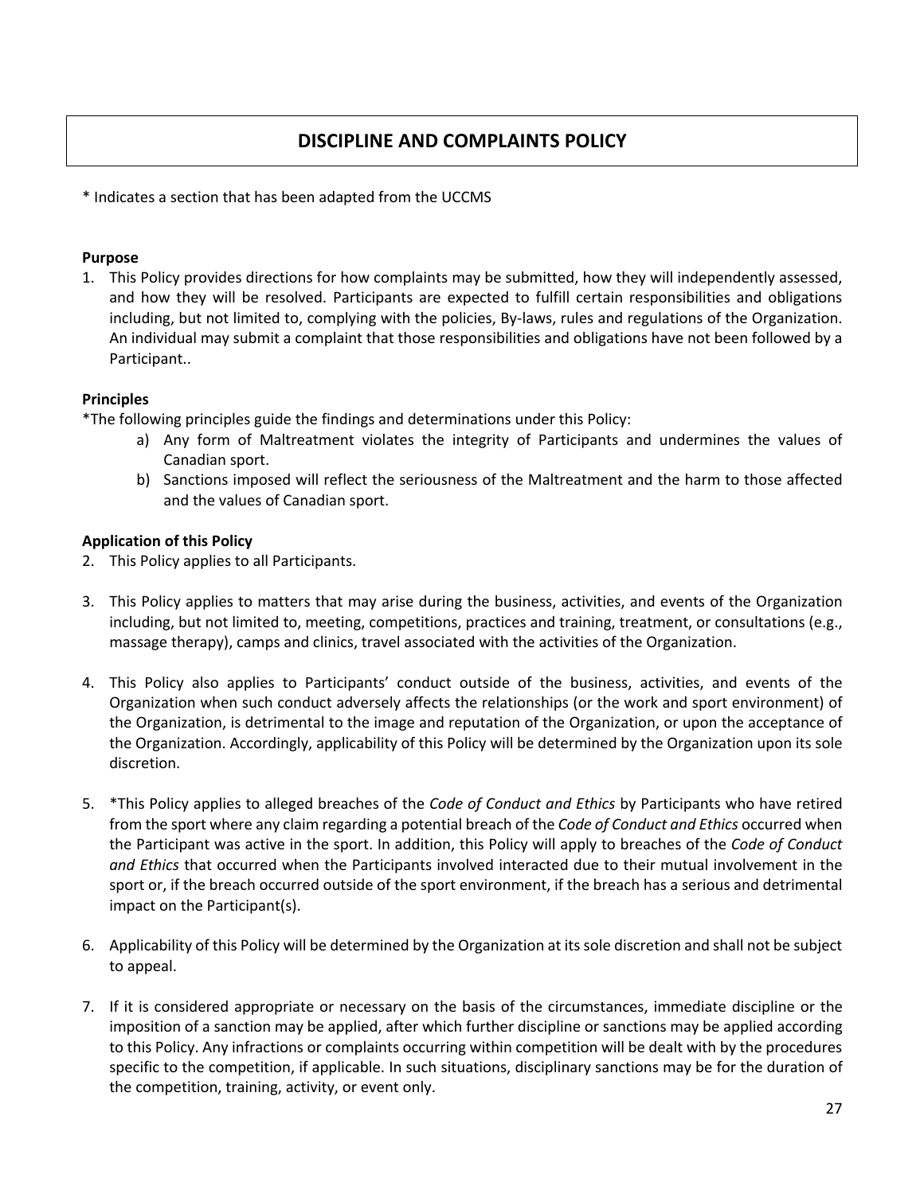# DISCIPLINE AND COMPLAINTS POLICY

* Indicates a section that has been adapted from the UCCMS

**Purpose**

1. This Policy provides directions for how complaints may be submitted, how they will independently assessed, and how they will be resolved. Participants are expected to fulfill certain responsibilities and obligations including, but not limited to, complying with the policies, By-laws, rules and regulations of the Organization. An individual may submit a complaint that those responsibilities and obligations have not been followed by a Participant..

**Principles**

*The following principles guide the findings and determinations under this Policy:

a) Any form of Maltreatment violates the integrity of Participants and undermines the values of Canadian sport.
b) Sanctions imposed will reflect the seriousness of the Maltreatment and the harm to those affected and the values of Canadian sport.

**Application of this Policy**

2. This Policy applies to all Participants.

3. This Policy applies to matters that may arise during the business, activities, and events of the Organization including, but not limited to, meeting, competitions, practices and training, treatment, or consultations (e.g., massage therapy), camps and clinics, travel associated with the activities of the Organization.

4. This Policy also applies to Participants' conduct outside of the business, activities, and events of the Organization when such conduct adversely affects the relationships (or the work and sport environment) of the Organization, is detrimental to the image and reputation of the Organization, or upon the acceptance of the Organization. Accordingly, applicability of this Policy will be determined by the Organization upon its sole discretion.

5. *This Policy applies to alleged breaches of the *Code of Conduct and Ethics* by Participants who have retired from the sport where any claim regarding a potential breach of the *Code of Conduct and Ethics* occurred when the Participant was active in the sport. In addition, this Policy will apply to breaches of the *Code of Conduct and Ethics* that occurred when the Participants involved interacted due to their mutual involvement in the sport or, if the breach occurred outside of the sport environment, if the breach has a serious and detrimental impact on the Participant(s).

6. Applicability of this Policy will be determined by the Organization at its sole discretion and shall not be subject to appeal.

7. If it is considered appropriate or necessary on the basis of the circumstances, immediate discipline or the imposition of a sanction may be applied, after which further discipline or sanctions may be applied according to this Policy. Any infractions or complaints occurring within competition will be dealt with by the procedures specific to the competition, if applicable. In such situations, disciplinary sanctions may be for the duration of the competition, training, activity, or event only.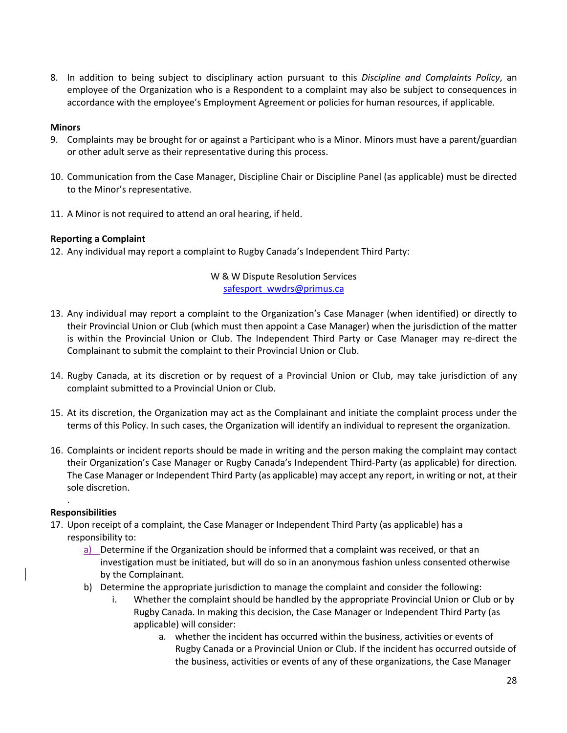8. In addition to being subject to disciplinary action pursuant to this *Discipline and Complaints Policy*, an employee of the Organization who is a Respondent to a complaint may also be subject to consequences in accordance with the employee's Employment Agreement or policies for human resources, if applicable.

**Minors**

9. Complaints may be brought for or against a Participant who is a Minor. Minors must have a parent/guardian or other adult serve as their representative during this process.

10. Communication from the Case Manager, Discipline Chair or Discipline Panel (as applicable) must be directed to the Minor's representative.

11. A Minor is not required to attend an oral hearing, if held.

**Reporting a Complaint**

12. Any individual may report a complaint to Rugby Canada's Independent Third Party:

W & W Dispute Resolution Services
safesport_wwdrs@primus.ca

13. Any individual may report a complaint to the Organization's Case Manager (when identified) or directly to their Provincial Union or Club (which must then appoint a Case Manager) when the jurisdiction of the matter is within the Provincial Union or Club. The Independent Third Party or Case Manager may re-direct the Complainant to submit the complaint to their Provincial Union or Club.

14. Rugby Canada, at its discretion or by request of a Provincial Union or Club, may take jurisdiction of any complaint submitted to a Provincial Union or Club.

15. At its discretion, the Organization may act as the Complainant and initiate the complaint process under the terms of this Policy. In such cases, the Organization will identify an individual to represent the organization.

16. Complaints or incident reports should be made in writing and the person making the complaint may contact their Organization's Case Manager or Rugby Canada's Independent Third-Party (as applicable) for direction. The Case Manager or Independent Third Party (as applicable) may accept any report, in writing or not, at their sole discretion.

**Responsibilities**

17. Upon receipt of a complaint, the Case Manager or Independent Third Party (as applicable) has a responsibility to:
    a) Determine if the Organization should be informed that a complaint was received, or that an investigation must be initiated, but will do so in an anonymous fashion unless consented otherwise by the Complainant.
    b) Determine the appropriate jurisdiction to manage the complaint and consider the following:
        i. Whether the complaint should be handled by the appropriate Provincial Union or Club or by Rugby Canada. In making this decision, the Case Manager or Independent Third Party (as applicable) will consider:
            a. whether the incident has occurred within the business, activities or events of Rugby Canada or a Provincial Union or Club. If the incident has occurred outside of the business, activities or events of any of these organizations, the Case Manager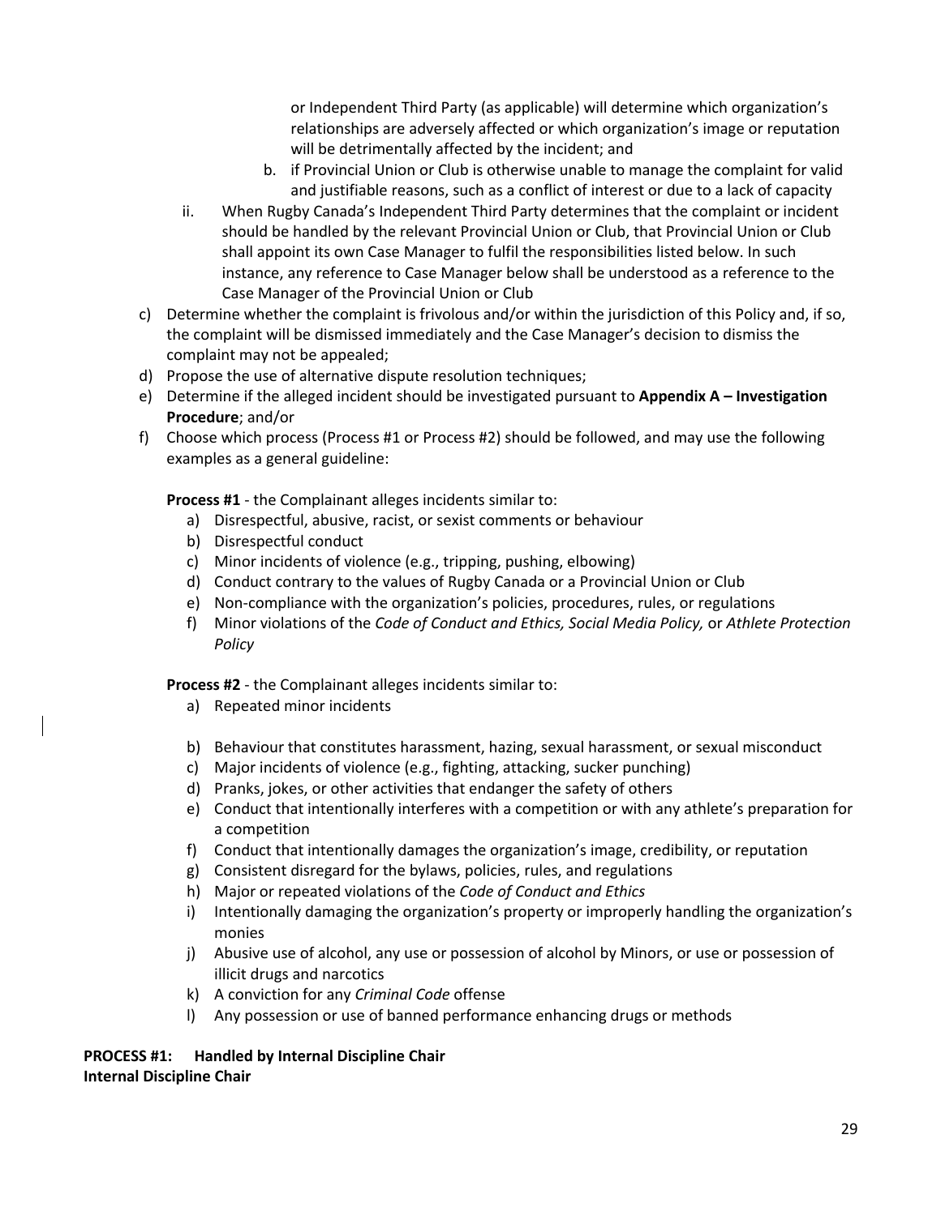or Independent Third Party (as applicable) will determine which organization's relationships are adversely affected or which organization's image or reputation will be detrimentally affected by the incident; and

    b. if Provincial Union or Club is otherwise unable to manage the complaint for valid and justifiable reasons, such as a conflict of interest or due to a lack of capacity

  ii. When Rugby Canada's Independent Third Party determines that the complaint or incident should be handled by the relevant Provincial Union or Club, that Provincial Union or Club shall appoint its own Case Manager to fulfil the responsibilities listed below. In such instance, any reference to Case Manager below shall be understood as a reference to the Case Manager of the Provincial Union or Club

c) Determine whether the complaint is frivolous and/or within the jurisdiction of this Policy and, if so, the complaint will be dismissed immediately and the Case Manager's decision to dismiss the complaint may not be appealed;

d) Propose the use of alternative dispute resolution techniques;

e) Determine if the alleged incident should be investigated pursuant to **Appendix A – Investigation Procedure**; and/or

f) Choose which process (Process #1 or Process #2) should be followed, and may use the following examples as a general guideline:

**Process #1** - the Complainant alleges incidents similar to:

a) Disrespectful, abusive, racist, or sexist comments or behaviour
b) Disrespectful conduct
c) Minor incidents of violence (e.g., tripping, pushing, elbowing)
d) Conduct contrary to the values of Rugby Canada or a Provincial Union or Club
e) Non-compliance with the organization's policies, procedures, rules, or regulations
f) Minor violations of the *Code of Conduct and Ethics, Social Media Policy,* or *Athlete Protection Policy*

**Process #2** - the Complainant alleges incidents similar to:

a) Repeated minor incidents
b) Behaviour that constitutes harassment, hazing, sexual harassment, or sexual misconduct
c) Major incidents of violence (e.g., fighting, attacking, sucker punching)
d) Pranks, jokes, or other activities that endanger the safety of others
e) Conduct that intentionally interferes with a competition or with any athlete's preparation for a competition
f) Conduct that intentionally damages the organization's image, credibility, or reputation
g) Consistent disregard for the bylaws, policies, rules, and regulations
h) Major or repeated violations of the *Code of Conduct and Ethics*
i) Intentionally damaging the organization's property or improperly handling the organization's monies
j) Abusive use of alcohol, any use or possession of alcohol by Minors, or use or possession of illicit drugs and narcotics
k) A conviction for any *Criminal Code* offense
l) Any possession or use of banned performance enhancing drugs or methods

**PROCESS #1: Handled by Internal Discipline Chair**
**Internal Discipline Chair**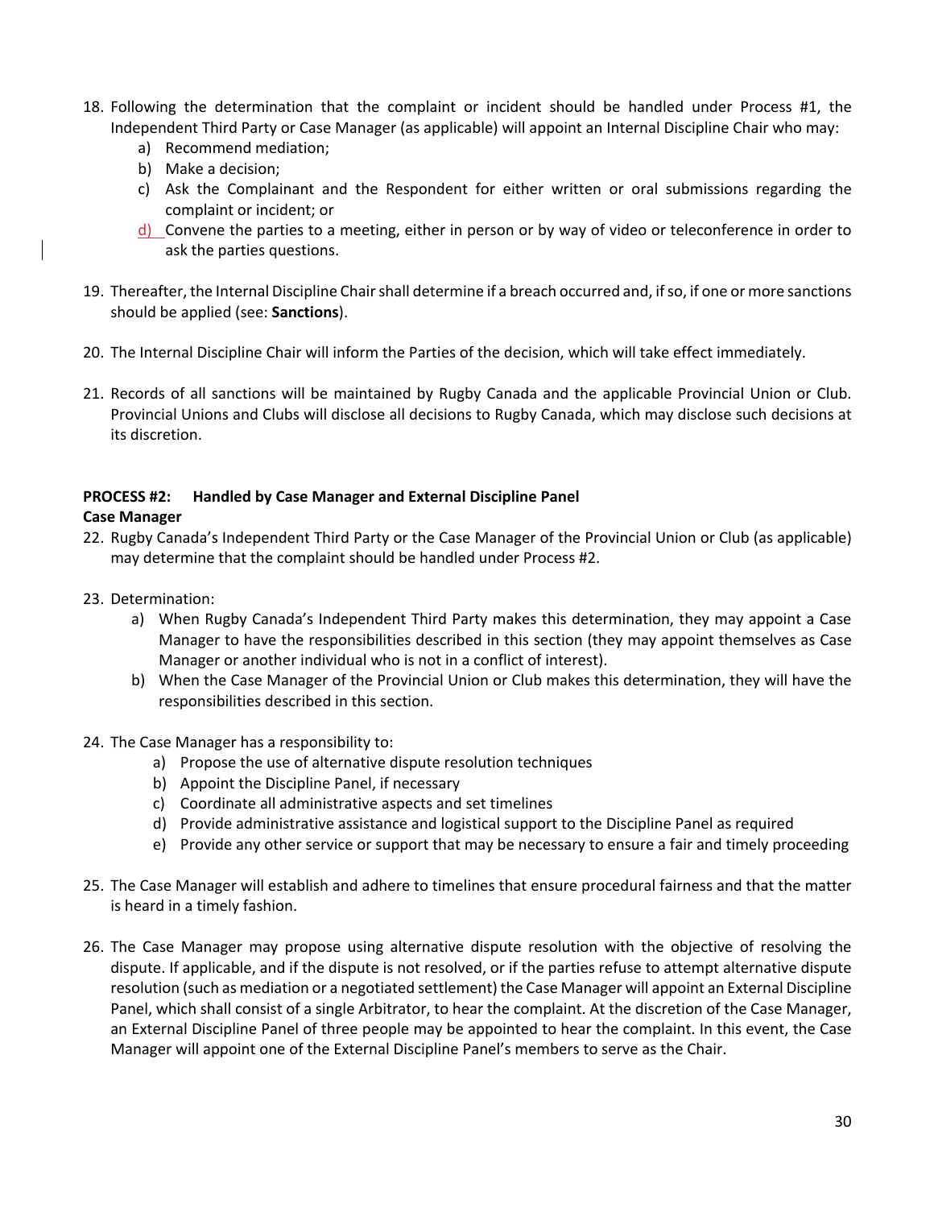18. Following the determination that the complaint or incident should be handled under Process #1, the Independent Third Party or Case Manager (as applicable) will appoint an Internal Discipline Chair who may:
    a) Recommend mediation;
    b) Make a decision;
    c) Ask the Complainant and the Respondent for either written or oral submissions regarding the complaint or incident; or
    d) Convene the parties to a meeting, either in person or by way of video or teleconference in order to ask the parties questions.

19. Thereafter, the Internal Discipline Chair shall determine if a breach occurred and, if so, if one or more sanctions should be applied (see: **Sanctions**).

20. The Internal Discipline Chair will inform the Parties of the decision, which will take effect immediately.

21. Records of all sanctions will be maintained by Rugby Canada and the applicable Provincial Union or Club. Provincial Unions and Clubs will disclose all decisions to Rugby Canada, which may disclose such decisions at its discretion.

**PROCESS #2: Handled by Case Manager and External Discipline Panel**

**Case Manager**

22. Rugby Canada's Independent Third Party or the Case Manager of the Provincial Union or Club (as applicable) may determine that the complaint should be handled under Process #2.

23. Determination:
    a) When Rugby Canada's Independent Third Party makes this determination, they may appoint a Case Manager to have the responsibilities described in this section (they may appoint themselves as Case Manager or another individual who is not in a conflict of interest).
    b) When the Case Manager of the Provincial Union or Club makes this determination, they will have the responsibilities described in this section.

24. The Case Manager has a responsibility to:
    a) Propose the use of alternative dispute resolution techniques
    b) Appoint the Discipline Panel, if necessary
    c) Coordinate all administrative aspects and set timelines
    d) Provide administrative assistance and logistical support to the Discipline Panel as required
    e) Provide any other service or support that may be necessary to ensure a fair and timely proceeding

25. The Case Manager will establish and adhere to timelines that ensure procedural fairness and that the matter is heard in a timely fashion.

26. The Case Manager may propose using alternative dispute resolution with the objective of resolving the dispute. If applicable, and if the dispute is not resolved, or if the parties refuse to attempt alternative dispute resolution (such as mediation or a negotiated settlement) the Case Manager will appoint an External Discipline Panel, which shall consist of a single Arbitrator, to hear the complaint. At the discretion of the Case Manager, an External Discipline Panel of three people may be appointed to hear the complaint. In this event, the Case Manager will appoint one of the External Discipline Panel's members to serve as the Chair.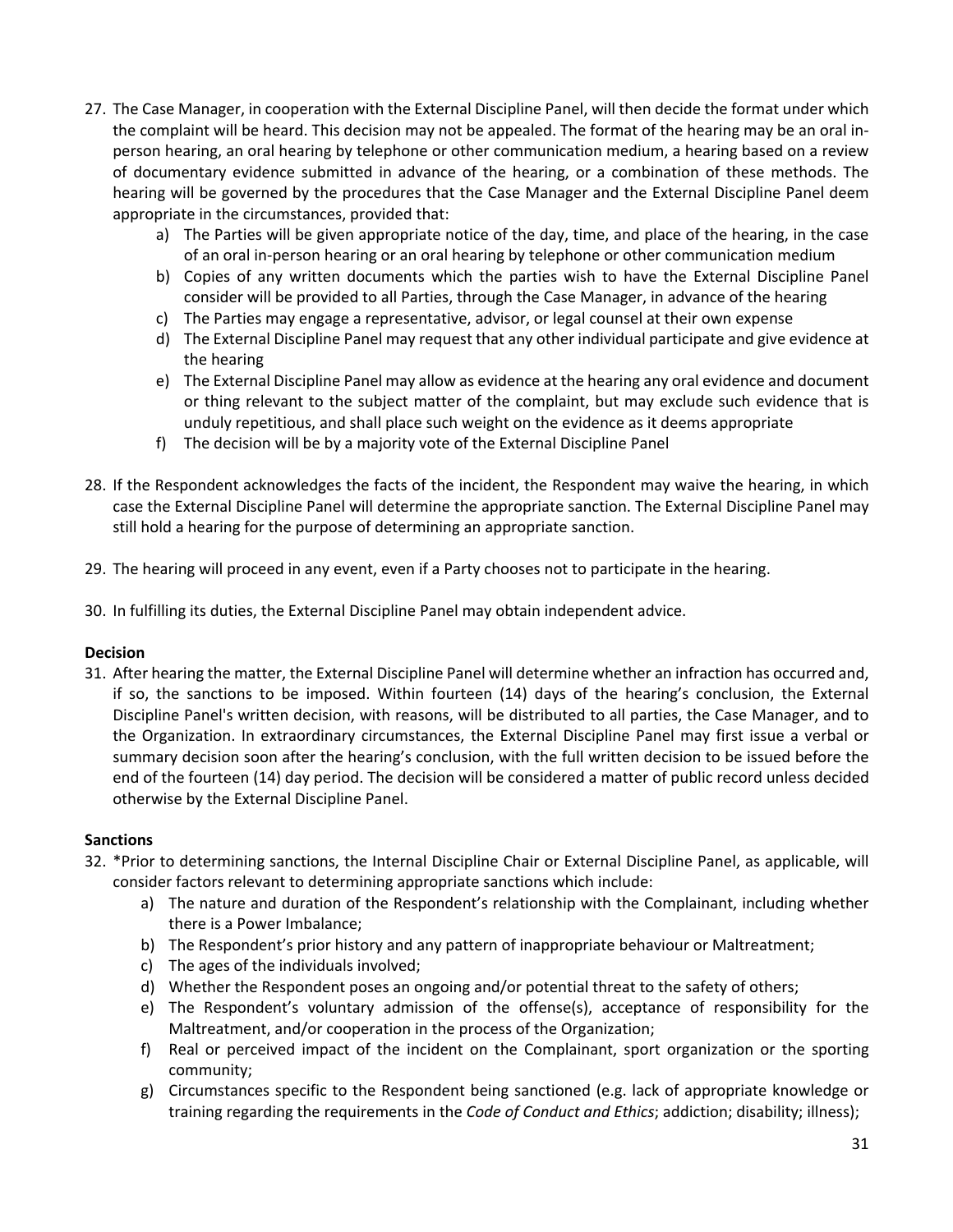27. The Case Manager, in cooperation with the External Discipline Panel, will then decide the format under which the complaint will be heard. This decision may not be appealed. The format of the hearing may be an oral in-person hearing, an oral hearing by telephone or other communication medium, a hearing based on a review of documentary evidence submitted in advance of the hearing, or a combination of these methods. The hearing will be governed by the procedures that the Case Manager and the External Discipline Panel deem appropriate in the circumstances, provided that:
    a) The Parties will be given appropriate notice of the day, time, and place of the hearing, in the case of an oral in-person hearing or an oral hearing by telephone or other communication medium
    b) Copies of any written documents which the parties wish to have the External Discipline Panel consider will be provided to all Parties, through the Case Manager, in advance of the hearing
    c) The Parties may engage a representative, advisor, or legal counsel at their own expense
    d) The External Discipline Panel may request that any other individual participate and give evidence at the hearing
    e) The External Discipline Panel may allow as evidence at the hearing any oral evidence and document or thing relevant to the subject matter of the complaint, but may exclude such evidence that is unduly repetitious, and shall place such weight on the evidence as it deems appropriate
    f) The decision will be by a majority vote of the External Discipline Panel

28. If the Respondent acknowledges the facts of the incident, the Respondent may waive the hearing, in which case the External Discipline Panel will determine the appropriate sanction. The External Discipline Panel may still hold a hearing for the purpose of determining an appropriate sanction.

29. The hearing will proceed in any event, even if a Party chooses not to participate in the hearing.

30. In fulfilling its duties, the External Discipline Panel may obtain independent advice.

**Decision**

31. After hearing the matter, the External Discipline Panel will determine whether an infraction has occurred and, if so, the sanctions to be imposed. Within fourteen (14) days of the hearing's conclusion, the External Discipline Panel's written decision, with reasons, will be distributed to all parties, the Case Manager, and to the Organization. In extraordinary circumstances, the External Discipline Panel may first issue a verbal or summary decision soon after the hearing's conclusion, with the full written decision to be issued before the end of the fourteen (14) day period. The decision will be considered a matter of public record unless decided otherwise by the External Discipline Panel.

**Sanctions**

32. *Prior to determining sanctions, the Internal Discipline Chair or External Discipline Panel, as applicable, will consider factors relevant to determining appropriate sanctions which include:
    a) The nature and duration of the Respondent's relationship with the Complainant, including whether there is a Power Imbalance;
    b) The Respondent's prior history and any pattern of inappropriate behaviour or Maltreatment;
    c) The ages of the individuals involved;
    d) Whether the Respondent poses an ongoing and/or potential threat to the safety of others;
    e) The Respondent's voluntary admission of the offense(s), acceptance of responsibility for the Maltreatment, and/or cooperation in the process of the Organization;
    f) Real or perceived impact of the incident on the Complainant, sport organization or the sporting community;
    g) Circumstances specific to the Respondent being sanctioned (e.g. lack of appropriate knowledge or training regarding the requirements in the *Code of Conduct and Ethics*; addiction; disability; illness);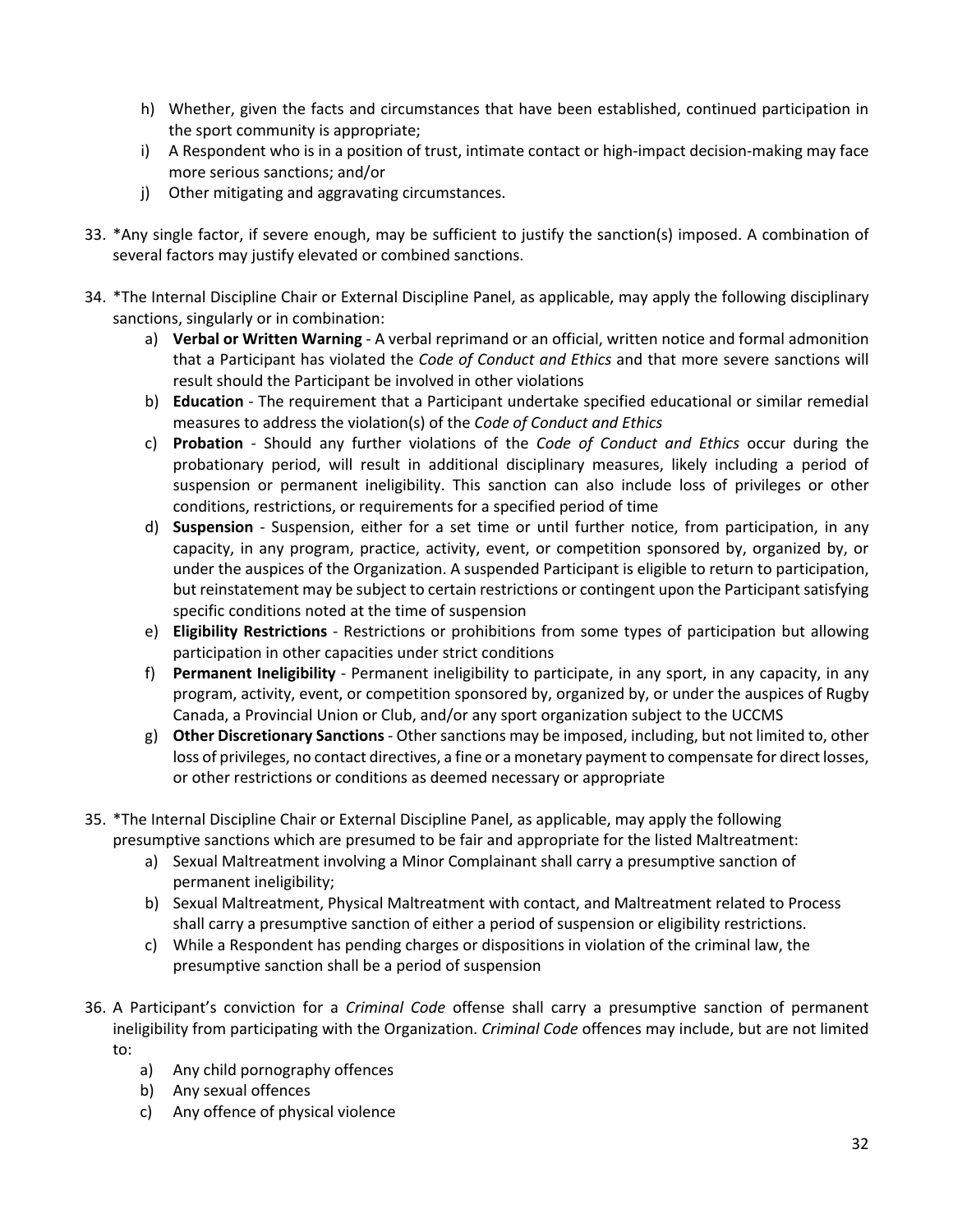h) Whether, given the facts and circumstances that have been established, continued participation in the sport community is appropriate;
i) A Respondent who is in a position of trust, intimate contact or high-impact decision-making may face more serious sanctions; and/or
j) Other mitigating and aggravating circumstances.

33. *Any single factor, if severe enough, may be sufficient to justify the sanction(s) imposed. A combination of several factors may justify elevated or combined sanctions.

34. *The Internal Discipline Chair or External Discipline Panel, as applicable, may apply the following disciplinary sanctions, singularly or in combination:
    a) **Verbal or Written Warning** - A verbal reprimand or an official, written notice and formal admonition that a Participant has violated the *Code of Conduct and Ethics* and that more severe sanctions will result should the Participant be involved in other violations
    b) **Education** - The requirement that a Participant undertake specified educational or similar remedial measures to address the violation(s) of the *Code of Conduct and Ethics*
    c) **Probation** - Should any further violations of the *Code of Conduct and Ethics* occur during the probationary period, will result in additional disciplinary measures, likely including a period of suspension or permanent ineligibility. This sanction can also include loss of privileges or other conditions, restrictions, or requirements for a specified period of time
    d) **Suspension** - Suspension, either for a set time or until further notice, from participation, in any capacity, in any program, practice, activity, event, or competition sponsored by, organized by, or under the auspices of the Organization. A suspended Participant is eligible to return to participation, but reinstatement may be subject to certain restrictions or contingent upon the Participant satisfying specific conditions noted at the time of suspension
    e) **Eligibility Restrictions** - Restrictions or prohibitions from some types of participation but allowing participation in other capacities under strict conditions
    f) **Permanent Ineligibility** - Permanent ineligibility to participate, in any sport, in any capacity, in any program, activity, event, or competition sponsored by, organized by, or under the auspices of Rugby Canada, a Provincial Union or Club, and/or any sport organization subject to the UCCMS
    g) **Other Discretionary Sanctions** - Other sanctions may be imposed, including, but not limited to, other loss of privileges, no contact directives, a fine or a monetary payment to compensate for direct losses, or other restrictions or conditions as deemed necessary or appropriate

35. *The Internal Discipline Chair or External Discipline Panel, as applicable, may apply the following presumptive sanctions which are presumed to be fair and appropriate for the listed Maltreatment:
    a) Sexual Maltreatment involving a Minor Complainant shall carry a presumptive sanction of permanent ineligibility;
    b) Sexual Maltreatment, Physical Maltreatment with contact, and Maltreatment related to Process shall carry a presumptive sanction of either a period of suspension or eligibility restrictions.
    c) While a Respondent has pending charges or dispositions in violation of the criminal law, the presumptive sanction shall be a period of suspension

36. A Participant's conviction for a *Criminal Code* offense shall carry a presumptive sanction of permanent ineligibility from participating with the Organization. *Criminal Code* offences may include, but are not limited to:
    a) Any child pornography offences
    b) Any sexual offences
    c) Any offence of physical violence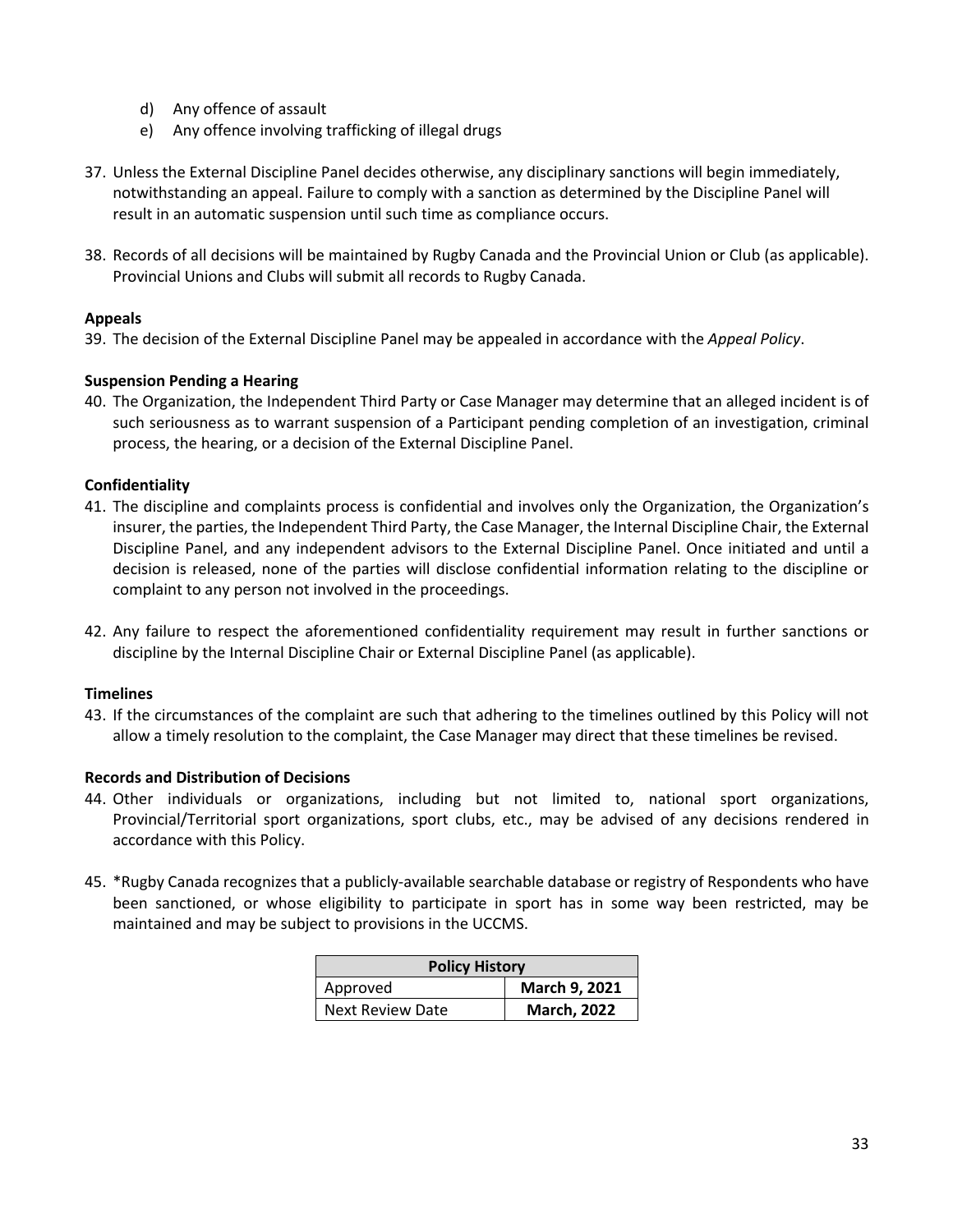d) Any offence of assault
e) Any offence involving trafficking of illegal drugs

37. Unless the External Discipline Panel decides otherwise, any disciplinary sanctions will begin immediately, notwithstanding an appeal. Failure to comply with a sanction as determined by the Discipline Panel will result in an automatic suspension until such time as compliance occurs.

38. Records of all decisions will be maintained by Rugby Canada and the Provincial Union or Club (as applicable). Provincial Unions and Clubs will submit all records to Rugby Canada.

**Appeals**

39. The decision of the External Discipline Panel may be appealed in accordance with the *Appeal Policy*.

**Suspension Pending a Hearing**

40. The Organization, the Independent Third Party or Case Manager may determine that an alleged incident is of such seriousness as to warrant suspension of a Participant pending completion of an investigation, criminal process, the hearing, or a decision of the External Discipline Panel.

**Confidentiality**

41. The discipline and complaints process is confidential and involves only the Organization, the Organization's insurer, the parties, the Independent Third Party, the Case Manager, the Internal Discipline Chair, the External Discipline Panel, and any independent advisors to the External Discipline Panel. Once initiated and until a decision is released, none of the parties will disclose confidential information relating to the discipline or complaint to any person not involved in the proceedings.

42. Any failure to respect the aforementioned confidentiality requirement may result in further sanctions or discipline by the Internal Discipline Chair or External Discipline Panel (as applicable).

**Timelines**

43. If the circumstances of the complaint are such that adhering to the timelines outlined by this Policy will not allow a timely resolution to the complaint, the Case Manager may direct that these timelines be revised.

**Records and Distribution of Decisions**

44. Other individuals or organizations, including but not limited to, national sport organizations, Provincial/Territorial sport organizations, sport clubs, etc., may be advised of any decisions rendered in accordance with this Policy.

45. *Rugby Canada recognizes that a publicly-available searchable database or registry of Respondents who have been sanctioned, or whose eligibility to participate in sport has in some way been restricted, may be maintained and may be subject to provisions in the UCCMS.

| Policy History | |
|---|---|
| Approved | **March 9, 2021** |
| Next Review Date | **March, 2022** |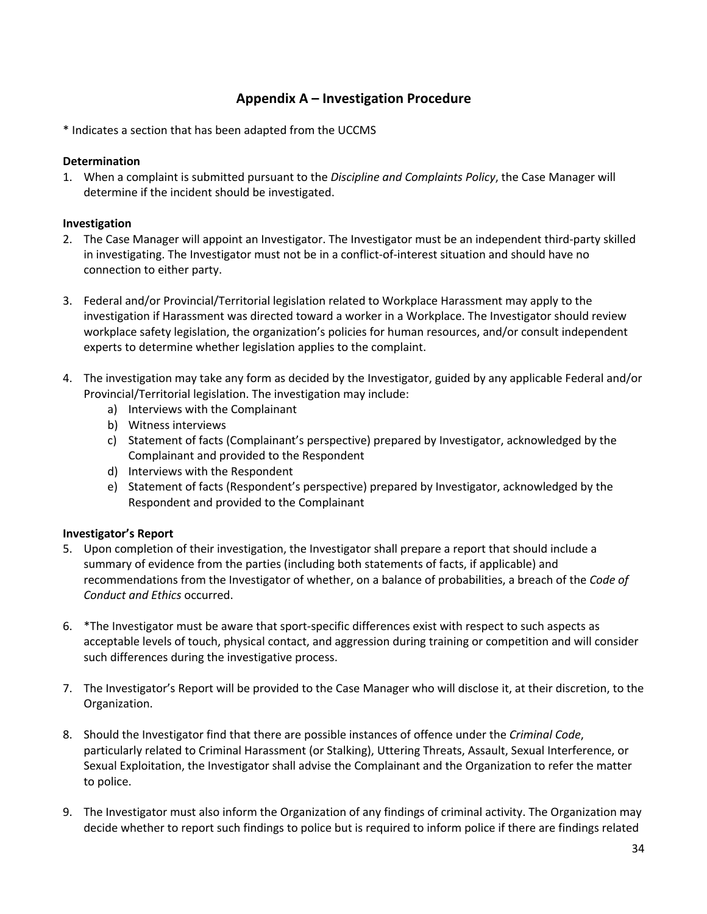# Appendix A – Investigation Procedure

* Indicates a section that has been adapted from the UCCMS

**Determination**

1. When a complaint is submitted pursuant to the *Discipline and Complaints Policy*, the Case Manager will determine if the incident should be investigated.

**Investigation**

2. The Case Manager will appoint an Investigator. The Investigator must be an independent third-party skilled in investigating. The Investigator must not be in a conflict-of-interest situation and should have no connection to either party.

3. Federal and/or Provincial/Territorial legislation related to Workplace Harassment may apply to the investigation if Harassment was directed toward a worker in a Workplace. The Investigator should review workplace safety legislation, the organization's policies for human resources, and/or consult independent experts to determine whether legislation applies to the complaint.

4. The investigation may take any form as decided by the Investigator, guided by any applicable Federal and/or Provincial/Territorial legislation. The investigation may include:
   a) Interviews with the Complainant
   b) Witness interviews
   c) Statement of facts (Complainant's perspective) prepared by Investigator, acknowledged by the Complainant and provided to the Respondent
   d) Interviews with the Respondent
   e) Statement of facts (Respondent's perspective) prepared by Investigator, acknowledged by the Respondent and provided to the Complainant

**Investigator's Report**

5. Upon completion of their investigation, the Investigator shall prepare a report that should include a summary of evidence from the parties (including both statements of facts, if applicable) and recommendations from the Investigator of whether, on a balance of probabilities, a breach of the *Code of Conduct and Ethics* occurred.

6. *The Investigator must be aware that sport-specific differences exist with respect to such aspects as acceptable levels of touch, physical contact, and aggression during training or competition and will consider such differences during the investigative process.

7. The Investigator's Report will be provided to the Case Manager who will disclose it, at their discretion, to the Organization.

8. Should the Investigator find that there are possible instances of offence under the *Criminal Code*, particularly related to Criminal Harassment (or Stalking), Uttering Threats, Assault, Sexual Interference, or Sexual Exploitation, the Investigator shall advise the Complainant and the Organization to refer the matter to police.

9. The Investigator must also inform the Organization of any findings of criminal activity. The Organization may decide whether to report such findings to police but is required to inform police if there are findings related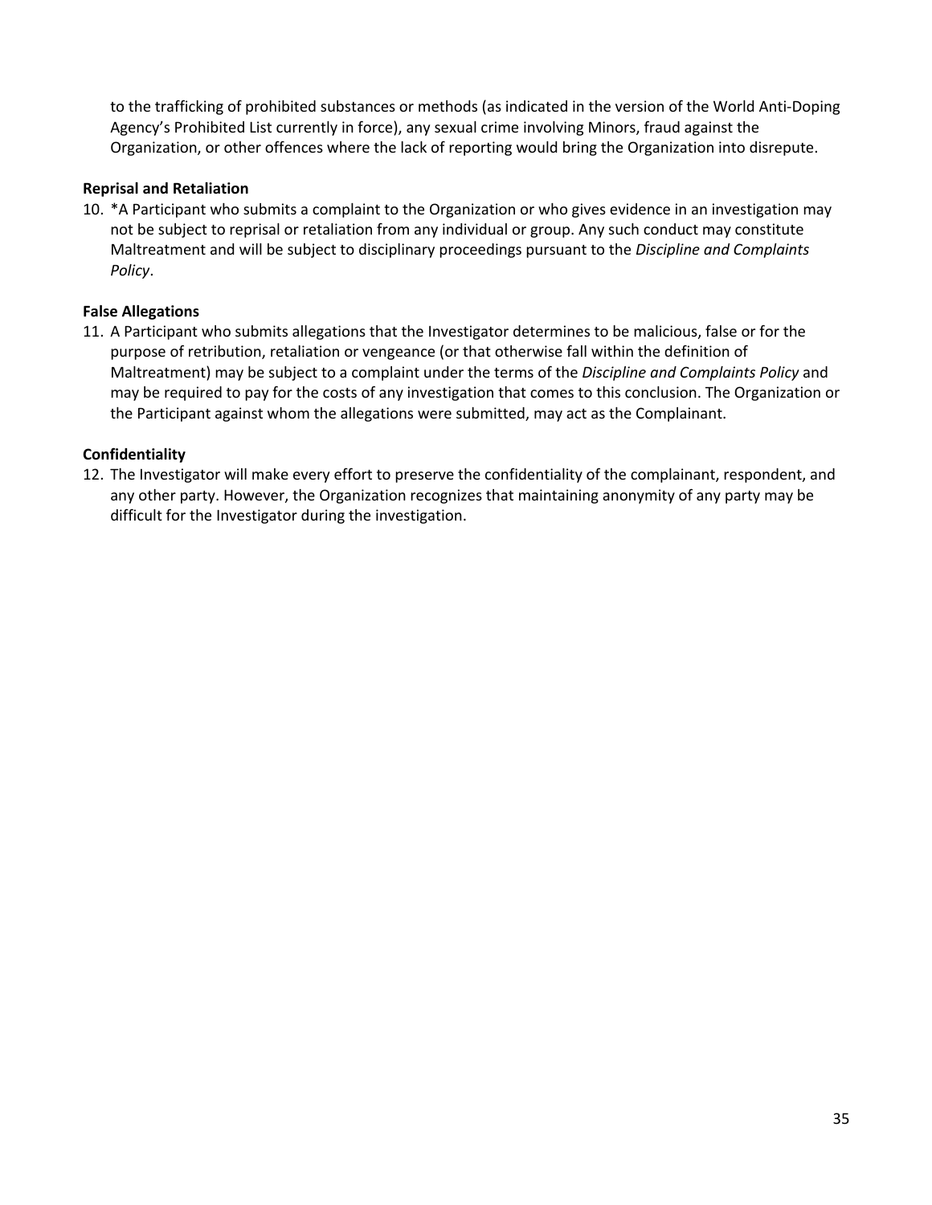to the trafficking of prohibited substances or methods (as indicated in the version of the World Anti-Doping Agency's Prohibited List currently in force), any sexual crime involving Minors, fraud against the Organization, or other offences where the lack of reporting would bring the Organization into disrepute.

**Reprisal and Retaliation**

10. *A Participant who submits a complaint to the Organization or who gives evidence in an investigation may not be subject to reprisal or retaliation from any individual or group. Any such conduct may constitute Maltreatment and will be subject to disciplinary proceedings pursuant to the *Discipline and Complaints Policy*.

**False Allegations**

11. A Participant who submits allegations that the Investigator determines to be malicious, false or for the purpose of retribution, retaliation or vengeance (or that otherwise fall within the definition of Maltreatment) may be subject to a complaint under the terms of the *Discipline and Complaints Policy* and may be required to pay for the costs of any investigation that comes to this conclusion. The Organization or the Participant against whom the allegations were submitted, may act as the Complainant.

**Confidentiality**

12. The Investigator will make every effort to preserve the confidentiality of the complainant, respondent, and any other party. However, the Organization recognizes that maintaining anonymity of any party may be difficult for the Investigator during the investigation.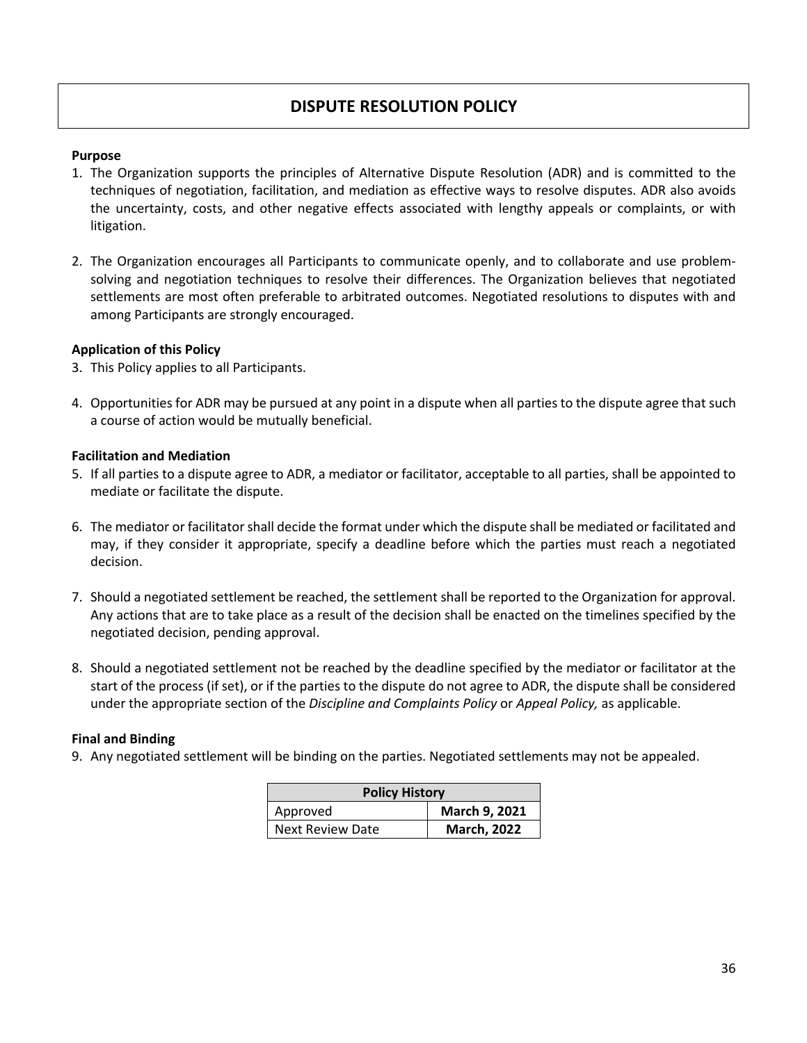# DISPUTE RESOLUTION POLICY

**Purpose**

1. The Organization supports the principles of Alternative Dispute Resolution (ADR) and is committed to the techniques of negotiation, facilitation, and mediation as effective ways to resolve disputes. ADR also avoids the uncertainty, costs, and other negative effects associated with lengthy appeals or complaints, or with litigation.

2. The Organization encourages all Participants to communicate openly, and to collaborate and use problem-solving and negotiation techniques to resolve their differences. The Organization believes that negotiated settlements are most often preferable to arbitrated outcomes. Negotiated resolutions to disputes with and among Participants are strongly encouraged.

**Application of this Policy**

3. This Policy applies to all Participants.

4. Opportunities for ADR may be pursued at any point in a dispute when all parties to the dispute agree that such a course of action would be mutually beneficial.

**Facilitation and Mediation**

5. If all parties to a dispute agree to ADR, a mediator or facilitator, acceptable to all parties, shall be appointed to mediate or facilitate the dispute.

6. The mediator or facilitator shall decide the format under which the dispute shall be mediated or facilitated and may, if they consider it appropriate, specify a deadline before which the parties must reach a negotiated decision.

7. Should a negotiated settlement be reached, the settlement shall be reported to the Organization for approval. Any actions that are to take place as a result of the decision shall be enacted on the timelines specified by the negotiated decision, pending approval.

8. Should a negotiated settlement not be reached by the deadline specified by the mediator or facilitator at the start of the process (if set), or if the parties to the dispute do not agree to ADR, the dispute shall be considered under the appropriate section of the *Discipline and Complaints Policy* or *Appeal Policy,* as applicable.

**Final and Binding**

9. Any negotiated settlement will be binding on the parties. Negotiated settlements may not be appealed.

| Policy History | |
|---|---|
| Approved | **March 9, 2021** |
| Next Review Date | **March, 2022** |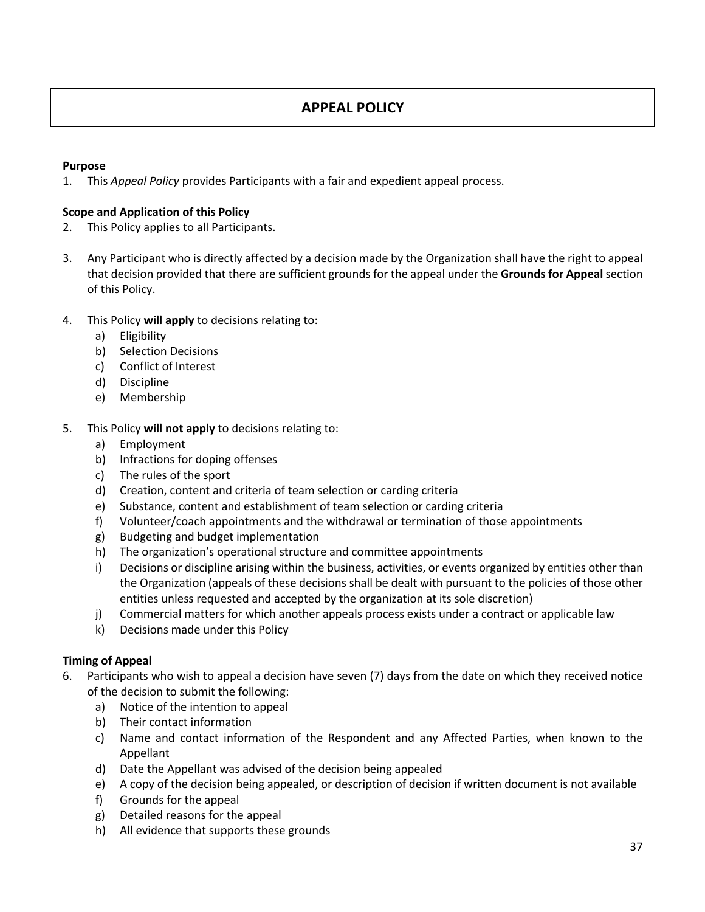# APPEAL POLICY

**Purpose**

1. This *Appeal Policy* provides Participants with a fair and expedient appeal process.

**Scope and Application of this Policy**

2. This Policy applies to all Participants.

3. Any Participant who is directly affected by a decision made by the Organization shall have the right to appeal that decision provided that there are sufficient grounds for the appeal under the **Grounds for Appeal** section of this Policy.

4. This Policy **will apply** to decisions relating to:
   a) Eligibility
   b) Selection Decisions
   c) Conflict of Interest
   d) Discipline
   e) Membership

5. This Policy **will not apply** to decisions relating to:
   a) Employment
   b) Infractions for doping offenses
   c) The rules of the sport
   d) Creation, content and criteria of team selection or carding criteria
   e) Substance, content and establishment of team selection or carding criteria
   f) Volunteer/coach appointments and the withdrawal or termination of those appointments
   g) Budgeting and budget implementation
   h) The organization's operational structure and committee appointments
   i) Decisions or discipline arising within the business, activities, or events organized by entities other than the Organization (appeals of these decisions shall be dealt with pursuant to the policies of those other entities unless requested and accepted by the organization at its sole discretion)
   j) Commercial matters for which another appeals process exists under a contract or applicable law
   k) Decisions made under this Policy

**Timing of Appeal**

6. Participants who wish to appeal a decision have seven (7) days from the date on which they received notice of the decision to submit the following:
   a) Notice of the intention to appeal
   b) Their contact information
   c) Name and contact information of the Respondent and any Affected Parties, when known to the Appellant
   d) Date the Appellant was advised of the decision being appealed
   e) A copy of the decision being appealed, or description of decision if written document is not available
   f) Grounds for the appeal
   g) Detailed reasons for the appeal
   h) All evidence that supports these grounds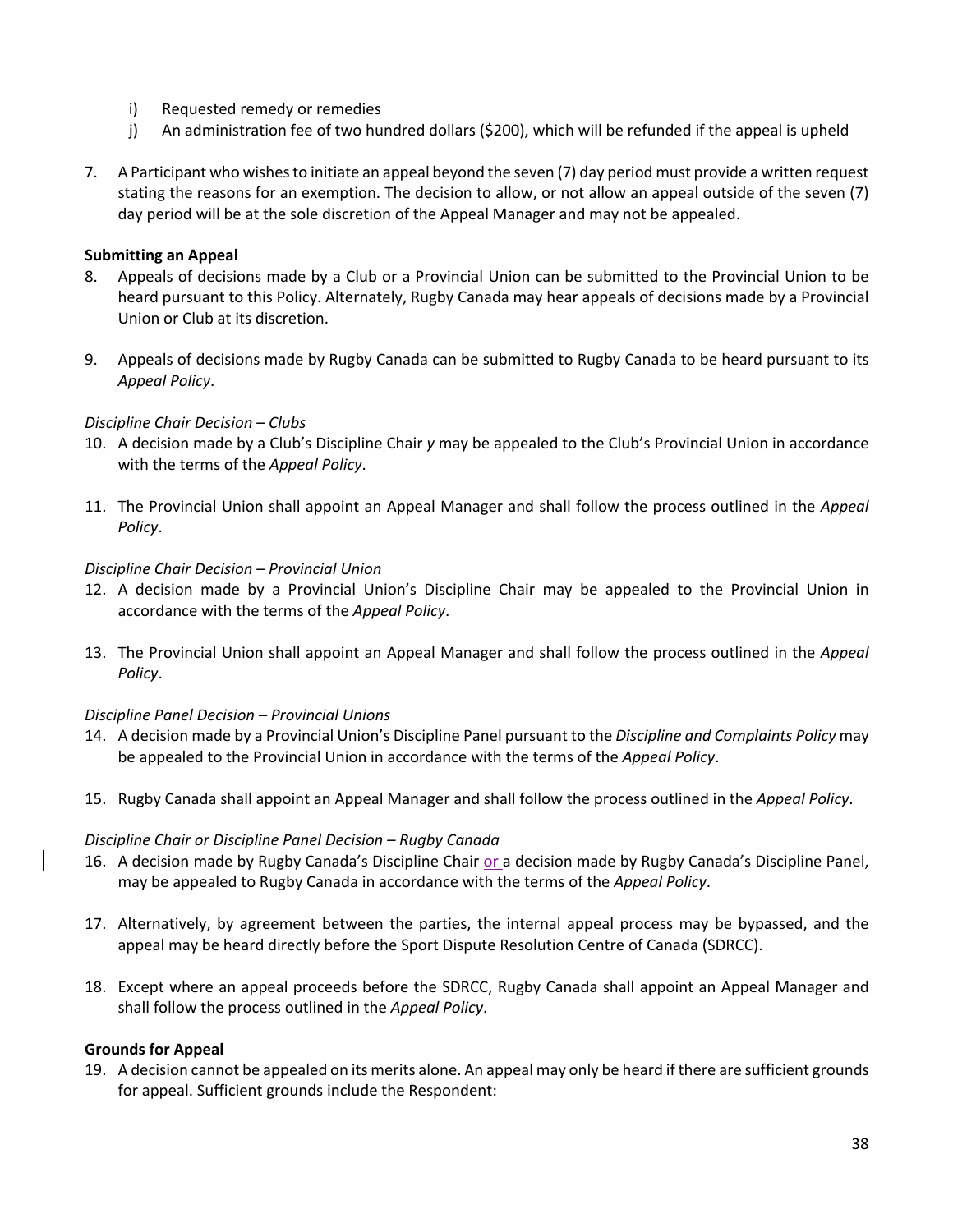i) Requested remedy or remedies
j) An administration fee of two hundred dollars ($200), which will be refunded if the appeal is upheld

7. A Participant who wishes to initiate an appeal beyond the seven (7) day period must provide a written request stating the reasons for an exemption. The decision to allow, or not allow an appeal outside of the seven (7) day period will be at the sole discretion of the Appeal Manager and may not be appealed.

**Submitting an Appeal**

8. Appeals of decisions made by a Club or a Provincial Union can be submitted to the Provincial Union to be heard pursuant to this Policy. Alternately, Rugby Canada may hear appeals of decisions made by a Provincial Union or Club at its discretion.

9. Appeals of decisions made by Rugby Canada can be submitted to Rugby Canada to be heard pursuant to its *Appeal Policy*.

*Discipline Chair Decision – Clubs*

10. A decision made by a Club's Discipline Chair *y* may be appealed to the Club's Provincial Union in accordance with the terms of the *Appeal Policy*.

11. The Provincial Union shall appoint an Appeal Manager and shall follow the process outlined in the *Appeal Policy*.

*Discipline Chair Decision – Provincial Union*

12. A decision made by a Provincial Union's Discipline Chair may be appealed to the Provincial Union in accordance with the terms of the *Appeal Policy*.

13. The Provincial Union shall appoint an Appeal Manager and shall follow the process outlined in the *Appeal Policy*.

*Discipline Panel Decision – Provincial Unions*

14. A decision made by a Provincial Union's Discipline Panel pursuant to the *Discipline and Complaints Policy* may be appealed to the Provincial Union in accordance with the terms of the *Appeal Policy*.

15. Rugby Canada shall appoint an Appeal Manager and shall follow the process outlined in the *Appeal Policy*.

*Discipline Chair or Discipline Panel Decision – Rugby Canada*

16. A decision made by Rugby Canada's Discipline Chair or a decision made by Rugby Canada's Discipline Panel, may be appealed to Rugby Canada in accordance with the terms of the *Appeal Policy*.

17. Alternatively, by agreement between the parties, the internal appeal process may be bypassed, and the appeal may be heard directly before the Sport Dispute Resolution Centre of Canada (SDRCC).

18. Except where an appeal proceeds before the SDRCC, Rugby Canada shall appoint an Appeal Manager and shall follow the process outlined in the *Appeal Policy*.

**Grounds for Appeal**

19. A decision cannot be appealed on its merits alone. An appeal may only be heard if there are sufficient grounds for appeal. Sufficient grounds include the Respondent: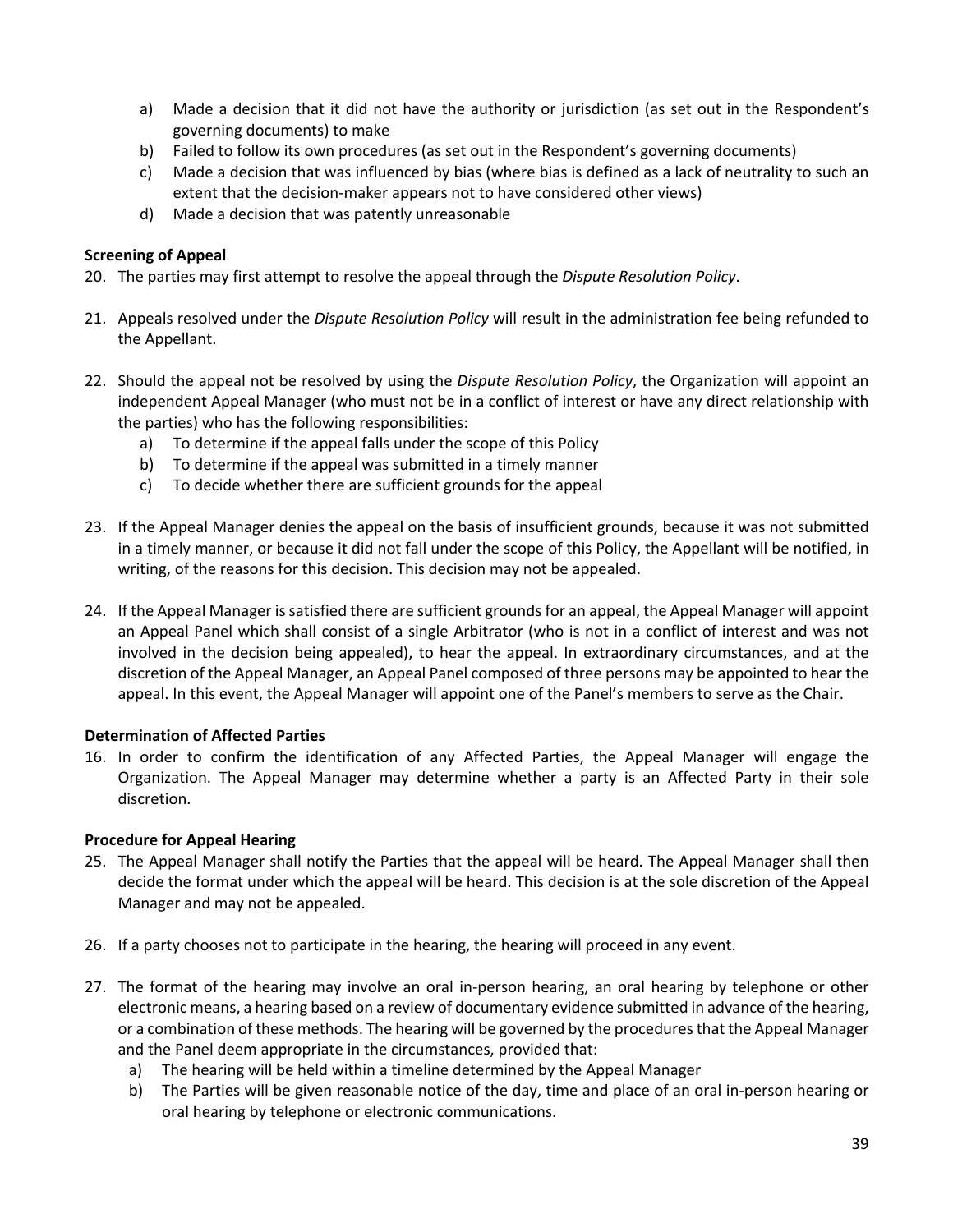a) Made a decision that it did not have the authority or jurisdiction (as set out in the Respondent's governing documents) to make
b) Failed to follow its own procedures (as set out in the Respondent's governing documents)
c) Made a decision that was influenced by bias (where bias is defined as a lack of neutrality to such an extent that the decision-maker appears not to have considered other views)
d) Made a decision that was patently unreasonable

**Screening of Appeal**

20. The parties may first attempt to resolve the appeal through the *Dispute Resolution Policy*.

21. Appeals resolved under the *Dispute Resolution Policy* will result in the administration fee being refunded to the Appellant.

22. Should the appeal not be resolved by using the *Dispute Resolution Policy*, the Organization will appoint an independent Appeal Manager (who must not be in a conflict of interest or have any direct relationship with the parties) who has the following responsibilities:
    a) To determine if the appeal falls under the scope of this Policy
    b) To determine if the appeal was submitted in a timely manner
    c) To decide whether there are sufficient grounds for the appeal

23. If the Appeal Manager denies the appeal on the basis of insufficient grounds, because it was not submitted in a timely manner, or because it did not fall under the scope of this Policy, the Appellant will be notified, in writing, of the reasons for this decision. This decision may not be appealed.

24. If the Appeal Manager is satisfied there are sufficient grounds for an appeal, the Appeal Manager will appoint an Appeal Panel which shall consist of a single Arbitrator (who is not in a conflict of interest and was not involved in the decision being appealed), to hear the appeal. In extraordinary circumstances, and at the discretion of the Appeal Manager, an Appeal Panel composed of three persons may be appointed to hear the appeal. In this event, the Appeal Manager will appoint one of the Panel's members to serve as the Chair.

**Determination of Affected Parties**

16. In order to confirm the identification of any Affected Parties, the Appeal Manager will engage the Organization. The Appeal Manager may determine whether a party is an Affected Party in their sole discretion.

**Procedure for Appeal Hearing**

25. The Appeal Manager shall notify the Parties that the appeal will be heard. The Appeal Manager shall then decide the format under which the appeal will be heard. This decision is at the sole discretion of the Appeal Manager and may not be appealed.

26. If a party chooses not to participate in the hearing, the hearing will proceed in any event.

27. The format of the hearing may involve an oral in-person hearing, an oral hearing by telephone or other electronic means, a hearing based on a review of documentary evidence submitted in advance of the hearing, or a combination of these methods. The hearing will be governed by the procedures that the Appeal Manager and the Panel deem appropriate in the circumstances, provided that:
    a) The hearing will be held within a timeline determined by the Appeal Manager
    b) The Parties will be given reasonable notice of the day, time and place of an oral in-person hearing or oral hearing by telephone or electronic communications.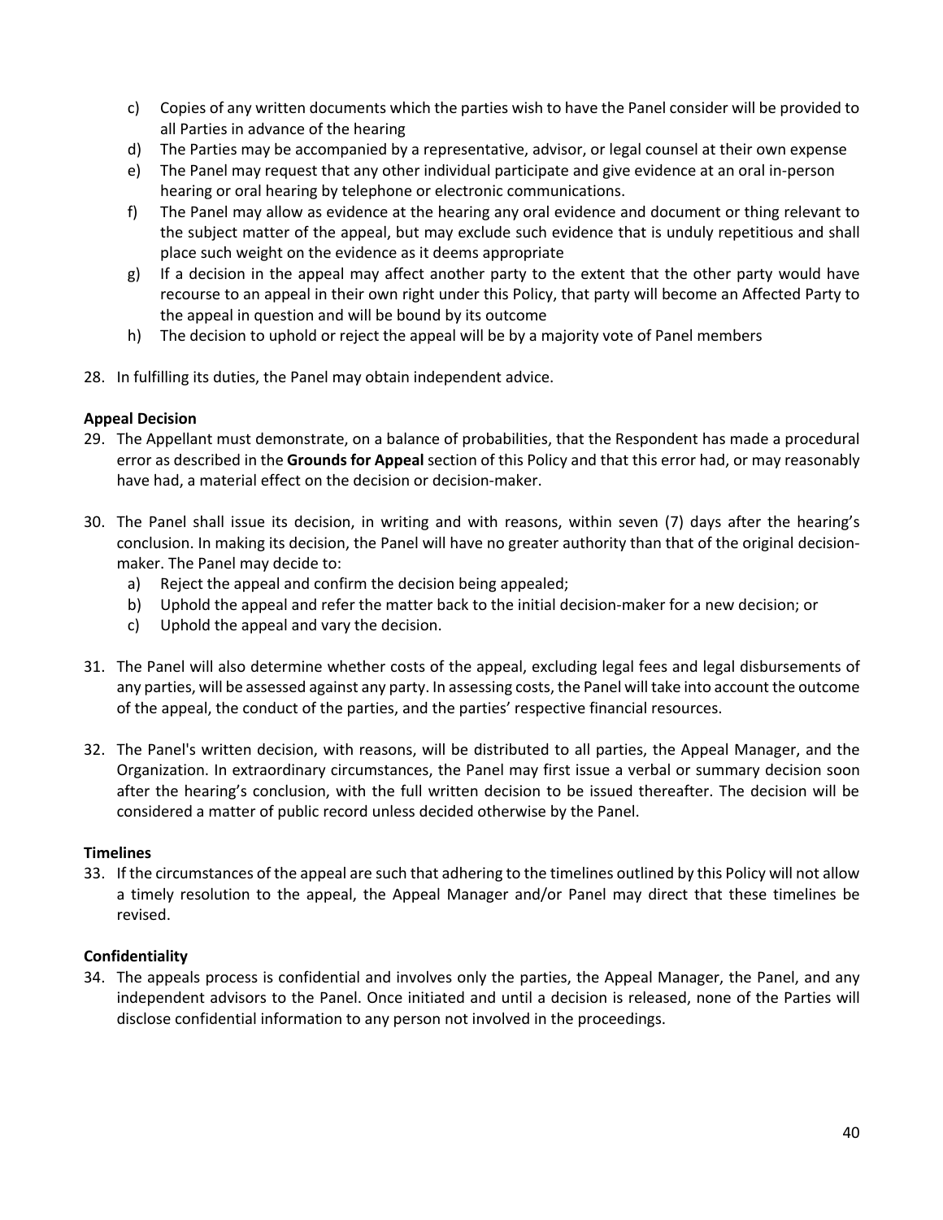c) Copies of any written documents which the parties wish to have the Panel consider will be provided to all Parties in advance of the hearing
d) The Parties may be accompanied by a representative, advisor, or legal counsel at their own expense
e) The Panel may request that any other individual participate and give evidence at an oral in-person hearing or oral hearing by telephone or electronic communications.
f) The Panel may allow as evidence at the hearing any oral evidence and document or thing relevant to the subject matter of the appeal, but may exclude such evidence that is unduly repetitious and shall place such weight on the evidence as it deems appropriate
g) If a decision in the appeal may affect another party to the extent that the other party would have recourse to an appeal in their own right under this Policy, that party will become an Affected Party to the appeal in question and will be bound by its outcome
h) The decision to uphold or reject the appeal will be by a majority vote of Panel members

28. In fulfilling its duties, the Panel may obtain independent advice.

**Appeal Decision**

29. The Appellant must demonstrate, on a balance of probabilities, that the Respondent has made a procedural error as described in the **Grounds for Appeal** section of this Policy and that this error had, or may reasonably have had, a material effect on the decision or decision-maker.

30. The Panel shall issue its decision, in writing and with reasons, within seven (7) days after the hearing's conclusion. In making its decision, the Panel will have no greater authority than that of the original decision-maker. The Panel may decide to:
    a) Reject the appeal and confirm the decision being appealed;
    b) Uphold the appeal and refer the matter back to the initial decision-maker for a new decision; or
    c) Uphold the appeal and vary the decision.

31. The Panel will also determine whether costs of the appeal, excluding legal fees and legal disbursements of any parties, will be assessed against any party. In assessing costs, the Panel will take into account the outcome of the appeal, the conduct of the parties, and the parties' respective financial resources.

32. The Panel's written decision, with reasons, will be distributed to all parties, the Appeal Manager, and the Organization. In extraordinary circumstances, the Panel may first issue a verbal or summary decision soon after the hearing's conclusion, with the full written decision to be issued thereafter. The decision will be considered a matter of public record unless decided otherwise by the Panel.

**Timelines**

33. If the circumstances of the appeal are such that adhering to the timelines outlined by this Policy will not allow a timely resolution to the appeal, the Appeal Manager and/or Panel may direct that these timelines be revised.

**Confidentiality**

34. The appeals process is confidential and involves only the parties, the Appeal Manager, the Panel, and any independent advisors to the Panel. Once initiated and until a decision is released, none of the Parties will disclose confidential information to any person not involved in the proceedings.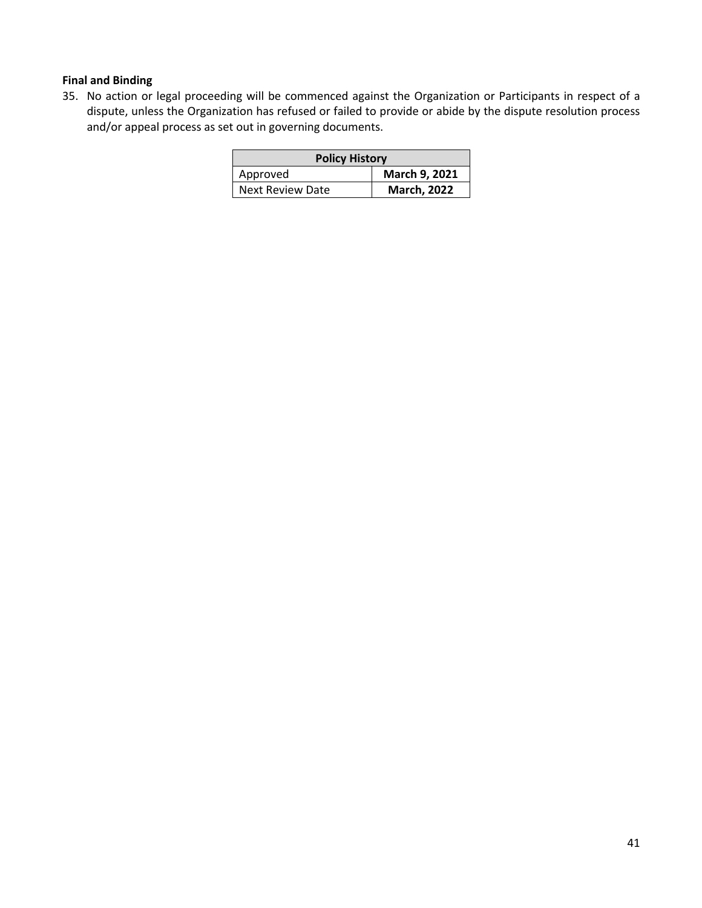**Final and Binding**

35. No action or legal proceeding will be commenced against the Organization or Participants in respect of a dispute, unless the Organization has refused or failed to provide or abide by the dispute resolution process and/or appeal process as set out in governing documents.

| **Policy History** | |
|---|---|
| Approved | **March 9, 2021** |
| Next Review Date | **March, 2022** |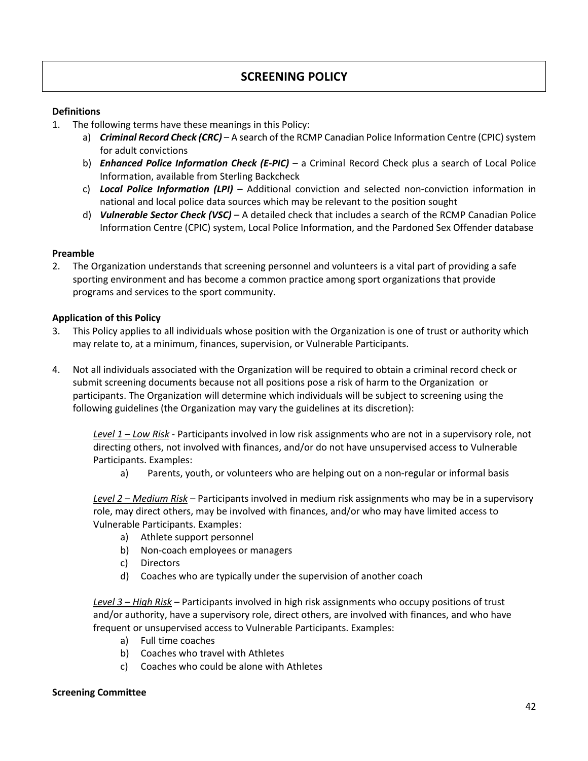# SCREENING POLICY

**Definitions**

1. The following terms have these meanings in this Policy:
   a) ***Criminal Record Check (CRC)*** – A search of the RCMP Canadian Police Information Centre (CPIC) system for adult convictions
   b) ***Enhanced Police Information Check (E-PIC)*** – a Criminal Record Check plus a search of Local Police Information, available from Sterling Backcheck
   c) ***Local Police Information (LPI)*** – Additional conviction and selected non-conviction information in national and local police data sources which may be relevant to the position sought
   d) ***Vulnerable Sector Check (VSC)*** – A detailed check that includes a search of the RCMP Canadian Police Information Centre (CPIC) system, Local Police Information, and the Pardoned Sex Offender database

**Preamble**

2. The Organization understands that screening personnel and volunteers is a vital part of providing a safe sporting environment and has become a common practice among sport organizations that provide programs and services to the sport community.

**Application of this Policy**

3. This Policy applies to all individuals whose position with the Organization is one of trust or authority which may relate to, at a minimum, finances, supervision, or Vulnerable Participants.

4. Not all individuals associated with the Organization will be required to obtain a criminal record check or submit screening documents because not all positions pose a risk of harm to the Organization or participants. The Organization will determine which individuals will be subject to screening using the following guidelines (the Organization may vary the guidelines at its discretion):

   _Level 1 – Low Risk_ - Participants involved in low risk assignments who are not in a supervisory role, not directing others, not involved with finances, and/or do not have unsupervised access to Vulnerable Participants. Examples:
   a) Parents, youth, or volunteers who are helping out on a non-regular or informal basis

   _Level 2 – Medium Risk_ – Participants involved in medium risk assignments who may be in a supervisory role, may direct others, may be involved with finances, and/or who may have limited access to Vulnerable Participants. Examples:
   a) Athlete support personnel
   b) Non-coach employees or managers
   c) Directors
   d) Coaches who are typically under the supervision of another coach

   _Level 3 – High Risk_ – Participants involved in high risk assignments who occupy positions of trust and/or authority, have a supervisory role, direct others, are involved with finances, and who have frequent or unsupervised access to Vulnerable Participants. Examples:
   a) Full time coaches
   b) Coaches who travel with Athletes
   c) Coaches who could be alone with Athletes

**Screening Committee**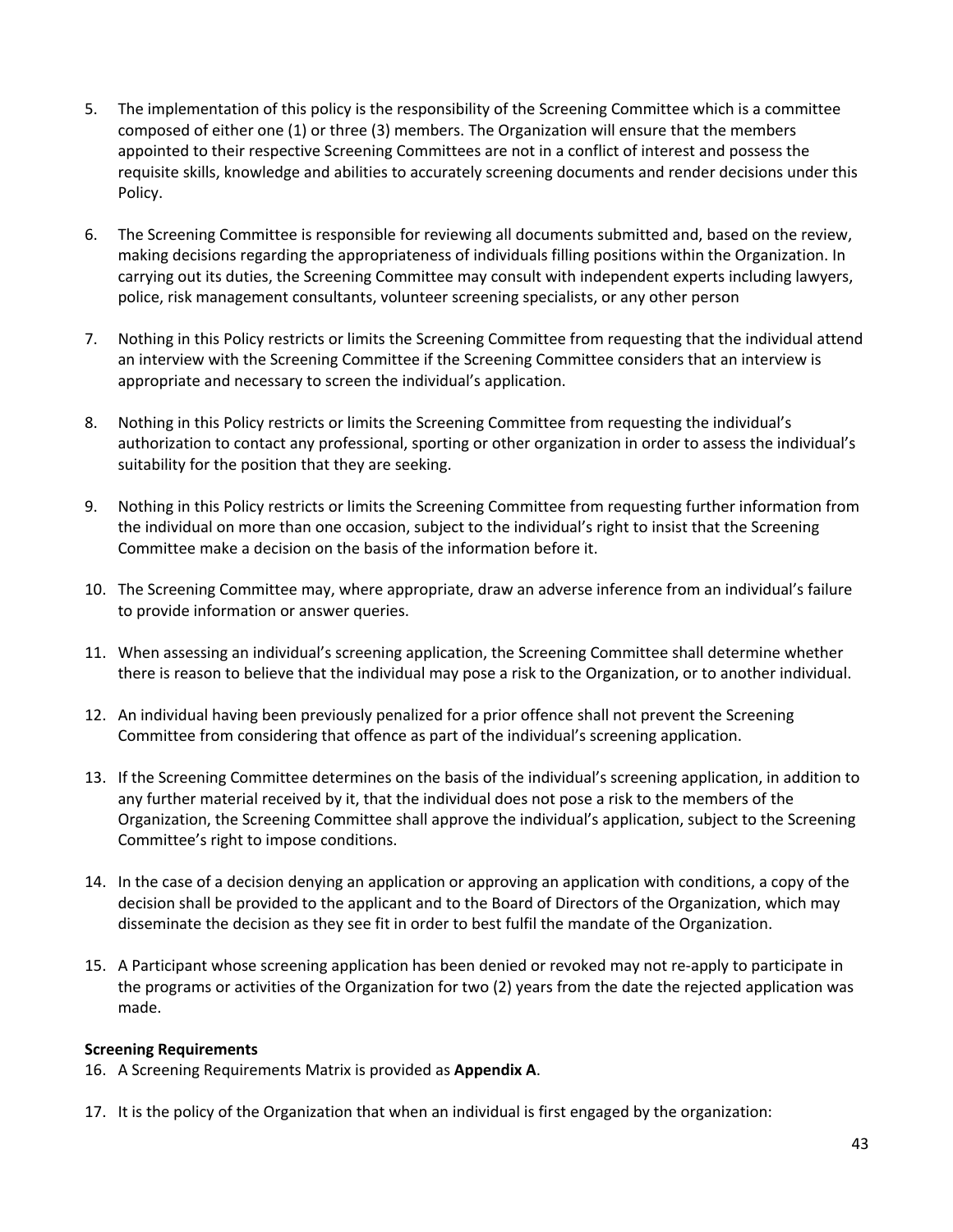5. The implementation of this policy is the responsibility of the Screening Committee which is a committee composed of either one (1) or three (3) members. The Organization will ensure that the members appointed to their respective Screening Committees are not in a conflict of interest and possess the requisite skills, knowledge and abilities to accurately screening documents and render decisions under this Policy.

6. The Screening Committee is responsible for reviewing all documents submitted and, based on the review, making decisions regarding the appropriateness of individuals filling positions within the Organization. In carrying out its duties, the Screening Committee may consult with independent experts including lawyers, police, risk management consultants, volunteer screening specialists, or any other person

7. Nothing in this Policy restricts or limits the Screening Committee from requesting that the individual attend an interview with the Screening Committee if the Screening Committee considers that an interview is appropriate and necessary to screen the individual's application.

8. Nothing in this Policy restricts or limits the Screening Committee from requesting the individual's authorization to contact any professional, sporting or other organization in order to assess the individual's suitability for the position that they are seeking.

9. Nothing in this Policy restricts or limits the Screening Committee from requesting further information from the individual on more than one occasion, subject to the individual's right to insist that the Screening Committee make a decision on the basis of the information before it.

10. The Screening Committee may, where appropriate, draw an adverse inference from an individual's failure to provide information or answer queries.

11. When assessing an individual's screening application, the Screening Committee shall determine whether there is reason to believe that the individual may pose a risk to the Organization, or to another individual.

12. An individual having been previously penalized for a prior offence shall not prevent the Screening Committee from considering that offence as part of the individual's screening application.

13. If the Screening Committee determines on the basis of the individual's screening application, in addition to any further material received by it, that the individual does not pose a risk to the members of the Organization, the Screening Committee shall approve the individual's application, subject to the Screening Committee's right to impose conditions.

14. In the case of a decision denying an application or approving an application with conditions, a copy of the decision shall be provided to the applicant and to the Board of Directors of the Organization, which may disseminate the decision as they see fit in order to best fulfil the mandate of the Organization.

15. A Participant whose screening application has been denied or revoked may not re-apply to participate in the programs or activities of the Organization for two (2) years from the date the rejected application was made.

**Screening Requirements**

16. A Screening Requirements Matrix is provided as **Appendix A**.

17. It is the policy of the Organization that when an individual is first engaged by the organization: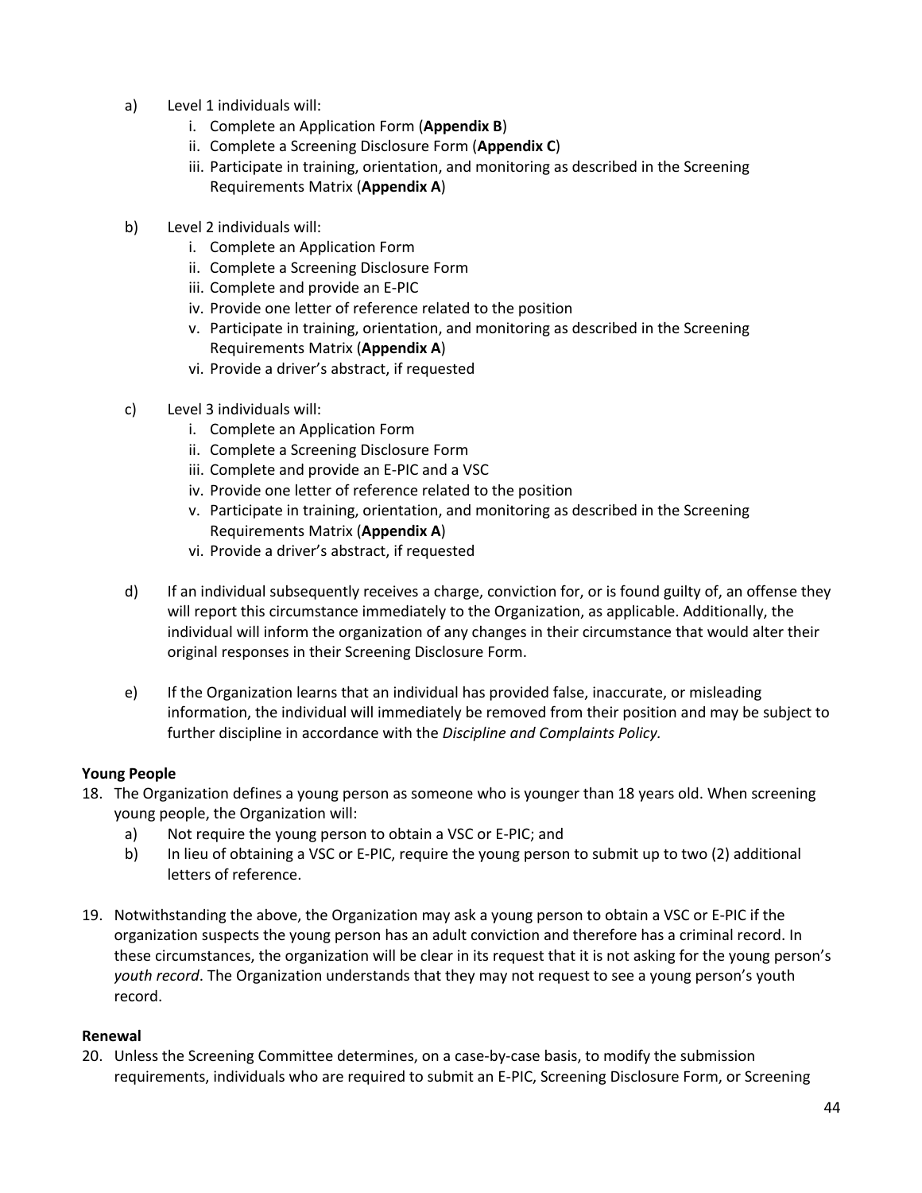a) Level 1 individuals will:
   i. Complete an Application Form (**Appendix B**)
   ii. Complete a Screening Disclosure Form (**Appendix C**)
   iii. Participate in training, orientation, and monitoring as described in the Screening Requirements Matrix (**Appendix A**)

b) Level 2 individuals will:
   i. Complete an Application Form
   ii. Complete a Screening Disclosure Form
   iii. Complete and provide an E-PIC
   iv. Provide one letter of reference related to the position
   v. Participate in training, orientation, and monitoring as described in the Screening Requirements Matrix (**Appendix A**)
   vi. Provide a driver's abstract, if requested

c) Level 3 individuals will:
   i. Complete an Application Form
   ii. Complete a Screening Disclosure Form
   iii. Complete and provide an E-PIC and a VSC
   iv. Provide one letter of reference related to the position
   v. Participate in training, orientation, and monitoring as described in the Screening Requirements Matrix (**Appendix A**)
   vi. Provide a driver's abstract, if requested

d) If an individual subsequently receives a charge, conviction for, or is found guilty of, an offense they will report this circumstance immediately to the Organization, as applicable. Additionally, the individual will inform the organization of any changes in their circumstance that would alter their original responses in their Screening Disclosure Form.

e) If the Organization learns that an individual has provided false, inaccurate, or misleading information, the individual will immediately be removed from their position and may be subject to further discipline in accordance with the *Discipline and Complaints Policy.*

**Young People**

18. The Organization defines a young person as someone who is younger than 18 years old. When screening young people, the Organization will:
    a) Not require the young person to obtain a VSC or E-PIC; and
    b) In lieu of obtaining a VSC or E-PIC, require the young person to submit up to two (2) additional letters of reference.

19. Notwithstanding the above, the Organization may ask a young person to obtain a VSC or E-PIC if the organization suspects the young person has an adult conviction and therefore has a criminal record. In these circumstances, the organization will be clear in its request that it is not asking for the young person's *youth record*. The Organization understands that they may not request to see a young person's youth record.

**Renewal**

20. Unless the Screening Committee determines, on a case-by-case basis, to modify the submission requirements, individuals who are required to submit an E-PIC, Screening Disclosure Form, or Screening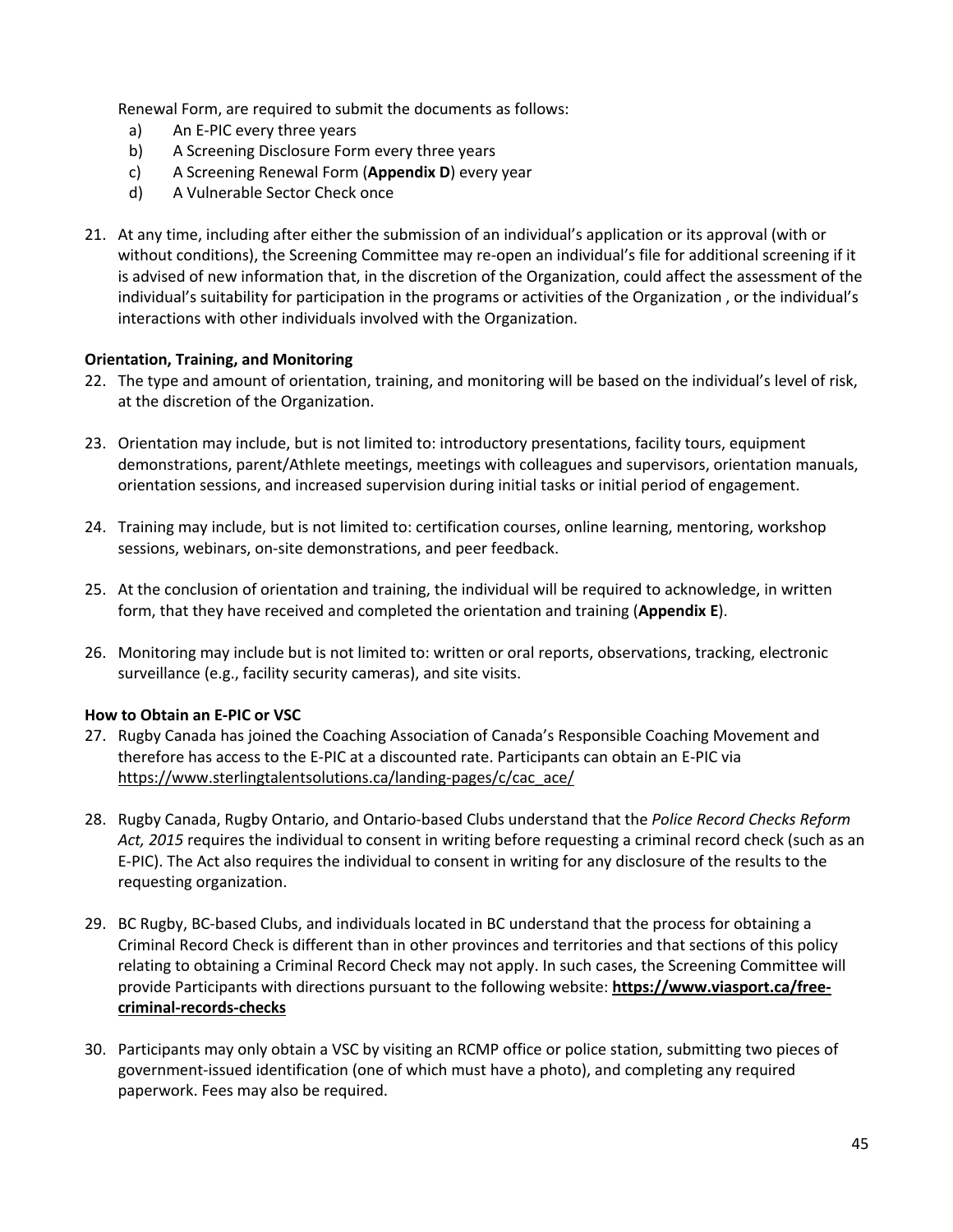Renewal Form, are required to submit the documents as follows:

a) An E-PIC every three years
b) A Screening Disclosure Form every three years
c) A Screening Renewal Form (**Appendix D**) every year
d) A Vulnerable Sector Check once

21. At any time, including after either the submission of an individual's application or its approval (with or without conditions), the Screening Committee may re-open an individual's file for additional screening if it is advised of new information that, in the discretion of the Organization, could affect the assessment of the individual's suitability for participation in the programs or activities of the Organization , or the individual's interactions with other individuals involved with the Organization.

**Orientation, Training, and Monitoring**

22. The type and amount of orientation, training, and monitoring will be based on the individual's level of risk, at the discretion of the Organization.

23. Orientation may include, but is not limited to: introductory presentations, facility tours, equipment demonstrations, parent/Athlete meetings, meetings with colleagues and supervisors, orientation manuals, orientation sessions, and increased supervision during initial tasks or initial period of engagement.

24. Training may include, but is not limited to: certification courses, online learning, mentoring, workshop sessions, webinars, on-site demonstrations, and peer feedback.

25. At the conclusion of orientation and training, the individual will be required to acknowledge, in written form, that they have received and completed the orientation and training (**Appendix E**).

26. Monitoring may include but is not limited to: written or oral reports, observations, tracking, electronic surveillance (e.g., facility security cameras), and site visits.

**How to Obtain an E-PIC or VSC**

27. Rugby Canada has joined the Coaching Association of Canada's Responsible Coaching Movement and therefore has access to the E-PIC at a discounted rate. Participants can obtain an E-PIC via https://www.sterlingtalentsolutions.ca/landing-pages/c/cac_ace/

28. Rugby Canada, Rugby Ontario, and Ontario-based Clubs understand that the *Police Record Checks Reform Act, 2015* requires the individual to consent in writing before requesting a criminal record check (such as an E-PIC). The Act also requires the individual to consent in writing for any disclosure of the results to the requesting organization.

29. BC Rugby, BC-based Clubs, and individuals located in BC understand that the process for obtaining a Criminal Record Check is different than in other provinces and territories and that sections of this policy relating to obtaining a Criminal Record Check may not apply. In such cases, the Screening Committee will provide Participants with directions pursuant to the following website: **https://www.viasport.ca/free-criminal-records-checks**

30. Participants may only obtain a VSC by visiting an RCMP office or police station, submitting two pieces of government-issued identification (one of which must have a photo), and completing any required paperwork. Fees may also be required.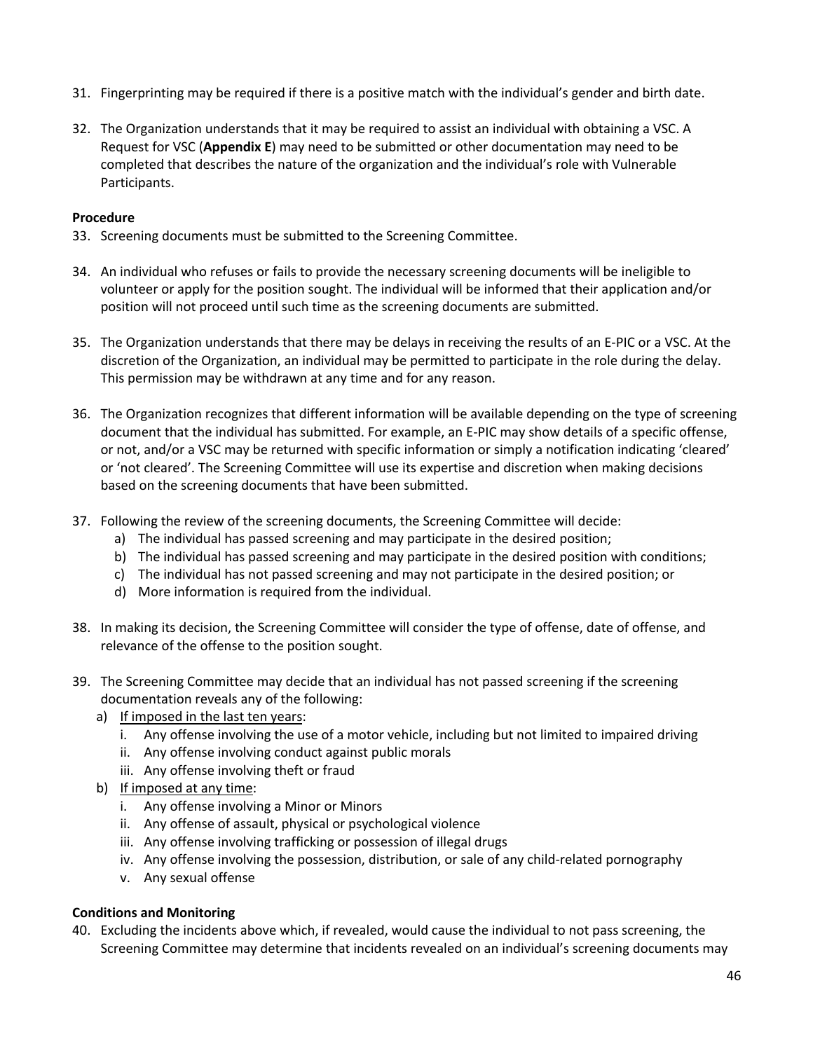31. Fingerprinting may be required if there is a positive match with the individual's gender and birth date.

32. The Organization understands that it may be required to assist an individual with obtaining a VSC. A Request for VSC (**Appendix E**) may need to be submitted or other documentation may need to be completed that describes the nature of the organization and the individual's role with Vulnerable Participants.

**Procedure**

33. Screening documents must be submitted to the Screening Committee.

34. An individual who refuses or fails to provide the necessary screening documents will be ineligible to volunteer or apply for the position sought. The individual will be informed that their application and/or position will not proceed until such time as the screening documents are submitted.

35. The Organization understands that there may be delays in receiving the results of an E-PIC or a VSC. At the discretion of the Organization, an individual may be permitted to participate in the role during the delay. This permission may be withdrawn at any time and for any reason.

36. The Organization recognizes that different information will be available depending on the type of screening document that the individual has submitted. For example, an E-PIC may show details of a specific offense, or not, and/or a VSC may be returned with specific information or simply a notification indicating 'cleared' or 'not cleared'. The Screening Committee will use its expertise and discretion when making decisions based on the screening documents that have been submitted.

37. Following the review of the screening documents, the Screening Committee will decide:
    a) The individual has passed screening and may participate in the desired position;
    b) The individual has passed screening and may participate in the desired position with conditions;
    c) The individual has not passed screening and may not participate in the desired position; or
    d) More information is required from the individual.

38. In making its decision, the Screening Committee will consider the type of offense, date of offense, and relevance of the offense to the position sought.

39. The Screening Committee may decide that an individual has not passed screening if the screening documentation reveals any of the following:
    a) <u>If imposed in the last ten years</u>:
        i. Any offense involving the use of a motor vehicle, including but not limited to impaired driving
        ii. Any offense involving conduct against public morals
        iii. Any offense involving theft or fraud
    b) <u>If imposed at any time</u>:
        i. Any offense involving a Minor or Minors
        ii. Any offense of assault, physical or psychological violence
        iii. Any offense involving trafficking or possession of illegal drugs
        iv. Any offense involving the possession, distribution, or sale of any child-related pornography
        v. Any sexual offense

**Conditions and Monitoring**

40. Excluding the incidents above which, if revealed, would cause the individual to not pass screening, the Screening Committee may determine that incidents revealed on an individual's screening documents may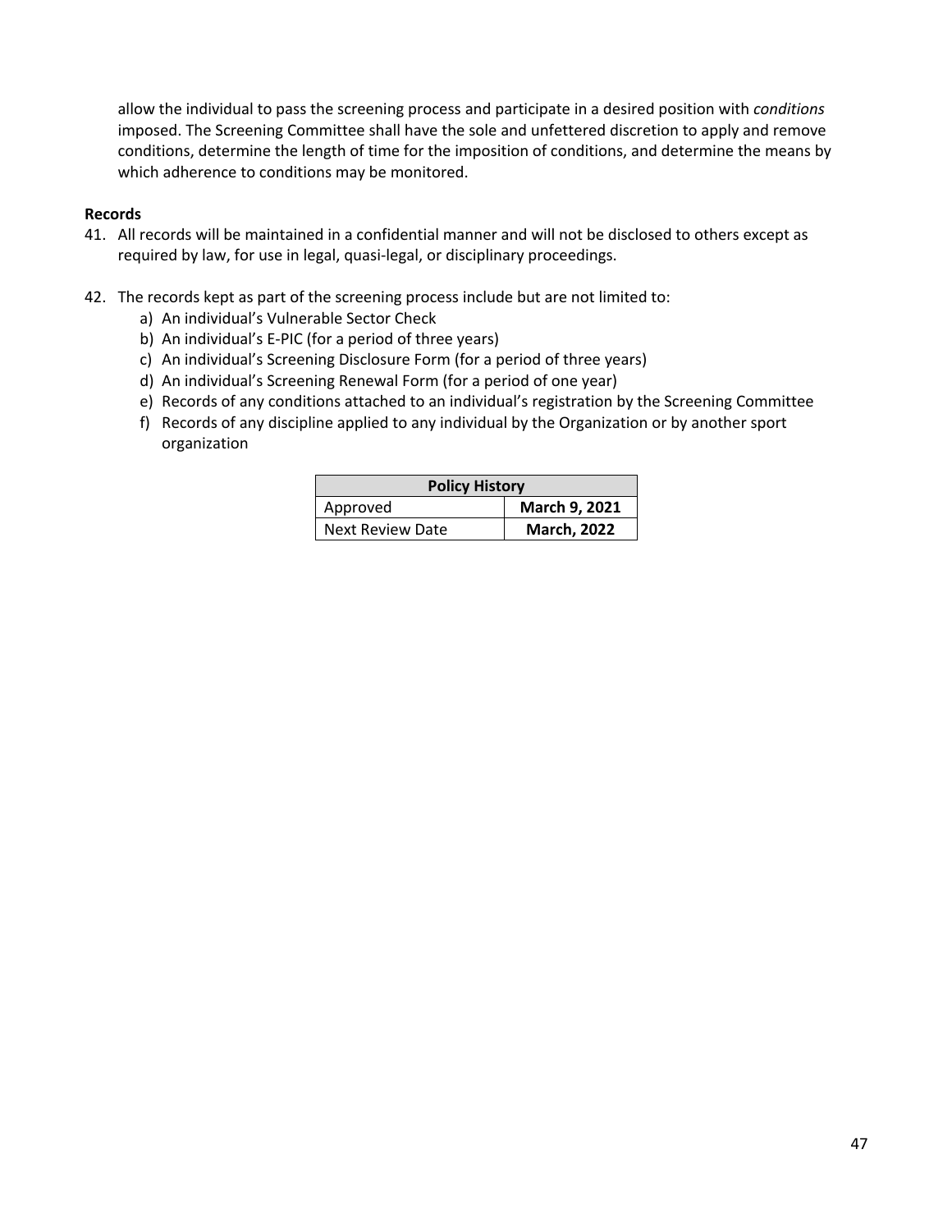allow the individual to pass the screening process and participate in a desired position with *conditions* imposed. The Screening Committee shall have the sole and unfettered discretion to apply and remove conditions, determine the length of time for the imposition of conditions, and determine the means by which adherence to conditions may be monitored.

**Records**

41. All records will be maintained in a confidential manner and will not be disclosed to others except as required by law, for use in legal, quasi-legal, or disciplinary proceedings.

42. The records kept as part of the screening process include but are not limited to:
    a) An individual's Vulnerable Sector Check
    b) An individual's E-PIC (for a period of three years)
    c) An individual's Screening Disclosure Form (for a period of three years)
    d) An individual's Screening Renewal Form (for a period of one year)
    e) Records of any conditions attached to an individual's registration by the Screening Committee
    f) Records of any discipline applied to any individual by the Organization or by another sport organization

| **Policy History** | |
|---|---|
| Approved | **March 9, 2021** |
| Next Review Date | **March, 2022** |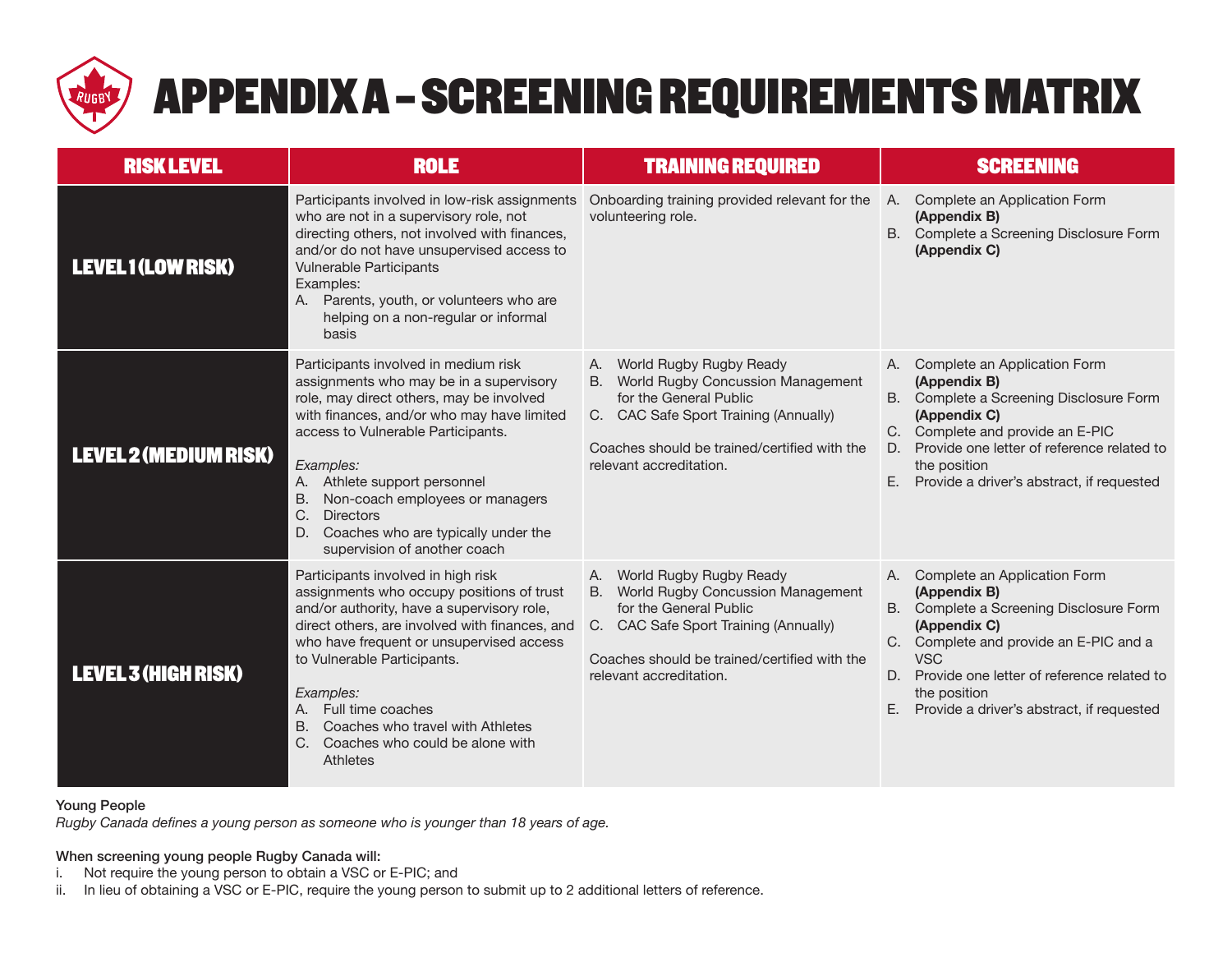# APPENDIX A – SCREENING REQUIREMENTS MATRIX

| RISK LEVEL | ROLE | TRAINING REQUIRED | SCREENING |
|---|---|---|---|
| **LEVEL 1 (LOW RISK)** | Participants involved in low-risk assignments who are not in a supervisory role, not directing others, not involved with finances, and/or do not have unsupervised access to Vulnerable Participants<br>Examples:<br>A. Parents, youth, or volunteers who are helping on a non-regular or informal basis | Onboarding training provided relevant for the volunteering role. | A. Complete an Application Form **(Appendix B)**<br>B. Complete a Screening Disclosure Form **(Appendix C)** |
| **LEVEL 2 (MEDIUM RISK)** | Participants involved in medium risk assignments who may be in a supervisory role, may direct others, may be involved with finances, and/or who may have limited access to Vulnerable Participants.<br><br>*Examples:*<br>A. Athlete support personnel<br>B. Non-coach employees or managers<br>C. Directors<br>D. Coaches who are typically under the supervision of another coach | A. World Rugby Rugby Ready<br>B. World Rugby Concussion Management for the General Public<br>C. CAC Safe Sport Training (Annually)<br><br>Coaches should be trained/certified with the relevant accreditation. | A. Complete an Application Form **(Appendix B)**<br>B. Complete a Screening Disclosure Form **(Appendix C)**<br>C. Complete and provide an E-PIC<br>D. Provide one letter of reference related to the position<br>E. Provide a driver's abstract, if requested |
| **LEVEL 3 (HIGH RISK)** | Participants involved in high risk assignments who occupy positions of trust and/or authority, have a supervisory role, direct others, are involved with finances, and who have frequent or unsupervised access to Vulnerable Participants.<br><br>*Examples:*<br>A. Full time coaches<br>B. Coaches who travel with Athletes<br>C. Coaches who could be alone with Athletes | A. World Rugby Rugby Ready<br>B. World Rugby Concussion Management for the General Public<br>C. CAC Safe Sport Training (Annually)<br><br>Coaches should be trained/certified with the relevant accreditation. | A. Complete an Application Form **(Appendix B)**<br>B. Complete a Screening Disclosure Form **(Appendix C)**<br>C. Complete and provide an E-PIC and a VSC<br>D. Provide one letter of reference related to the position<br>E. Provide a driver's abstract, if requested |

**Young People**

*Rugby Canada defines a young person as someone who is younger than 18 years of age.*

**When screening young people Rugby Canada will:**

i. Not require the young person to obtain a VSC or E-PIC; and
ii. In lieu of obtaining a VSC or E-PIC, require the young person to submit up to 2 additional letters of reference.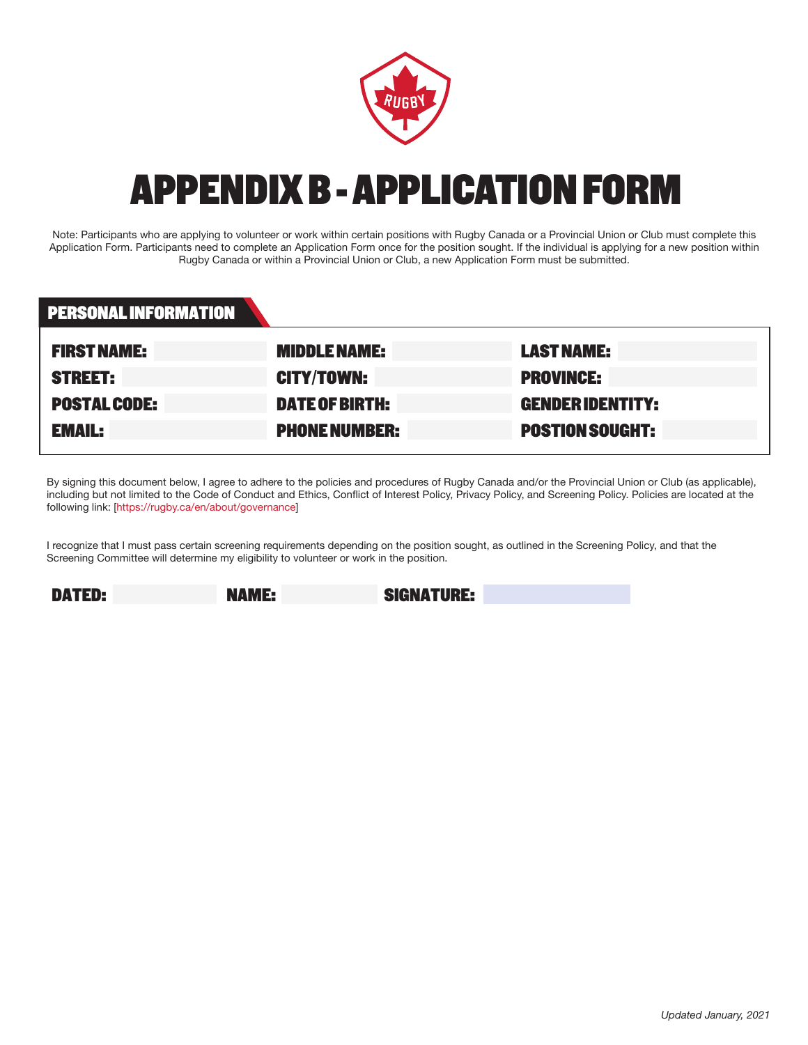# APPENDIX B - APPLICATION FORM

Note: Participants who are applying to volunteer or work within certain positions with Rugby Canada or a Provincial Union or Club must complete this Application Form. Participants need to complete an Application Form once for the position sought. If the individual is applying for a new position within Rugby Canada or within a Provincial Union or Club, a new Application Form must be submitted.

## PERSONAL INFORMATION

| | | | | | |
|---|---|---|---|---|---|
| **FIRST NAME:** | | **MIDDLE NAME:** | | **LAST NAME:** | |
| **STREET:** | | **CITY/TOWN:** | | **PROVINCE:** | |
| **POSTAL CODE:** | | **DATE OF BIRTH:** | | **GENDER IDENTITY:** | |
| **EMAIL:** | | **PHONE NUMBER:** | | **POSTION SOUGHT:** | |

By signing this document below, I agree to adhere to the policies and procedures of Rugby Canada and/or the Provincial Union or Club (as applicable), including but not limited to the Code of Conduct and Ethics, Conflict of Interest Policy, Privacy Policy, and Screening Policy. Policies are located at the following link: [https://rugby.ca/en/about/governance]

I recognize that I must pass certain screening requirements depending on the position sought, as outlined in the Screening Policy, and that the Screening Committee will determine my eligibility to volunteer or work in the position.

**DATED:** &nbsp;&nbsp;&nbsp;&nbsp; **NAME:** &nbsp;&nbsp;&nbsp;&nbsp; **SIGNATURE:**

*Updated January, 2021*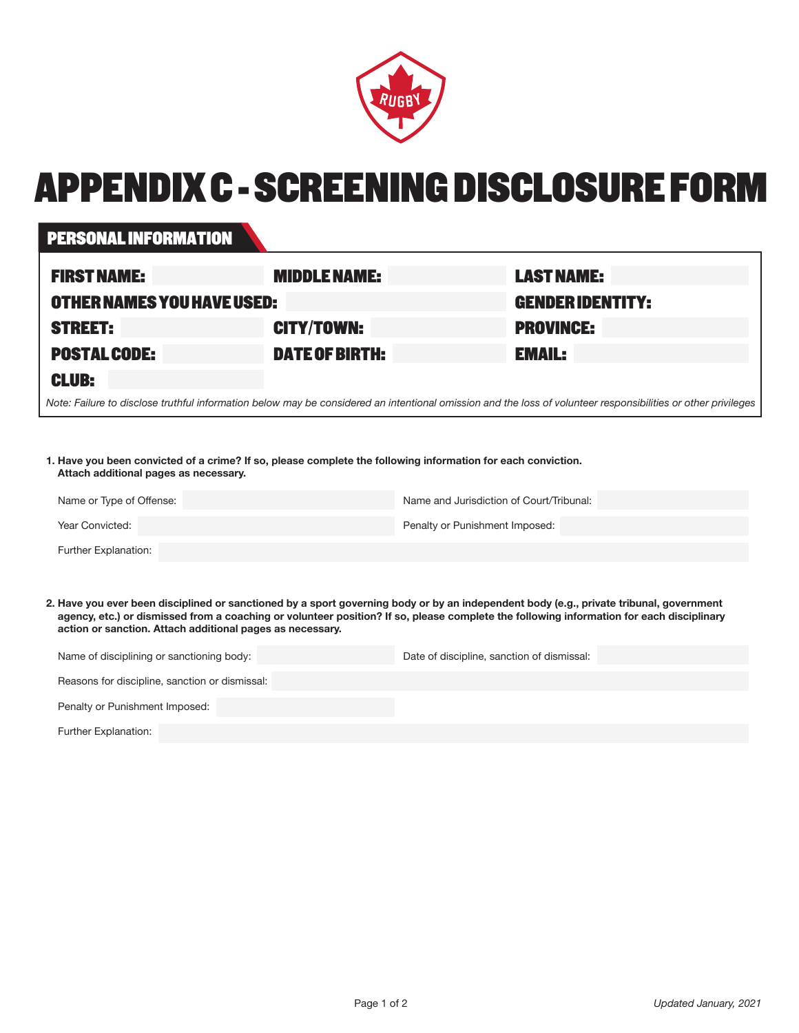# APPENDIX C - SCREENING DISCLOSURE FORM

## PERSONAL INFORMATION

**FIRST NAME:** 　　**MIDDLE NAME:** 　　**LAST NAME:**

**OTHER NAMES YOU HAVE USED:** 　　**GENDER IDENTITY:**

**STREET:** 　　**CITY/TOWN:** 　　**PROVINCE:**

**POSTAL CODE:** 　　**DATE OF BIRTH:** 　　**EMAIL:**

**CLUB:**

*Note: Failure to disclose truthful information below may be considered an intentional omission and the loss of volunteer responsibilities or other privileges*

**1. Have you been convicted of a crime? If so, please complete the following information for each conviction. Attach additional pages as necessary.**

Name or Type of Offense: 　　Name and Jurisdiction of Court/Tribunal:

Year Convicted: 　　Penalty or Punishment Imposed:

Further Explanation:

**2. Have you ever been disciplined or sanctioned by a sport governing body or by an independent body (e.g., private tribunal, government agency, etc.) or dismissed from a coaching or volunteer position? If so, please complete the following information for each disciplinary action or sanction. Attach additional pages as necessary.**

Name of disciplining or sanctioning body: 　　Date of discipline, sanction of dismissal:

Reasons for discipline, sanction or dismissal:

Penalty or Punishment Imposed:

Further Explanation:

*Updated January, 2021*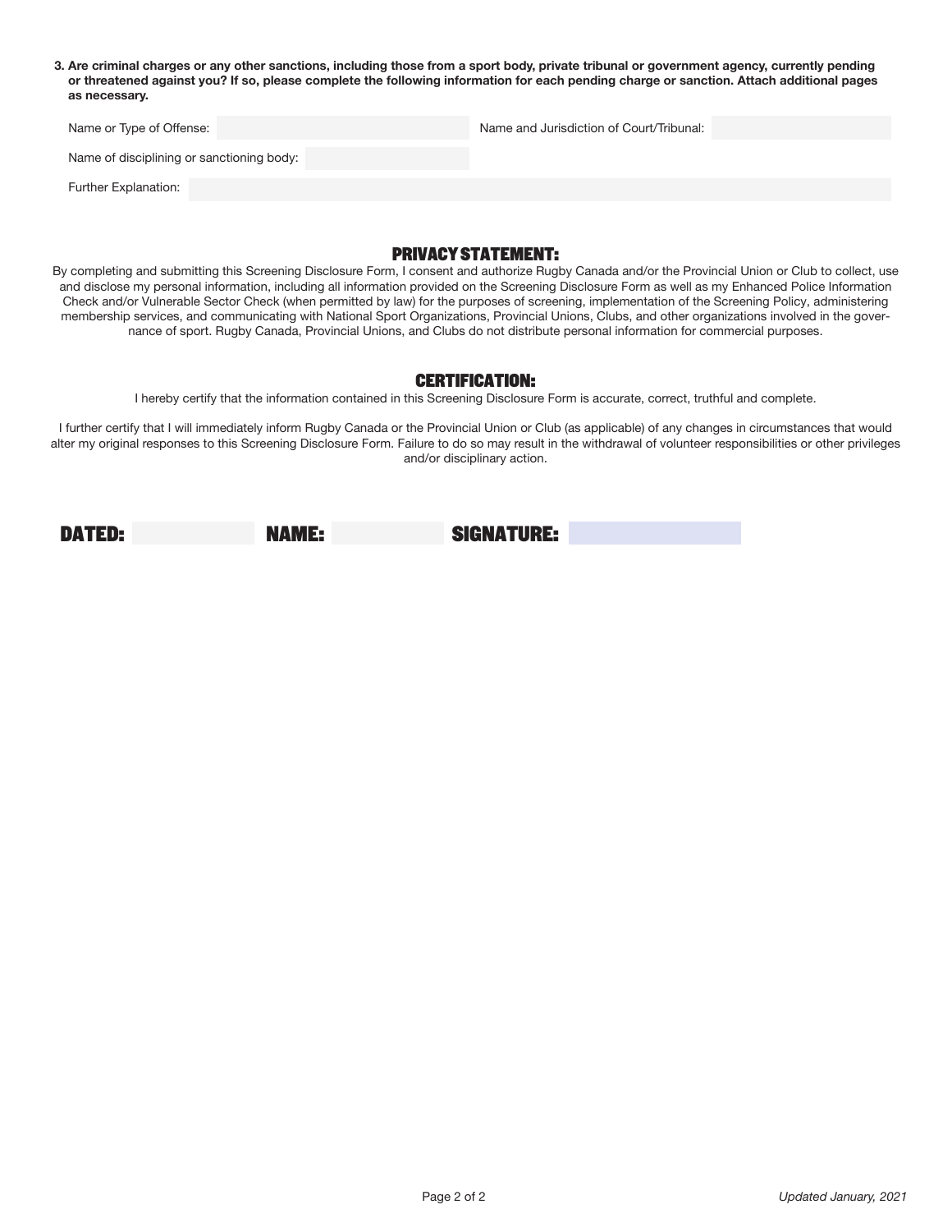**3. Are criminal charges or any other sanctions, including those from a sport body, private tribunal or government agency, currently pending or threatened against you? If so, please complete the following information for each pending charge or sanction. Attach additional pages as necessary.**

Name or Type of Offense: ____________ Name and Jurisdiction of Court/Tribunal: ____________

Name of disciplining or sanctioning body: ____________

Further Explanation: ____________

## PRIVACY STATEMENT:

By completing and submitting this Screening Disclosure Form, I consent and authorize Rugby Canada and/or the Provincial Union or Club to collect, use and disclose my personal information, including all information provided on the Screening Disclosure Form as well as my Enhanced Police Information Check and/or Vulnerable Sector Check (when permitted by law) for the purposes of screening, implementation of the Screening Policy, administering membership services, and communicating with National Sport Organizations, Provincial Unions, Clubs, and other organizations involved in the governance of sport. Rugby Canada, Provincial Unions, and Clubs do not distribute personal information for commercial purposes.

## CERTIFICATION:

I hereby certify that the information contained in this Screening Disclosure Form is accurate, correct, truthful and complete.

I further certify that I will immediately inform Rugby Canada or the Provincial Union or Club (as applicable) of any changes in circumstances that would alter my original responses to this Screening Disclosure Form. Failure to do so may result in the withdrawal of volunteer responsibilities or other privileges and/or disciplinary action.

**DATED:** ____________ **NAME:** ____________ **SIGNATURE:** ____________

*Updated January, 2021*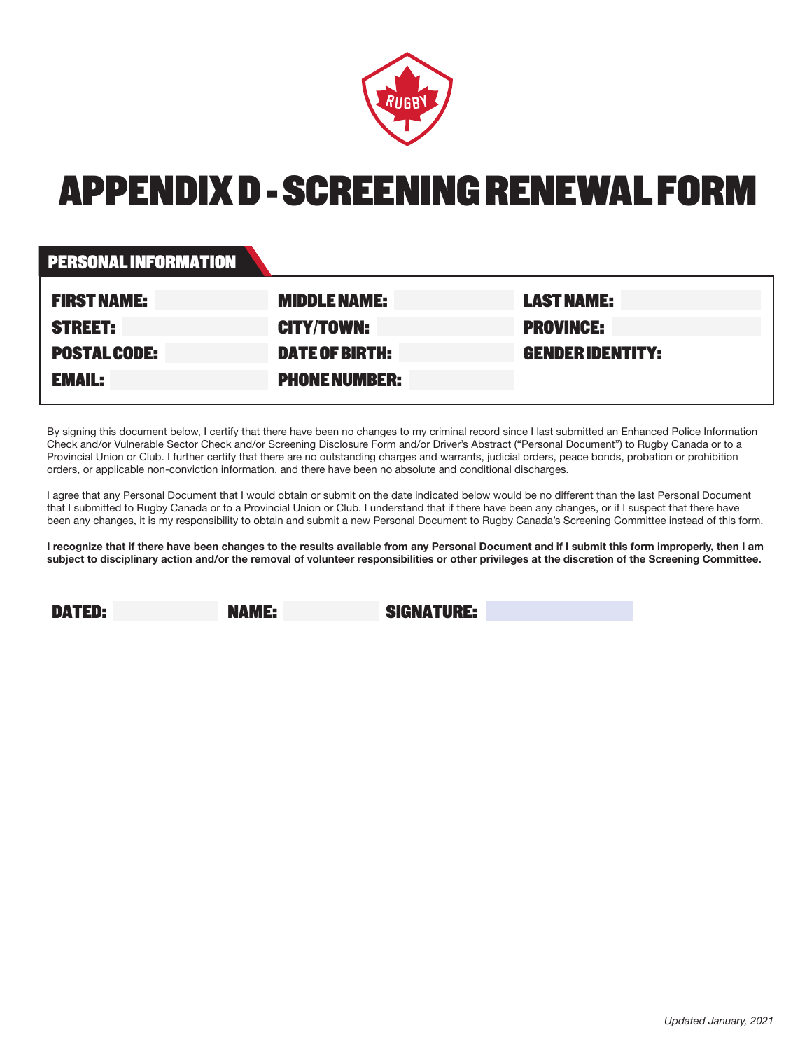# APPENDIX D - SCREENING RENEWAL FORM

## PERSONAL INFORMATION

| | | |
|---|---|---|
| **FIRST NAME:** | **MIDDLE NAME:** | **LAST NAME:** |
| **STREET:** | **CITY/TOWN:** | **PROVINCE:** |
| **POSTAL CODE:** | **DATE OF BIRTH:** | **GENDER IDENTITY:** |
| **EMAIL:** | **PHONE NUMBER:** | |

By signing this document below, I certify that there have been no changes to my criminal record since I last submitted an Enhanced Police Information Check and/or Vulnerable Sector Check and/or Screening Disclosure Form and/or Driver's Abstract ("Personal Document") to Rugby Canada or to a Provincial Union or Club. I further certify that there are no outstanding charges and warrants, judicial orders, peace bonds, probation or prohibition orders, or applicable non-conviction information, and there have been no absolute and conditional discharges.

I agree that any Personal Document that I would obtain or submit on the date indicated below would be no different than the last Personal Document that I submitted to Rugby Canada or to a Provincial Union or Club. I understand that if there have been any changes, or if I suspect that there have been any changes, it is my responsibility to obtain and submit a new Personal Document to Rugby Canada's Screening Committee instead of this form.

**I recognize that if there have been changes to the results available from any Personal Document and if I submit this form improperly, then I am subject to disciplinary action and/or the removal of volunteer responsibilities or other privileges at the discretion of the Screening Committee.**

**DATED:** **NAME:** **SIGNATURE:**

*Updated January, 2021*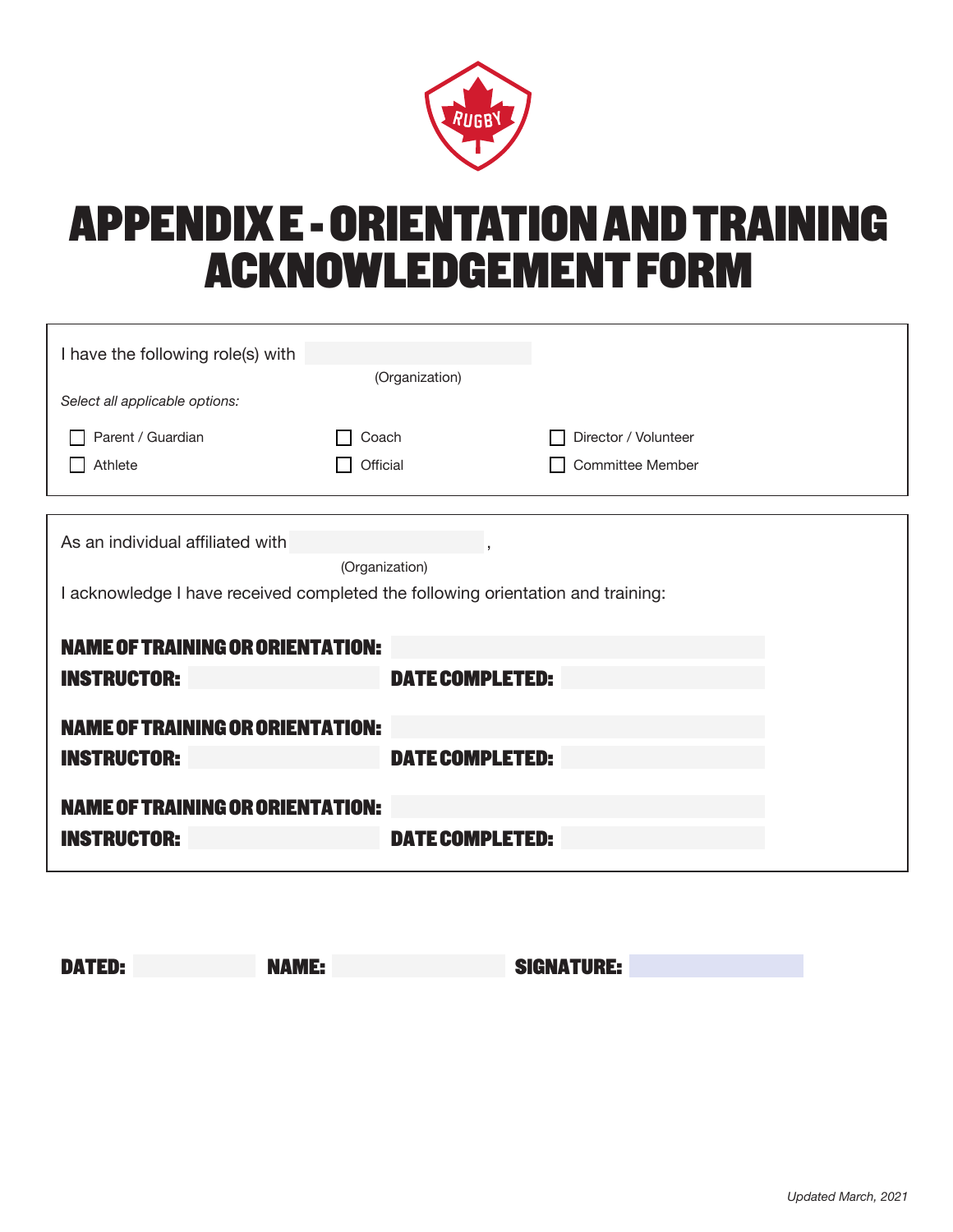# APPENDIX E - ORIENTATION AND TRAINING ACKNOWLEDGEMENT FORM

I have the following role(s) with ____________________
(Organization)

*Select all applicable options:*

- ☐ Parent / Guardian
- ☐ Athlete
- ☐ Coach
- ☐ Official
- ☐ Director / Volunteer
- ☐ Committee Member

As an individual affiliated with ____________________,
(Organization)

I acknowledge I have received completed the following orientation and training:

**NAME OF TRAINING OR ORIENTATION:** ____________________

**INSTRUCTOR:** ____________________ **DATE COMPLETED:** ____________________

**NAME OF TRAINING OR ORIENTATION:** ____________________

**INSTRUCTOR:** ____________________ **DATE COMPLETED:** ____________________

**NAME OF TRAINING OR ORIENTATION:** ____________________

**INSTRUCTOR:** ____________________ **DATE COMPLETED:** ____________________

**DATED:** ____________________ **NAME:** ____________________ **SIGNATURE:** ____________________

*Updated March, 2021*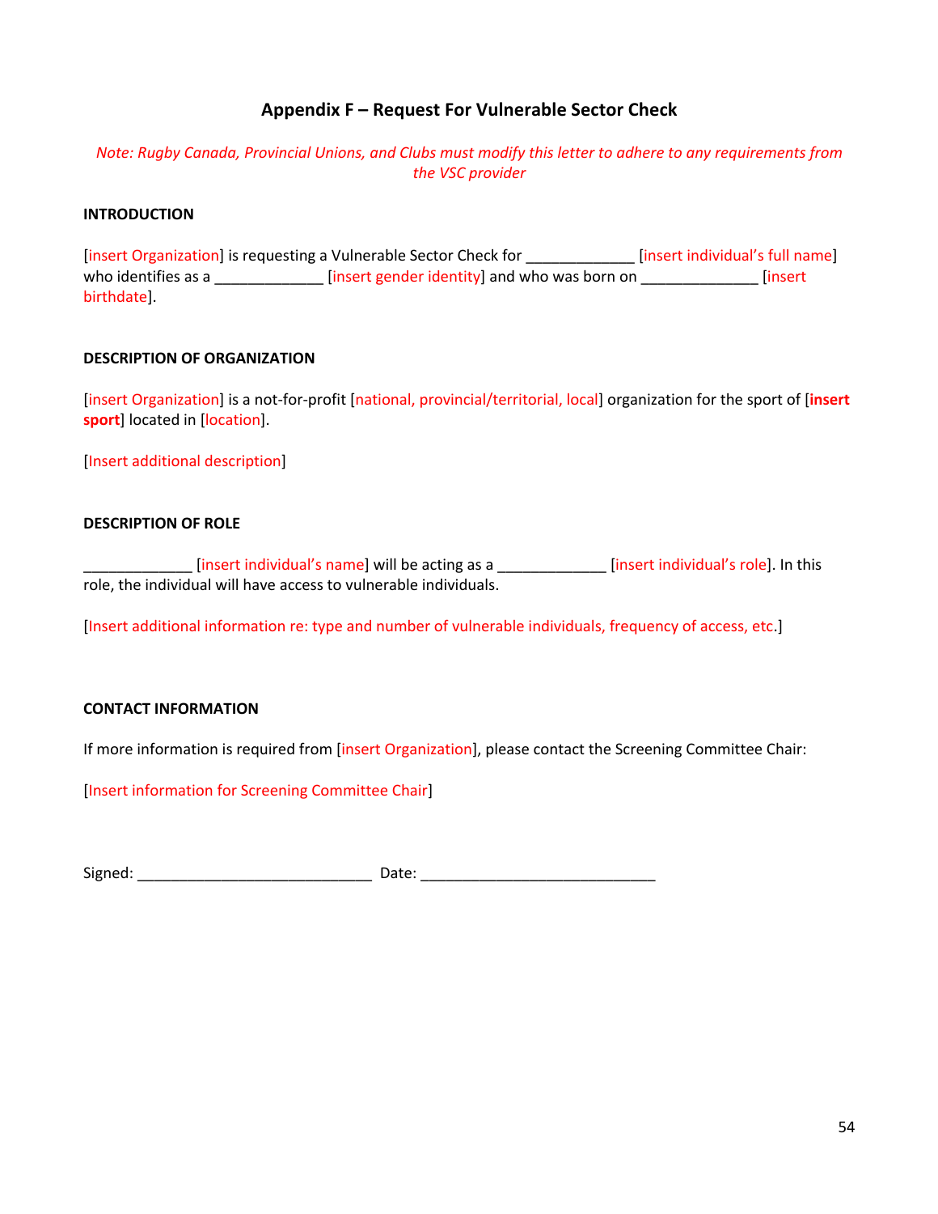## Appendix F – Request For Vulnerable Sector Check

*Note: Rugby Canada, Provincial Unions, and Clubs must modify this letter to adhere to any requirements from the VSC provider*

**INTRODUCTION**

[insert Organization] is requesting a Vulnerable Sector Check for _____________ [insert individual's full name] who identifies as a _____________ [insert gender identity] and who was born on ______________ [insert birthdate].

**DESCRIPTION OF ORGANIZATION**

[insert Organization] is a not-for-profit [national, provincial/territorial, local] organization for the sport of [**insert sport**] located in [location].

[Insert additional description]

**DESCRIPTION OF ROLE**

_____________ [insert individual's name] will be acting as a _____________ [insert individual's role]. In this role, the individual will have access to vulnerable individuals.

[Insert additional information re: type and number of vulnerable individuals, frequency of access, etc.]

**CONTACT INFORMATION**

If more information is required from [insert Organization], please contact the Screening Committee Chair:

[Insert information for Screening Committee Chair]

Signed: ____________________________ Date: ____________________________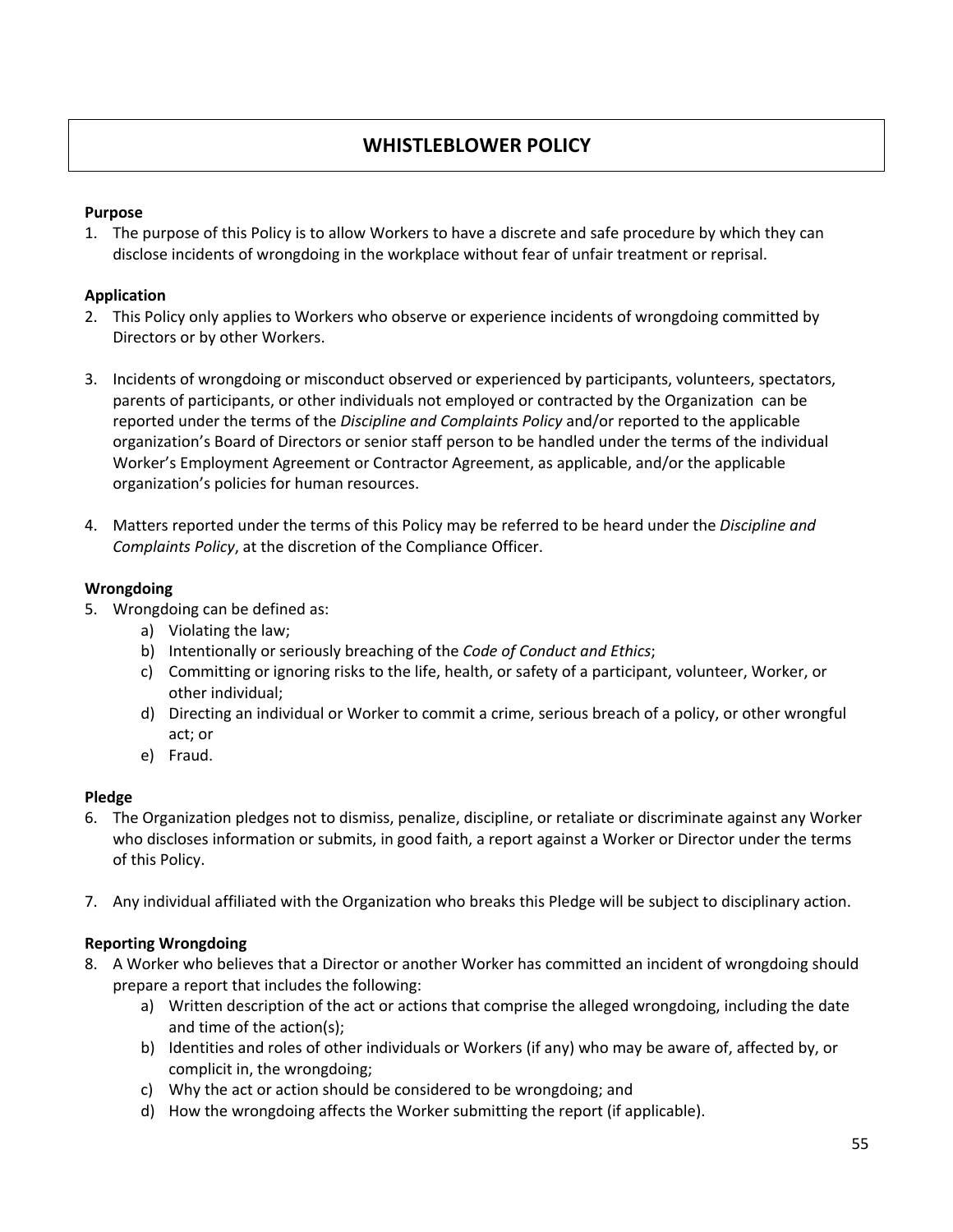# WHISTLEBLOWER POLICY

**Purpose**

1. The purpose of this Policy is to allow Workers to have a discrete and safe procedure by which they can disclose incidents of wrongdoing in the workplace without fear of unfair treatment or reprisal.

**Application**

2. This Policy only applies to Workers who observe or experience incidents of wrongdoing committed by Directors or by other Workers.

3. Incidents of wrongdoing or misconduct observed or experienced by participants, volunteers, spectators, parents of participants, or other individuals not employed or contracted by the Organization can be reported under the terms of the *Discipline and Complaints Policy* and/or reported to the applicable organization's Board of Directors or senior staff person to be handled under the terms of the individual Worker's Employment Agreement or Contractor Agreement, as applicable, and/or the applicable organization's policies for human resources.

4. Matters reported under the terms of this Policy may be referred to be heard under the *Discipline and Complaints Policy*, at the discretion of the Compliance Officer.

**Wrongdoing**

5. Wrongdoing can be defined as:
    a) Violating the law;
    b) Intentionally or seriously breaching of the *Code of Conduct and Ethics*;
    c) Committing or ignoring risks to the life, health, or safety of a participant, volunteer, Worker, or other individual;
    d) Directing an individual or Worker to commit a crime, serious breach of a policy, or other wrongful act; or
    e) Fraud.

**Pledge**

6. The Organization pledges not to dismiss, penalize, discipline, or retaliate or discriminate against any Worker who discloses information or submits, in good faith, a report against a Worker or Director under the terms of this Policy.

7. Any individual affiliated with the Organization who breaks this Pledge will be subject to disciplinary action.

**Reporting Wrongdoing**

8. A Worker who believes that a Director or another Worker has committed an incident of wrongdoing should prepare a report that includes the following:
    a) Written description of the act or actions that comprise the alleged wrongdoing, including the date and time of the action(s);
    b) Identities and roles of other individuals or Workers (if any) who may be aware of, affected by, or complicit in, the wrongdoing;
    c) Why the act or action should be considered to be wrongdoing; and
    d) How the wrongdoing affects the Worker submitting the report (if applicable).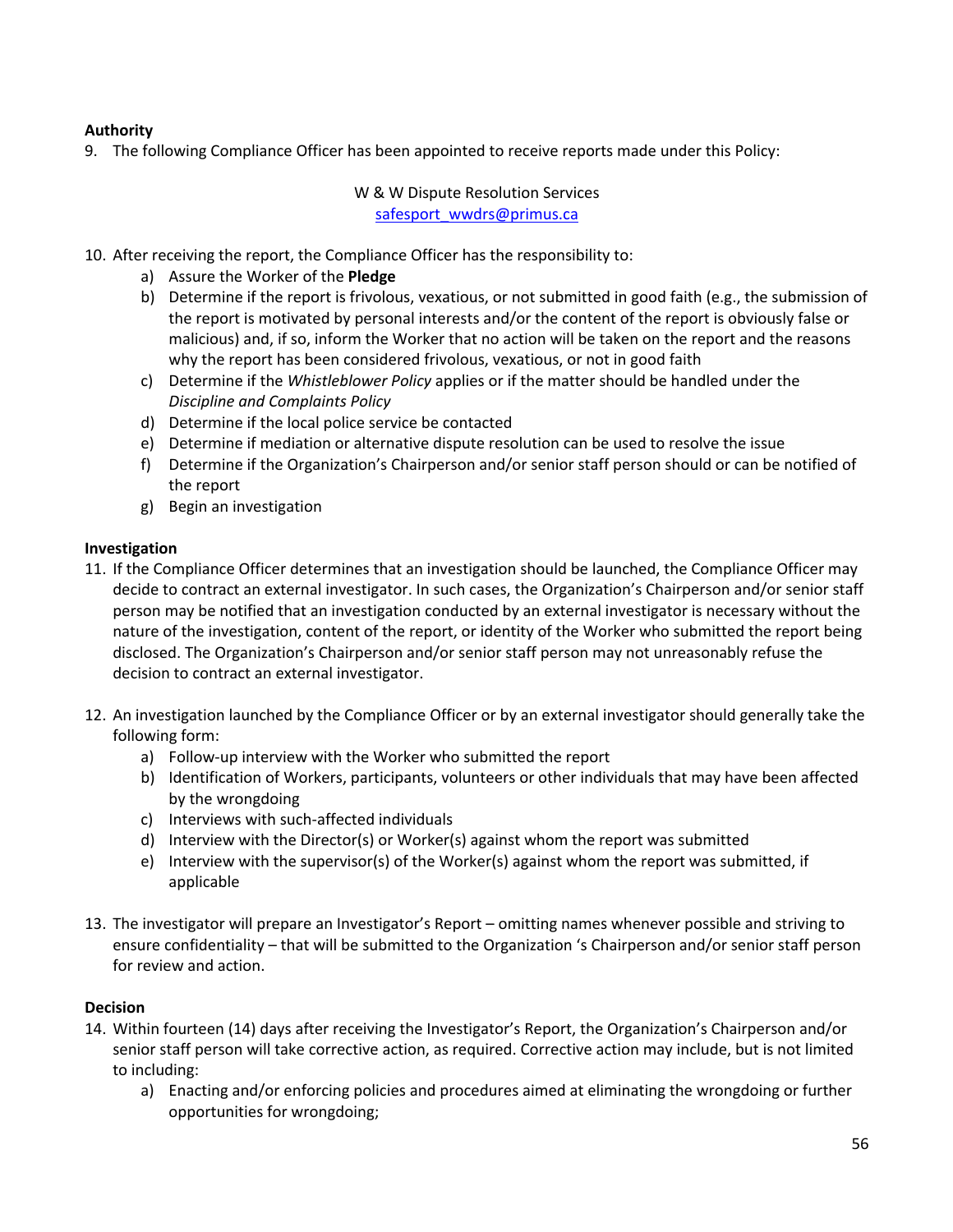**Authority**

9. The following Compliance Officer has been appointed to receive reports made under this Policy:

<center>W & W Dispute Resolution Services<br>safesport_wwdrs@primus.ca</center>

10. After receiving the report, the Compliance Officer has the responsibility to:
    a) Assure the Worker of the **Pledge**
    b) Determine if the report is frivolous, vexatious, or not submitted in good faith (e.g., the submission of the report is motivated by personal interests and/or the content of the report is obviously false or malicious) and, if so, inform the Worker that no action will be taken on the report and the reasons why the report has been considered frivolous, vexatious, or not in good faith
    c) Determine if the *Whistleblower Policy* applies or if the matter should be handled under the *Discipline and Complaints Policy*
    d) Determine if the local police service be contacted
    e) Determine if mediation or alternative dispute resolution can be used to resolve the issue
    f) Determine if the Organization's Chairperson and/or senior staff person should or can be notified of the report
    g) Begin an investigation

**Investigation**

11. If the Compliance Officer determines that an investigation should be launched, the Compliance Officer may decide to contract an external investigator. In such cases, the Organization's Chairperson and/or senior staff person may be notified that an investigation conducted by an external investigator is necessary without the nature of the investigation, content of the report, or identity of the Worker who submitted the report being disclosed. The Organization's Chairperson and/or senior staff person may not unreasonably refuse the decision to contract an external investigator.

12. An investigation launched by the Compliance Officer or by an external investigator should generally take the following form:
    a) Follow-up interview with the Worker who submitted the report
    b) Identification of Workers, participants, volunteers or other individuals that may have been affected by the wrongdoing
    c) Interviews with such-affected individuals
    d) Interview with the Director(s) or Worker(s) against whom the report was submitted
    e) Interview with the supervisor(s) of the Worker(s) against whom the report was submitted, if applicable

13. The investigator will prepare an Investigator's Report – omitting names whenever possible and striving to ensure confidentiality – that will be submitted to the Organization 's Chairperson and/or senior staff person for review and action.

**Decision**

14. Within fourteen (14) days after receiving the Investigator's Report, the Organization's Chairperson and/or senior staff person will take corrective action, as required. Corrective action may include, but is not limited to including:
    a) Enacting and/or enforcing policies and procedures aimed at eliminating the wrongdoing or further opportunities for wrongdoing;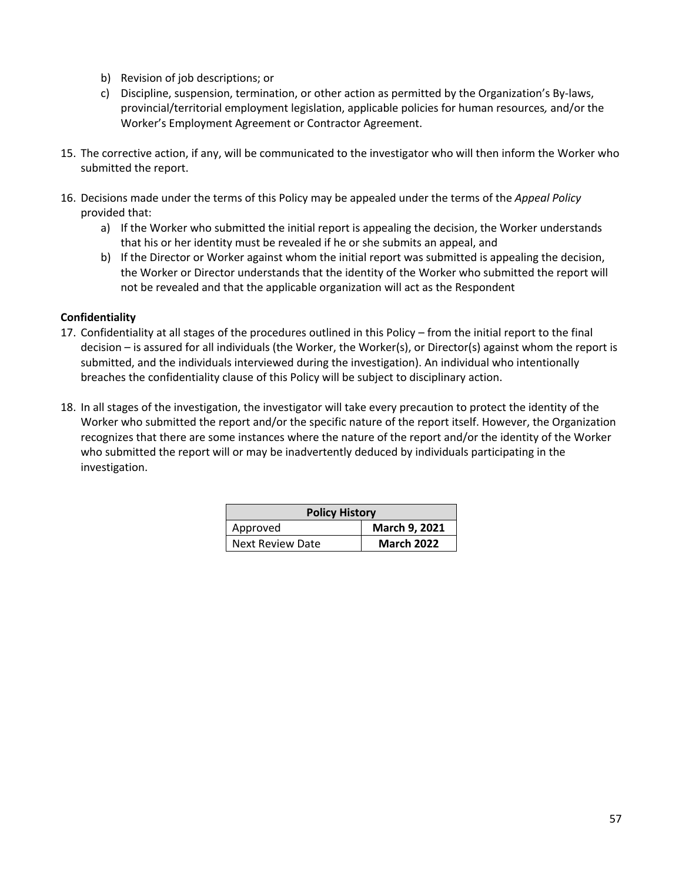b) Revision of job descriptions; or
c) Discipline, suspension, termination, or other action as permitted by the Organization's By-laws, provincial/territorial employment legislation, applicable policies for human resources*,* and/or the Worker's Employment Agreement or Contractor Agreement.

15. The corrective action, if any, will be communicated to the investigator who will then inform the Worker who submitted the report.

16. Decisions made under the terms of this Policy may be appealed under the terms of the *Appeal Policy* provided that:
    a) If the Worker who submitted the initial report is appealing the decision, the Worker understands that his or her identity must be revealed if he or she submits an appeal, and
    b) If the Director or Worker against whom the initial report was submitted is appealing the decision, the Worker or Director understands that the identity of the Worker who submitted the report will not be revealed and that the applicable organization will act as the Respondent

**Confidentiality**

17. Confidentiality at all stages of the procedures outlined in this Policy – from the initial report to the final decision – is assured for all individuals (the Worker, the Worker(s), or Director(s) against whom the report is submitted, and the individuals interviewed during the investigation). An individual who intentionally breaches the confidentiality clause of this Policy will be subject to disciplinary action.

18. In all stages of the investigation, the investigator will take every precaution to protect the identity of the Worker who submitted the report and/or the specific nature of the report itself. However, the Organization recognizes that there are some instances where the nature of the report and/or the identity of the Worker who submitted the report will or may be inadvertently deduced by individuals participating in the investigation.

| **Policy History** | |
|---|---|
| Approved | **March 9, 2021** |
| Next Review Date | **March 2022** |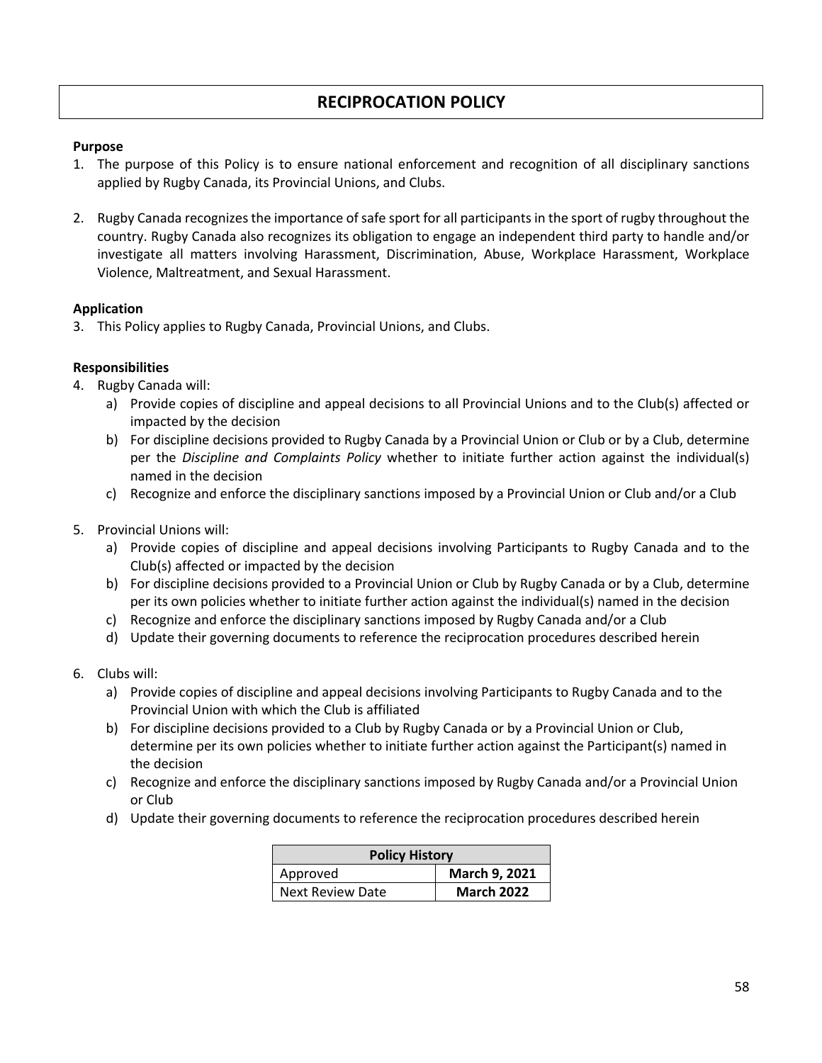# RECIPROCATION POLICY

**Purpose**

1. The purpose of this Policy is to ensure national enforcement and recognition of all disciplinary sanctions applied by Rugby Canada, its Provincial Unions, and Clubs.

2. Rugby Canada recognizes the importance of safe sport for all participants in the sport of rugby throughout the country. Rugby Canada also recognizes its obligation to engage an independent third party to handle and/or investigate all matters involving Harassment, Discrimination, Abuse, Workplace Harassment, Workplace Violence, Maltreatment, and Sexual Harassment.

**Application**

3. This Policy applies to Rugby Canada, Provincial Unions, and Clubs.

**Responsibilities**

4. Rugby Canada will:
   a) Provide copies of discipline and appeal decisions to all Provincial Unions and to the Club(s) affected or impacted by the decision
   b) For discipline decisions provided to Rugby Canada by a Provincial Union or Club or by a Club, determine per the *Discipline and Complaints Policy* whether to initiate further action against the individual(s) named in the decision
   c) Recognize and enforce the disciplinary sanctions imposed by a Provincial Union or Club and/or a Club

5. Provincial Unions will:
   a) Provide copies of discipline and appeal decisions involving Participants to Rugby Canada and to the Club(s) affected or impacted by the decision
   b) For discipline decisions provided to a Provincial Union or Club by Rugby Canada or by a Club, determine per its own policies whether to initiate further action against the individual(s) named in the decision
   c) Recognize and enforce the disciplinary sanctions imposed by Rugby Canada and/or a Club
   d) Update their governing documents to reference the reciprocation procedures described herein

6. Clubs will:
   a) Provide copies of discipline and appeal decisions involving Participants to Rugby Canada and to the Provincial Union with which the Club is affiliated
   b) For discipline decisions provided to a Club by Rugby Canada or by a Provincial Union or Club, determine per its own policies whether to initiate further action against the Participant(s) named in the decision
   c) Recognize and enforce the disciplinary sanctions imposed by Rugby Canada and/or a Provincial Union or Club
   d) Update their governing documents to reference the reciprocation procedures described herein

| Policy History | |
| --- | --- |
| Approved | **March 9, 2021** |
| Next Review Date | **March 2022** |